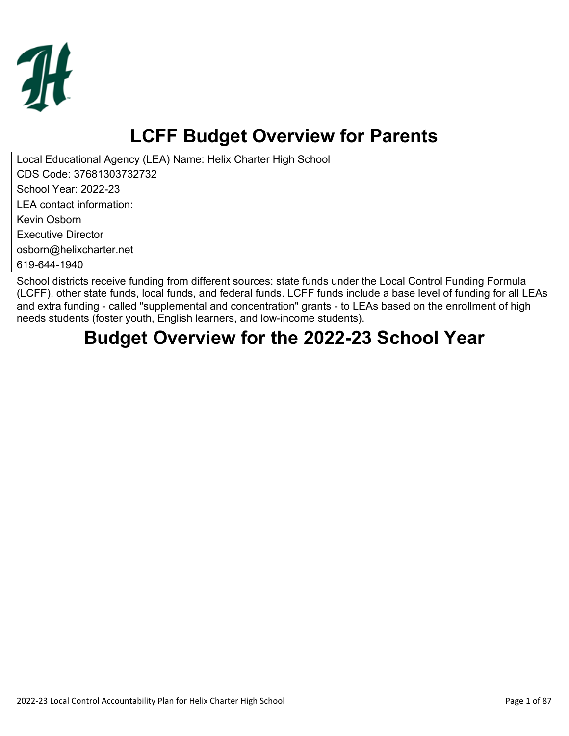# LCFF Budget Overview for Parents

| |
|---|
| Local Educational Agency (LEA) Name: Helix Charter High School |
| CDS Code: 37681303732732 |
| School Year: 2022-23 |
| LEA contact information: |
| Kevin Osborn |
| Executive Director |
| osborn@helixcharter.net |
| 619-644-1940 |

School districts receive funding from different sources: state funds under the Local Control Funding Formula (LCFF), other state funds, local funds, and federal funds. LCFF funds include a base level of funding for all LEAs and extra funding - called "supplemental and concentration" grants - to LEAs based on the enrollment of high needs students (foster youth, English learners, and low-income students).

# Budget Overview for the 2022-23 School Year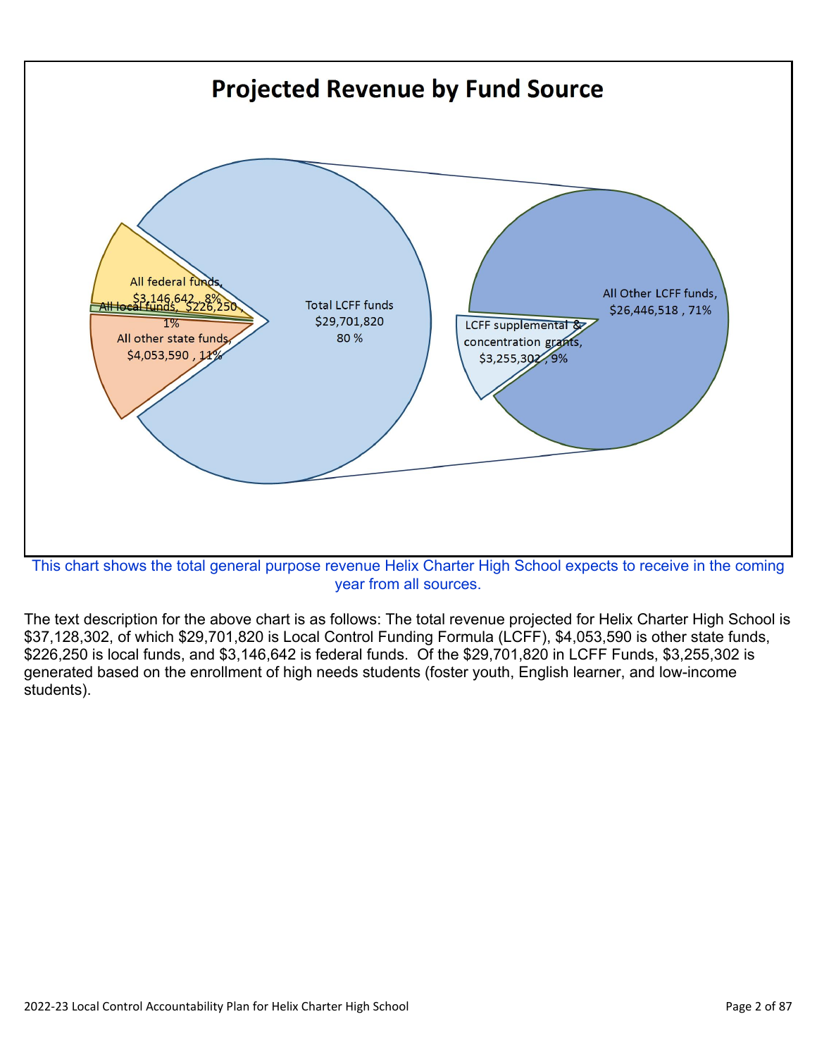## Projected Revenue by Fund Source

All federal funds, $3,146,642 , 8%

All local funds, $226,250 , 1%

All other state funds, $4,053,590 , 11%

Total LCFF funds $29,701,820 80 %

All Other LCFF funds, $26,446,518 , 71%

LCFF supplemental & concentration grants, $3,255,302 , 9%

This chart shows the total general purpose revenue Helix Charter High School expects to receive in the coming year from all sources.

The text description for the above chart is as follows: The total revenue projected for Helix Charter High School is $37,128,302, of which $29,701,820 is Local Control Funding Formula (LCFF), $4,053,590 is other state funds, $226,250 is local funds, and $3,146,642 is federal funds. Of the $29,701,820 in LCFF Funds, $3,255,302 is generated based on the enrollment of high needs students (foster youth, English learner, and low-income students).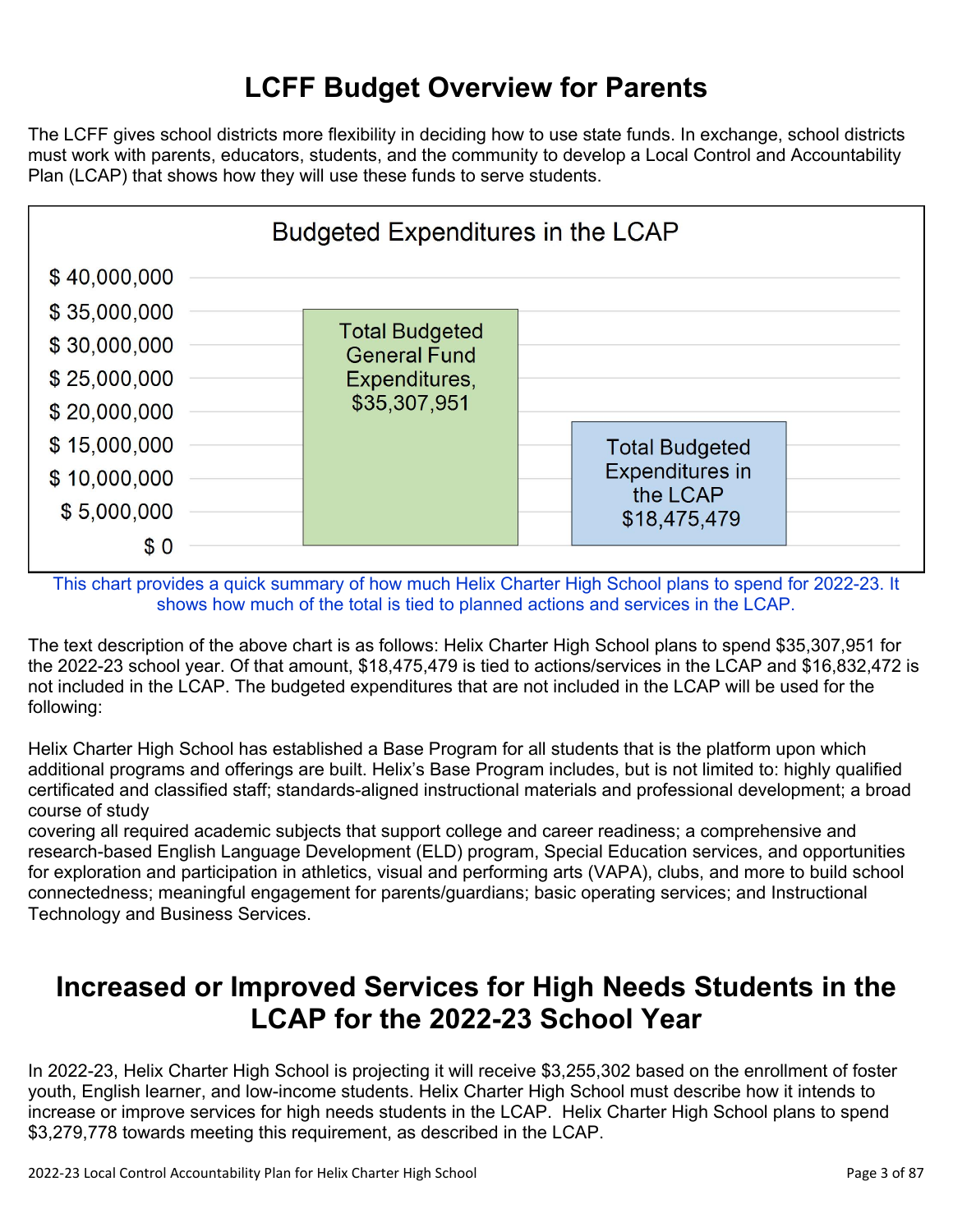# LCFF Budget Overview for Parents

The LCFF gives school districts more flexibility in deciding how to use state funds. In exchange, school districts must work with parents, educators, students, and the community to develop a Local Control and Accountability Plan (LCAP) that shows how they will use these funds to serve students.

Budgeted Expenditures in the LCAP

$ 40,000,000
$ 35,000,000
$ 30,000,000
$ 25,000,000
$ 20,000,000
$ 15,000,000
$ 10,000,000
$ 5,000,000
$ 0

Total Budgeted General Fund Expenditures, $35,307,951

Total Budgeted Expenditures in the LCAP $18,475,479

This chart provides a quick summary of how much Helix Charter High School plans to spend for 2022-23. It shows how much of the total is tied to planned actions and services in the LCAP.

The text description of the above chart is as follows: Helix Charter High School plans to spend $35,307,951 for the 2022-23 school year. Of that amount, $18,475,479 is tied to actions/services in the LCAP and $16,832,472 is not included in the LCAP. The budgeted expenditures that are not included in the LCAP will be used for the following:

Helix Charter High School has established a Base Program for all students that is the platform upon which additional programs and offerings are built. Helix's Base Program includes, but is not limited to: highly qualified certificated and classified staff; standards-aligned instructional materials and professional development; a broad course of study
covering all required academic subjects that support college and career readiness; a comprehensive and research-based English Language Development (ELD) program, Special Education services, and opportunities for exploration and participation in athletics, visual and performing arts (VAPA), clubs, and more to build school connectedness; meaningful engagement for parents/guardians; basic operating services; and Instructional Technology and Business Services.

# Increased or Improved Services for High Needs Students in the LCAP for the 2022-23 School Year

In 2022-23, Helix Charter High School is projecting it will receive $3,255,302 based on the enrollment of foster youth, English learner, and low-income students. Helix Charter High School must describe how it intends to increase or improve services for high needs students in the LCAP. Helix Charter High School plans to spend $3,279,778 towards meeting this requirement, as described in the LCAP.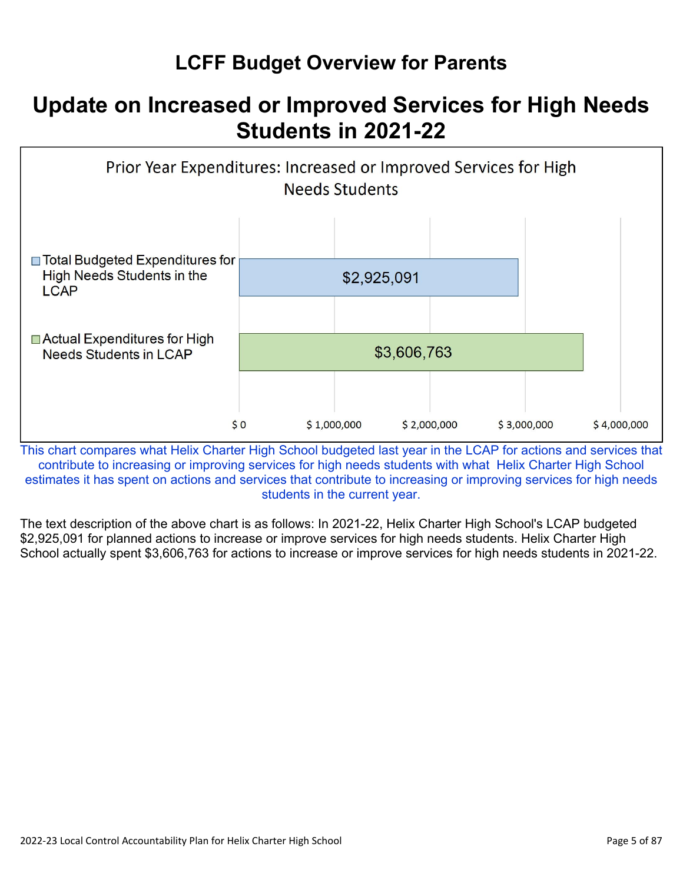# LCFF Budget Overview for Parents

## Update on Increased or Improved Services for High Needs Students in 2021-22

Prior Year Expenditures: Increased or Improved Services for High Needs Students

Total Budgeted Expenditures for High Needs Students in the LCAP

$2,925,091

Actual Expenditures for High Needs Students in LCAP

$3,606,763

$ 0
$ 1,000,000
$ 2,000,000
$ 3,000,000
$ 4,000,000

This chart compares what Helix Charter High School budgeted last year in the LCAP for actions and services that contribute to increasing or improving services for high needs students with what Helix Charter High School estimates it has spent on actions and services that contribute to increasing or improving services for high needs students in the current year.

The text description of the above chart is as follows: In 2021-22, Helix Charter High School's LCAP budgeted $2,925,091 for planned actions to increase or improve services for high needs students. Helix Charter High School actually spent $3,606,763 for actions to increase or improve services for high needs students in 2021-22.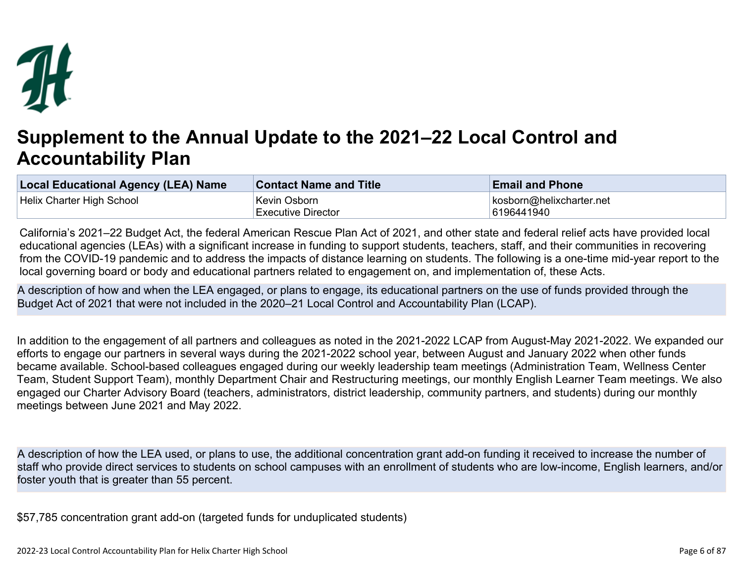# Supplement to the Annual Update to the 2021–22 Local Control and Accountability Plan

| Local Educational Agency (LEA) Name | Contact Name and Title | Email and Phone |
|---|---|---|
| Helix Charter High School | Kevin Osborn<br>Executive Director | kosborn@helixcharter.net<br>6196441940 |

California's 2021–22 Budget Act, the federal American Rescue Plan Act of 2021, and other state and federal relief acts have provided local educational agencies (LEAs) with a significant increase in funding to support students, teachers, staff, and their communities in recovering from the COVID-19 pandemic and to address the impacts of distance learning on students. The following is a one-time mid-year report to the local governing board or body and educational partners related to engagement on, and implementation of, these Acts.

A description of how and when the LEA engaged, or plans to engage, its educational partners on the use of funds provided through the Budget Act of 2021 that were not included in the 2020–21 Local Control and Accountability Plan (LCAP).

In addition to the engagement of all partners and colleagues as noted in the 2021-2022 LCAP from August-May 2021-2022. We expanded our efforts to engage our partners in several ways during the 2021-2022 school year, between August and January 2022 when other funds became available. School-based colleagues engaged during our weekly leadership team meetings (Administration Team, Wellness Center Team, Student Support Team), monthly Department Chair and Restructuring meetings, our monthly English Learner Team meetings. We also engaged our Charter Advisory Board (teachers, administrators, district leadership, community partners, and students) during our monthly meetings between June 2021 and May 2022.

A description of how the LEA used, or plans to use, the additional concentration grant add-on funding it received to increase the number of staff who provide direct services to students on school campuses with an enrollment of students who are low-income, English learners, and/or foster youth that is greater than 55 percent.

$57,785 concentration grant add-on (targeted funds for unduplicated students)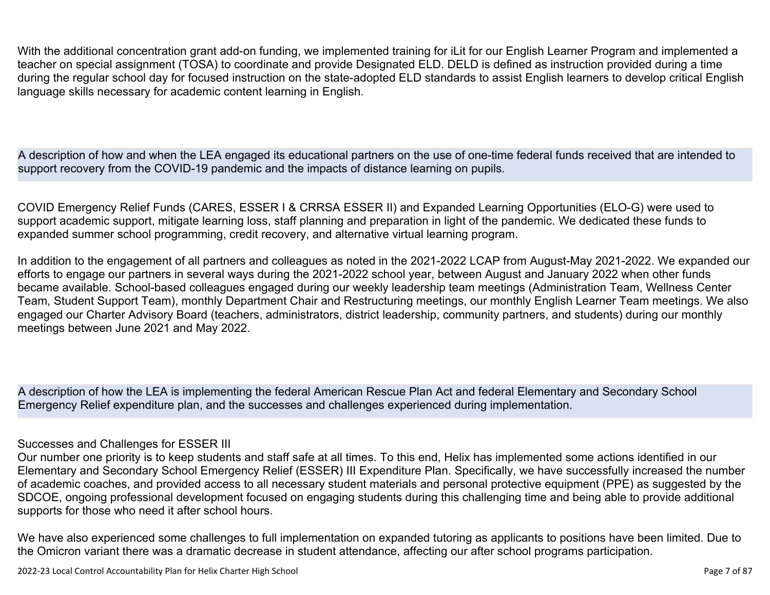With the additional concentration grant add-on funding, we implemented training for iLit for our English Learner Program and implemented a teacher on special assignment (TOSA) to coordinate and provide Designated ELD. DELD is defined as instruction provided during a time during the regular school day for focused instruction on the state-adopted ELD standards to assist English learners to develop critical English language skills necessary for academic content learning in English.

## A description of how and when the LEA engaged its educational partners on the use of one-time federal funds received that are intended to support recovery from the COVID-19 pandemic and the impacts of distance learning on pupils.

COVID Emergency Relief Funds (CARES, ESSER I & CRRSA ESSER II) and Expanded Learning Opportunities (ELO-G) were used to support academic support, mitigate learning loss, staff planning and preparation in light of the pandemic. We dedicated these funds to expanded summer school programming, credit recovery, and alternative virtual learning program.

In addition to the engagement of all partners and colleagues as noted in the 2021-2022 LCAP from August-May 2021-2022. We expanded our efforts to engage our partners in several ways during the 2021-2022 school year, between August and January 2022 when other funds became available. School-based colleagues engaged during our weekly leadership team meetings (Administration Team, Wellness Center Team, Student Support Team), monthly Department Chair and Restructuring meetings, our monthly English Learner Team meetings. We also engaged our Charter Advisory Board (teachers, administrators, district leadership, community partners, and students) during our monthly meetings between June 2021 and May 2022.

## A description of how the LEA is implementing the federal American Rescue Plan Act and federal Elementary and Secondary School Emergency Relief expenditure plan, and the successes and challenges experienced during implementation.

Successes and Challenges for ESSER III
Our number one priority is to keep students and staff safe at all times. To this end, Helix has implemented some actions identified in our Elementary and Secondary School Emergency Relief (ESSER) III Expenditure Plan. Specifically, we have successfully increased the number of academic coaches, and provided access to all necessary student materials and personal protective equipment (PPE) as suggested by the SDCOE, ongoing professional development focused on engaging students during this challenging time and being able to provide additional supports for those who need it after school hours.

We have also experienced some challenges to full implementation on expanded tutoring as applicants to positions have been limited. Due to the Omicron variant there was a dramatic decrease in student attendance, affecting our after school programs participation.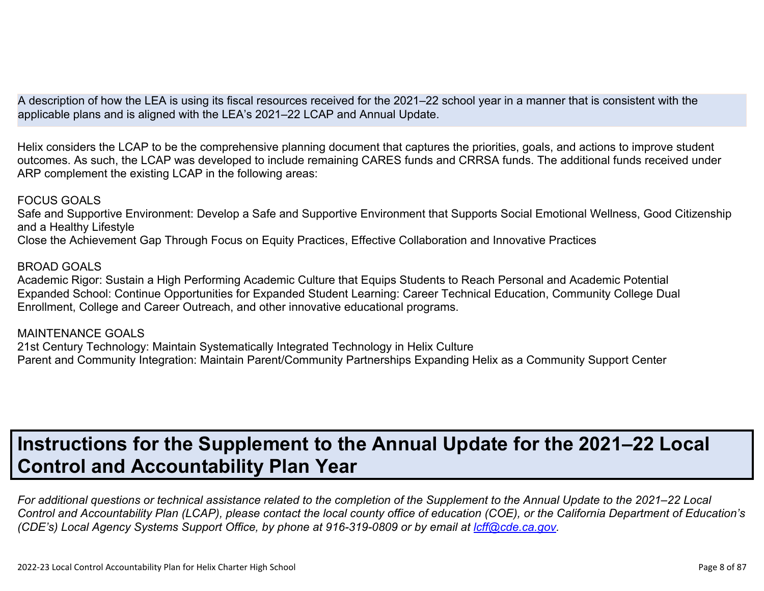A description of how the LEA is using its fiscal resources received for the 2021–22 school year in a manner that is consistent with the applicable plans and is aligned with the LEA's 2021–22 LCAP and Annual Update.

Helix considers the LCAP to be the comprehensive planning document that captures the priorities, goals, and actions to improve student outcomes. As such, the LCAP was developed to include remaining CARES funds and CRRSA funds. The additional funds received under ARP complement the existing LCAP in the following areas:

FOCUS GOALS
Safe and Supportive Environment: Develop a Safe and Supportive Environment that Supports Social Emotional Wellness, Good Citizenship and a Healthy Lifestyle
Close the Achievement Gap Through Focus on Equity Practices, Effective Collaboration and Innovative Practices

BROAD GOALS
Academic Rigor: Sustain a High Performing Academic Culture that Equips Students to Reach Personal and Academic Potential
Expanded School: Continue Opportunities for Expanded Student Learning: Career Technical Education, Community College Dual Enrollment, College and Career Outreach, and other innovative educational programs.

MAINTENANCE GOALS
21st Century Technology: Maintain Systematically Integrated Technology in Helix Culture
Parent and Community Integration: Maintain Parent/Community Partnerships Expanding Helix as a Community Support Center

# Instructions for the Supplement to the Annual Update for the 2021–22 Local Control and Accountability Plan Year

*For additional questions or technical assistance related to the completion of the Supplement to the Annual Update to the 2021–22 Local Control and Accountability Plan (LCAP), please contact the local county office of education (COE), or the California Department of Education's (CDE's) Local Agency Systems Support Office, by phone at 916-319-0809 or by email at [lcff@cde.ca.gov](mailto:lcff@cde.ca.gov).*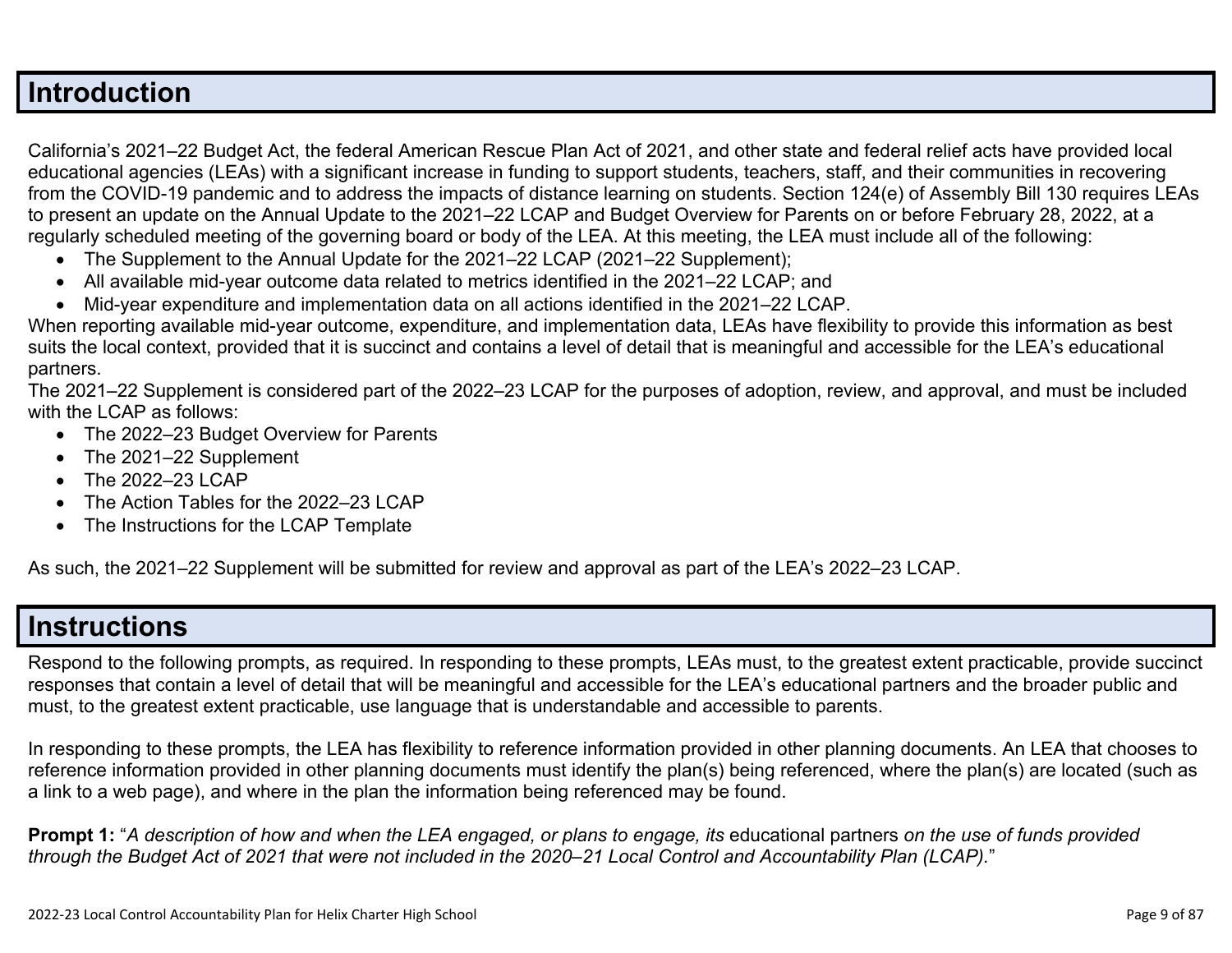## Introduction

California's 2021–22 Budget Act, the federal American Rescue Plan Act of 2021, and other state and federal relief acts have provided local educational agencies (LEAs) with a significant increase in funding to support students, teachers, staff, and their communities in recovering from the COVID-19 pandemic and to address the impacts of distance learning on students. Section 124(e) of Assembly Bill 130 requires LEAs to present an update on the Annual Update to the 2021–22 LCAP and Budget Overview for Parents on or before February 28, 2022, at a regularly scheduled meeting of the governing board or body of the LEA. At this meeting, the LEA must include all of the following:

- The Supplement to the Annual Update for the 2021–22 LCAP (2021–22 Supplement);
- All available mid-year outcome data related to metrics identified in the 2021–22 LCAP; and
- Mid-year expenditure and implementation data on all actions identified in the 2021–22 LCAP.

When reporting available mid-year outcome, expenditure, and implementation data, LEAs have flexibility to provide this information as best suits the local context, provided that it is succinct and contains a level of detail that is meaningful and accessible for the LEA's educational partners.

The 2021–22 Supplement is considered part of the 2022–23 LCAP for the purposes of adoption, review, and approval, and must be included with the LCAP as follows:

- The 2022–23 Budget Overview for Parents
- The 2021–22 Supplement
- The 2022–23 LCAP
- The Action Tables for the 2022–23 LCAP
- The Instructions for the LCAP Template

As such, the 2021–22 Supplement will be submitted for review and approval as part of the LEA's 2022–23 LCAP.

## Instructions

Respond to the following prompts, as required. In responding to these prompts, LEAs must, to the greatest extent practicable, provide succinct responses that contain a level of detail that will be meaningful and accessible for the LEA's educational partners and the broader public and must, to the greatest extent practicable, use language that is understandable and accessible to parents.

In responding to these prompts, the LEA has flexibility to reference information provided in other planning documents. An LEA that chooses to reference information provided in other planning documents must identify the plan(s) being referenced, where the plan(s) are located (such as a link to a web page), and where in the plan the information being referenced may be found.

**Prompt 1:** "*A description of how and when the LEA engaged, or plans to engage, its* educational partners *on the use of funds provided through the Budget Act of 2021 that were not included in the 2020–21 Local Control and Accountability Plan (LCAP).*"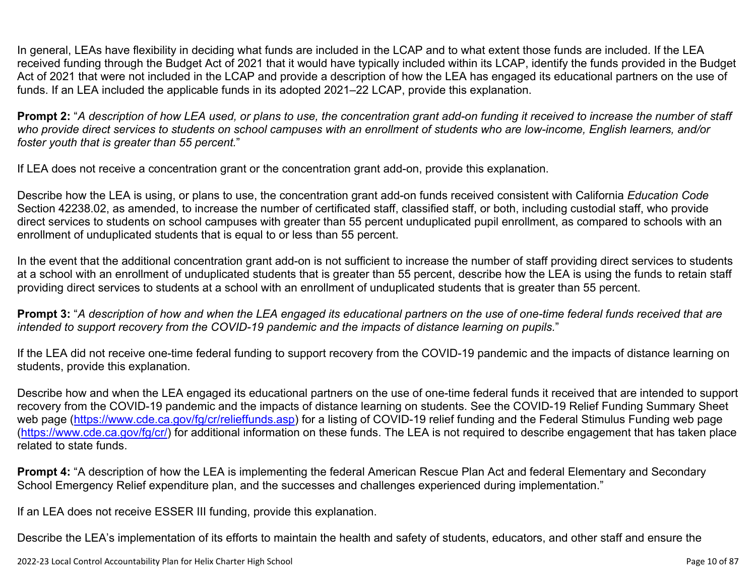In general, LEAs have flexibility in deciding what funds are included in the LCAP and to what extent those funds are included. If the LEA received funding through the Budget Act of 2021 that it would have typically included within its LCAP, identify the funds provided in the Budget Act of 2021 that were not included in the LCAP and provide a description of how the LEA has engaged its educational partners on the use of funds. If an LEA included the applicable funds in its adopted 2021–22 LCAP, provide this explanation.

**Prompt 2:** "*A description of how LEA used, or plans to use, the concentration grant add-on funding it received to increase the number of staff who provide direct services to students on school campuses with an enrollment of students who are low-income, English learners, and/or foster youth that is greater than 55 percent.*"

If LEA does not receive a concentration grant or the concentration grant add-on, provide this explanation.

Describe how the LEA is using, or plans to use, the concentration grant add-on funds received consistent with California *Education Code* Section 42238.02, as amended, to increase the number of certificated staff, classified staff, or both, including custodial staff, who provide direct services to students on school campuses with greater than 55 percent unduplicated pupil enrollment, as compared to schools with an enrollment of unduplicated students that is equal to or less than 55 percent.

In the event that the additional concentration grant add-on is not sufficient to increase the number of staff providing direct services to students at a school with an enrollment of unduplicated students that is greater than 55 percent, describe how the LEA is using the funds to retain staff providing direct services to students at a school with an enrollment of unduplicated students that is greater than 55 percent.

**Prompt 3:** "*A description of how and when the LEA engaged its educational partners on the use of one-time federal funds received that are intended to support recovery from the COVID-19 pandemic and the impacts of distance learning on pupils.*"

If the LEA did not receive one-time federal funding to support recovery from the COVID-19 pandemic and the impacts of distance learning on students, provide this explanation.

Describe how and when the LEA engaged its educational partners on the use of one-time federal funds it received that are intended to support recovery from the COVID-19 pandemic and the impacts of distance learning on students. See the COVID-19 Relief Funding Summary Sheet web page (https://www.cde.ca.gov/fg/cr/relieffunds.asp) for a listing of COVID-19 relief funding and the Federal Stimulus Funding web page (https://www.cde.ca.gov/fg/cr/) for additional information on these funds. The LEA is not required to describe engagement that has taken place related to state funds.

**Prompt 4:** "A description of how the LEA is implementing the federal American Rescue Plan Act and federal Elementary and Secondary School Emergency Relief expenditure plan, and the successes and challenges experienced during implementation."

If an LEA does not receive ESSER III funding, provide this explanation.

Describe the LEA's implementation of its efforts to maintain the health and safety of students, educators, and other staff and ensure the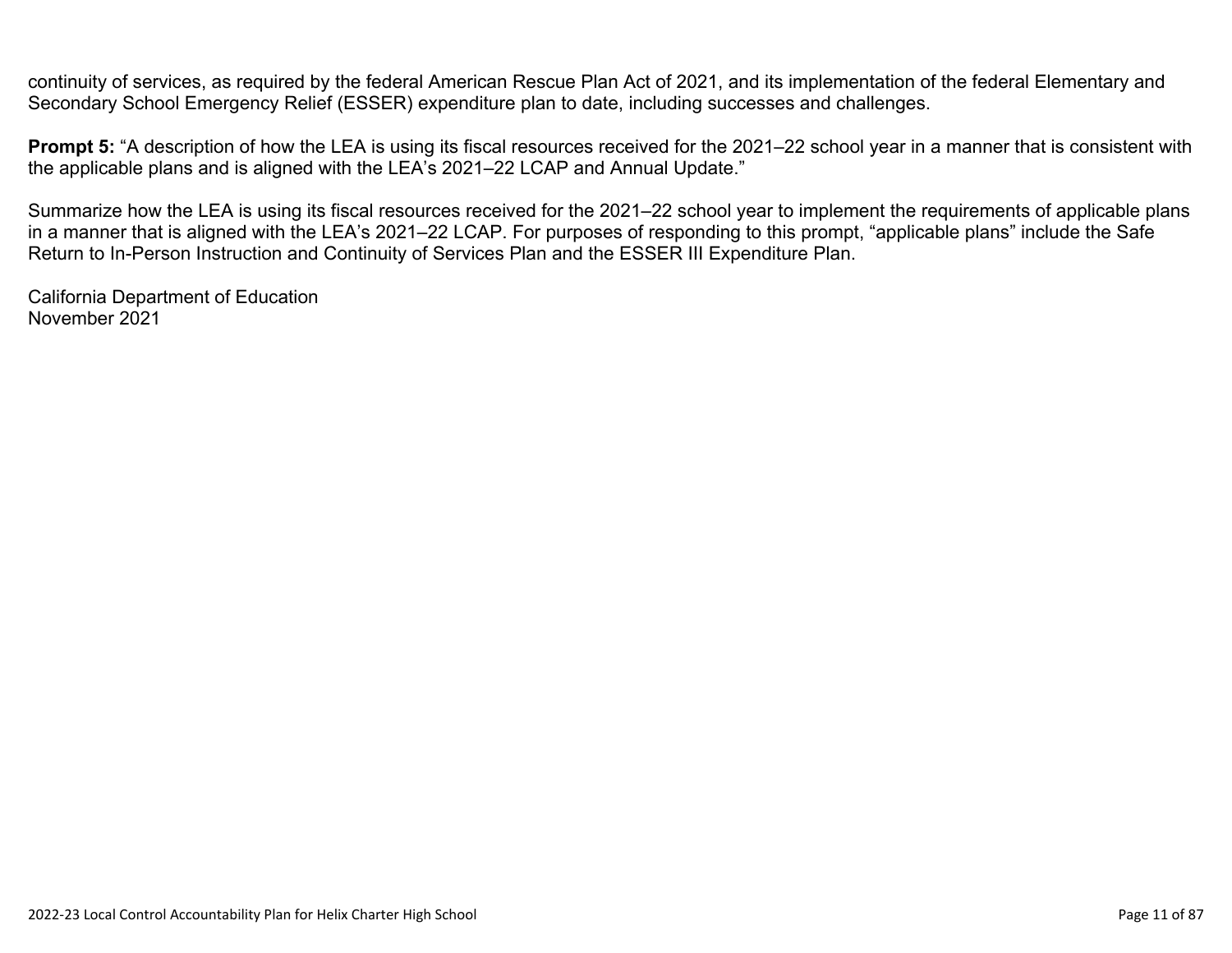continuity of services, as required by the federal American Rescue Plan Act of 2021, and its implementation of the federal Elementary and Secondary School Emergency Relief (ESSER) expenditure plan to date, including successes and challenges.

**Prompt 5:** “A description of how the LEA is using its fiscal resources received for the 2021–22 school year in a manner that is consistent with the applicable plans and is aligned with the LEA’s 2021–22 LCAP and Annual Update.”

Summarize how the LEA is using its fiscal resources received for the 2021–22 school year to implement the requirements of applicable plans in a manner that is aligned with the LEA’s 2021–22 LCAP. For purposes of responding to this prompt, “applicable plans” include the Safe Return to In-Person Instruction and Continuity of Services Plan and the ESSER III Expenditure Plan.

California Department of Education
November 2021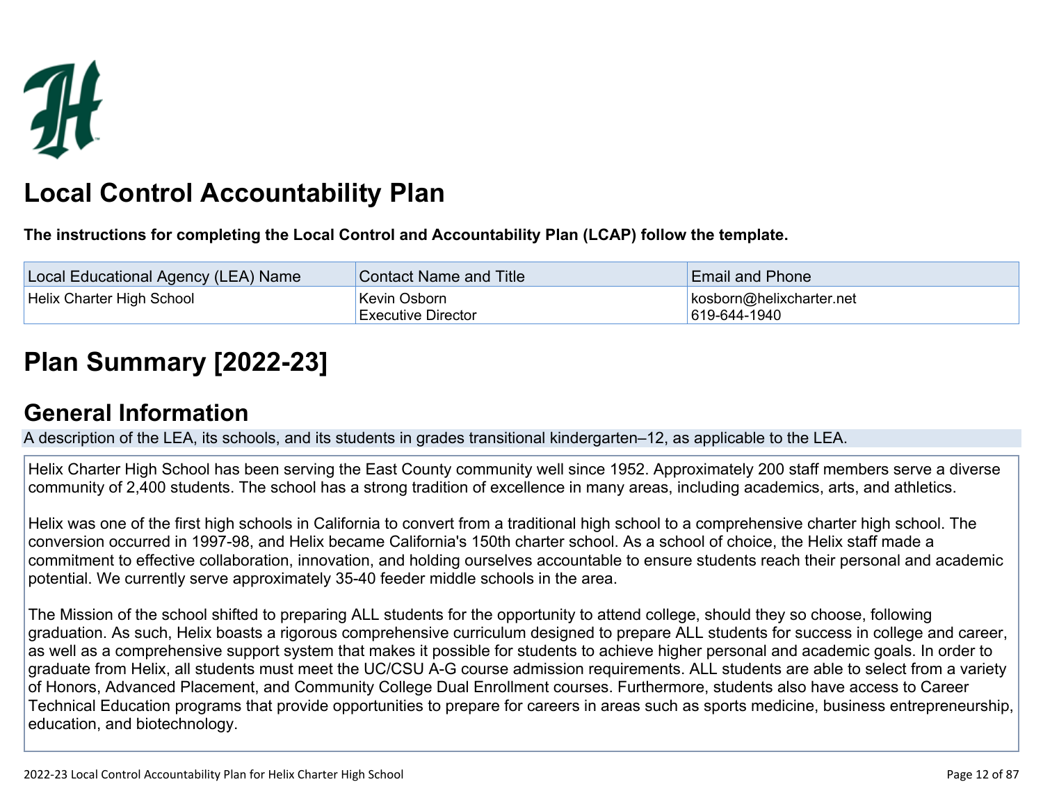# Local Control Accountability Plan

**The instructions for completing the Local Control and Accountability Plan (LCAP) follow the template.**

| Local Educational Agency (LEA) Name | Contact Name and Title | Email and Phone |
|---|---|---|
| Helix Charter High School | Kevin Osborn<br>Executive Director | kosborn@helixcharter.net<br>619-644-1940 |

# Plan Summary [2022-23]

## General Information

A description of the LEA, its schools, and its students in grades transitional kindergarten–12, as applicable to the LEA.

Helix Charter High School has been serving the East County community well since 1952. Approximately 200 staff members serve a diverse community of 2,400 students. The school has a strong tradition of excellence in many areas, including academics, arts, and athletics.

Helix was one of the first high schools in California to convert from a traditional high school to a comprehensive charter high school. The conversion occurred in 1997-98, and Helix became California's 150th charter school. As a school of choice, the Helix staff made a commitment to effective collaboration, innovation, and holding ourselves accountable to ensure students reach their personal and academic potential. We currently serve approximately 35-40 feeder middle schools in the area.

The Mission of the school shifted to preparing ALL students for the opportunity to attend college, should they so choose, following graduation. As such, Helix boasts a rigorous comprehensive curriculum designed to prepare ALL students for success in college and career, as well as a comprehensive support system that makes it possible for students to achieve higher personal and academic goals. In order to graduate from Helix, all students must meet the UC/CSU A-G course admission requirements. ALL students are able to select from a variety of Honors, Advanced Placement, and Community College Dual Enrollment courses. Furthermore, students also have access to Career Technical Education programs that provide opportunities to prepare for careers in areas such as sports medicine, business entrepreneurship, education, and biotechnology.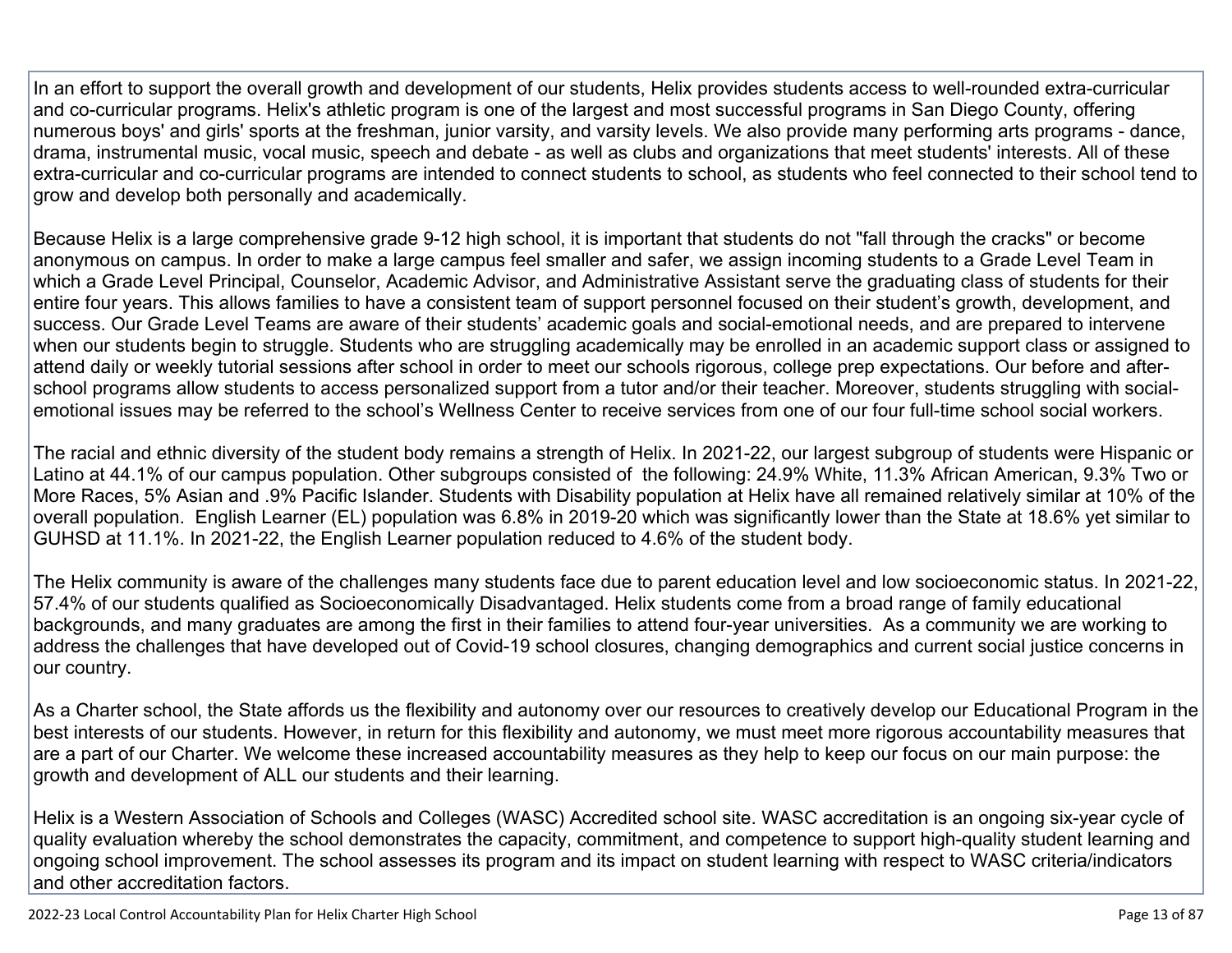In an effort to support the overall growth and development of our students, Helix provides students access to well-rounded extra-curricular and co-curricular programs. Helix's athletic program is one of the largest and most successful programs in San Diego County, offering numerous boys' and girls' sports at the freshman, junior varsity, and varsity levels. We also provide many performing arts programs - dance, drama, instrumental music, vocal music, speech and debate - as well as clubs and organizations that meet students' interests. All of these extra-curricular and co-curricular programs are intended to connect students to school, as students who feel connected to their school tend to grow and develop both personally and academically.

Because Helix is a large comprehensive grade 9-12 high school, it is important that students do not "fall through the cracks" or become anonymous on campus. In order to make a large campus feel smaller and safer, we assign incoming students to a Grade Level Team in which a Grade Level Principal, Counselor, Academic Advisor, and Administrative Assistant serve the graduating class of students for their entire four years. This allows families to have a consistent team of support personnel focused on their student's growth, development, and success. Our Grade Level Teams are aware of their students' academic goals and social-emotional needs, and are prepared to intervene when our students begin to struggle. Students who are struggling academically may be enrolled in an academic support class or assigned to attend daily or weekly tutorial sessions after school in order to meet our schools rigorous, college prep expectations. Our before and after-school programs allow students to access personalized support from a tutor and/or their teacher. Moreover, students struggling with social-emotional issues may be referred to the school's Wellness Center to receive services from one of our four full-time school social workers.

The racial and ethnic diversity of the student body remains a strength of Helix. In 2021-22, our largest subgroup of students were Hispanic or Latino at 44.1% of our campus population. Other subgroups consisted of the following: 24.9% White, 11.3% African American, 9.3% Two or More Races, 5% Asian and .9% Pacific Islander. Students with Disability population at Helix have all remained relatively similar at 10% of the overall population. English Learner (EL) population was 6.8% in 2019-20 which was significantly lower than the State at 18.6% yet similar to GUHSD at 11.1%. In 2021-22, the English Learner population reduced to 4.6% of the student body.

The Helix community is aware of the challenges many students face due to parent education level and low socioeconomic status. In 2021-22, 57.4% of our students qualified as Socioeconomically Disadvantaged. Helix students come from a broad range of family educational backgrounds, and many graduates are among the first in their families to attend four-year universities. As a community we are working to address the challenges that have developed out of Covid-19 school closures, changing demographics and current social justice concerns in our country.

As a Charter school, the State affords us the flexibility and autonomy over our resources to creatively develop our Educational Program in the best interests of our students. However, in return for this flexibility and autonomy, we must meet more rigorous accountability measures that are a part of our Charter. We welcome these increased accountability measures as they help to keep our focus on our main purpose: the growth and development of ALL our students and their learning.

Helix is a Western Association of Schools and Colleges (WASC) Accredited school site. WASC accreditation is an ongoing six-year cycle of quality evaluation whereby the school demonstrates the capacity, commitment, and competence to support high-quality student learning and ongoing school improvement. The school assesses its program and its impact on student learning with respect to WASC criteria/indicators and other accreditation factors.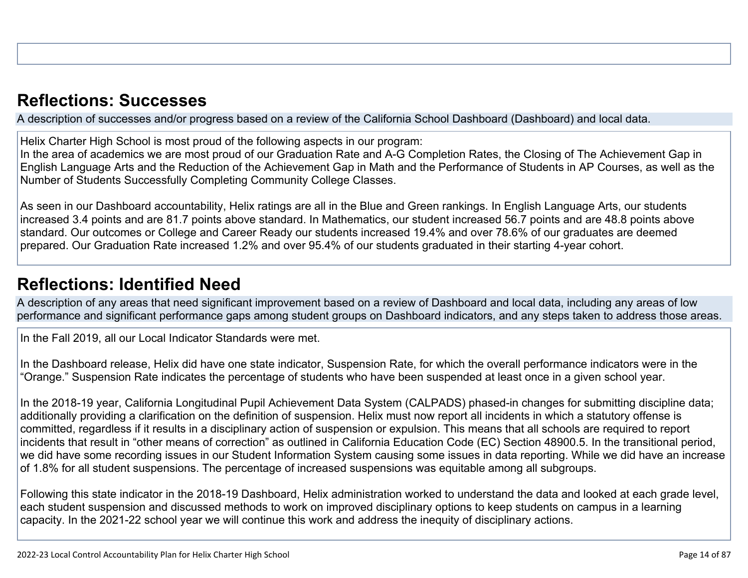## Reflections: Successes

A description of successes and/or progress based on a review of the California School Dashboard (Dashboard) and local data.

Helix Charter High School is most proud of the following aspects in our program:
In the area of academics we are most proud of our Graduation Rate and A-G Completion Rates, the Closing of The Achievement Gap in English Language Arts and the Reduction of the Achievement Gap in Math and the Performance of Students in AP Courses, as well as the Number of Students Successfully Completing Community College Classes.

As seen in our Dashboard accountability, Helix ratings are all in the Blue and Green rankings. In English Language Arts, our students increased 3.4 points and are 81.7 points above standard. In Mathematics, our student increased 56.7 points and are 48.8 points above standard. Our outcomes or College and Career Ready our students increased 19.4% and over 78.6% of our graduates are deemed prepared. Our Graduation Rate increased 1.2% and over 95.4% of our students graduated in their starting 4-year cohort.

## Reflections: Identified Need

A description of any areas that need significant improvement based on a review of Dashboard and local data, including any areas of low performance and significant performance gaps among student groups on Dashboard indicators, and any steps taken to address those areas.

In the Fall 2019, all our Local Indicator Standards were met.

In the Dashboard release, Helix did have one state indicator, Suspension Rate, for which the overall performance indicators were in the "Orange." Suspension Rate indicates the percentage of students who have been suspended at least once in a given school year.

In the 2018-19 year, California Longitudinal Pupil Achievement Data System (CALPADS) phased-in changes for submitting discipline data; additionally providing a clarification on the definition of suspension. Helix must now report all incidents in which a statutory offense is committed, regardless if it results in a disciplinary action of suspension or expulsion. This means that all schools are required to report incidents that result in "other means of correction" as outlined in California Education Code (EC) Section 48900.5. In the transitional period, we did have some recording issues in our Student Information System causing some issues in data reporting. While we did have an increase of 1.8% for all student suspensions. The percentage of increased suspensions was equitable among all subgroups.

Following this state indicator in the 2018-19 Dashboard, Helix administration worked to understand the data and looked at each grade level, each student suspension and discussed methods to work on improved disciplinary options to keep students on campus in a learning capacity. In the 2021-22 school year we will continue this work and address the inequity of disciplinary actions.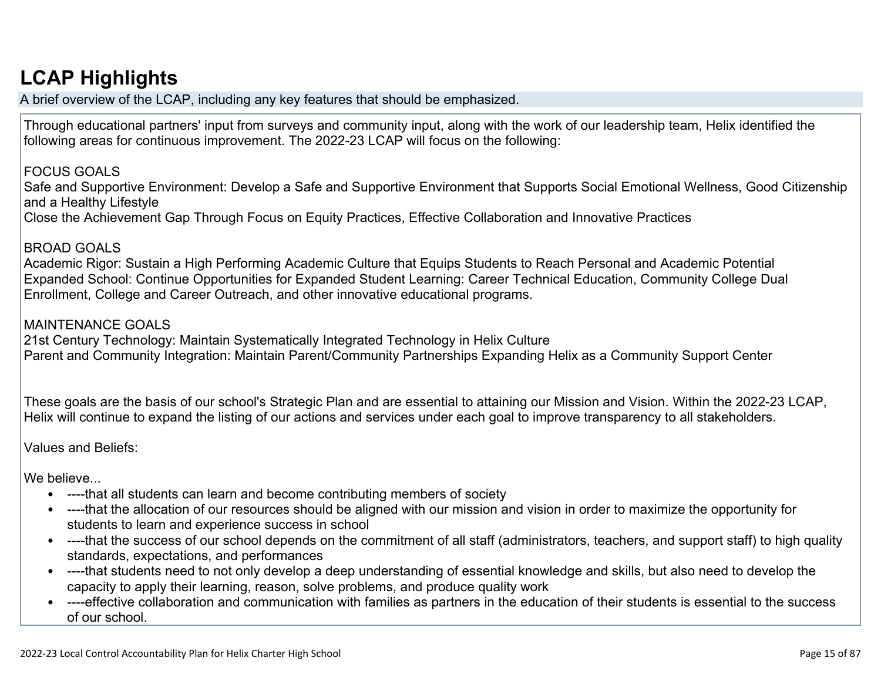# LCAP Highlights

A brief overview of the LCAP, including any key features that should be emphasized.

Through educational partners' input from surveys and community input, along with the work of our leadership team, Helix identified the following areas for continuous improvement. The 2022-23 LCAP will focus on the following:

FOCUS GOALS
Safe and Supportive Environment: Develop a Safe and Supportive Environment that Supports Social Emotional Wellness, Good Citizenship and a Healthy Lifestyle
Close the Achievement Gap Through Focus on Equity Practices, Effective Collaboration and Innovative Practices

BROAD GOALS
Academic Rigor: Sustain a High Performing Academic Culture that Equips Students to Reach Personal and Academic Potential
Expanded School: Continue Opportunities for Expanded Student Learning: Career Technical Education, Community College Dual Enrollment, College and Career Outreach, and other innovative educational programs.

MAINTENANCE GOALS
21st Century Technology: Maintain Systematically Integrated Technology in Helix Culture
Parent and Community Integration: Maintain Parent/Community Partnerships Expanding Helix as a Community Support Center

These goals are the basis of our school's Strategic Plan and are essential to attaining our Mission and Vision. Within the 2022-23 LCAP, Helix will continue to expand the listing of our actions and services under each goal to improve transparency to all stakeholders.

Values and Beliefs:

We believe...

- ----that all students can learn and become contributing members of society
- ----that the allocation of our resources should be aligned with our mission and vision in order to maximize the opportunity for students to learn and experience success in school
- ----that the success of our school depends on the commitment of all staff (administrators, teachers, and support staff) to high quality standards, expectations, and performances
- ----that students need to not only develop a deep understanding of essential knowledge and skills, but also need to develop the capacity to apply their learning, reason, solve problems, and produce quality work
- ----effective collaboration and communication with families as partners in the education of their students is essential to the success of our school.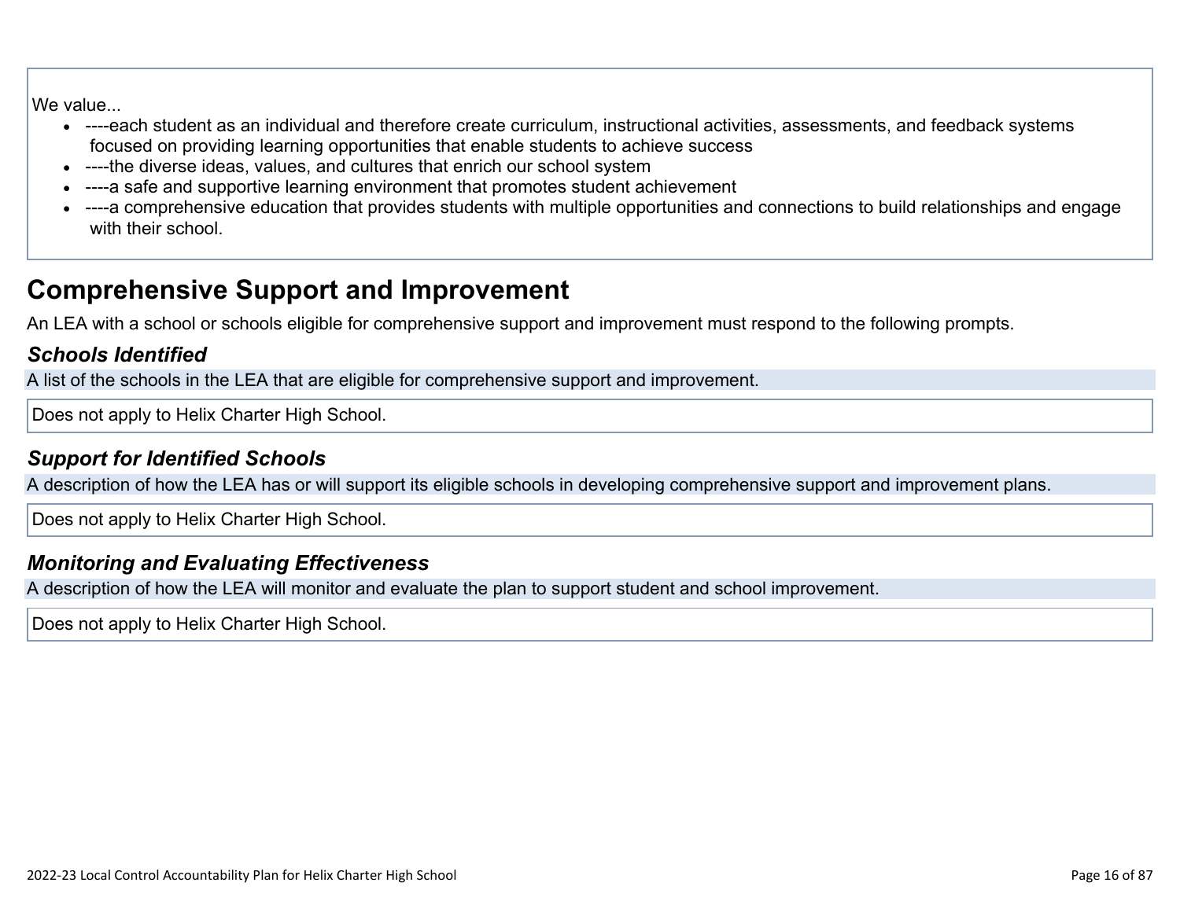We value...

- ----each student as an individual and therefore create curriculum, instructional activities, assessments, and feedback systems focused on providing learning opportunities that enable students to achieve success
- ----the diverse ideas, values, and cultures that enrich our school system
- ----a safe and supportive learning environment that promotes student achievement
- ----a comprehensive education that provides students with multiple opportunities and connections to build relationships and engage with their school.

# Comprehensive Support and Improvement

An LEA with a school or schools eligible for comprehensive support and improvement must respond to the following prompts.

### *Schools Identified*

A list of the schools in the LEA that are eligible for comprehensive support and improvement.

Does not apply to Helix Charter High School.

### *Support for Identified Schools*

A description of how the LEA has or will support its eligible schools in developing comprehensive support and improvement plans.

Does not apply to Helix Charter High School.

### *Monitoring and Evaluating Effectiveness*

A description of how the LEA will monitor and evaluate the plan to support student and school improvement.

Does not apply to Helix Charter High School.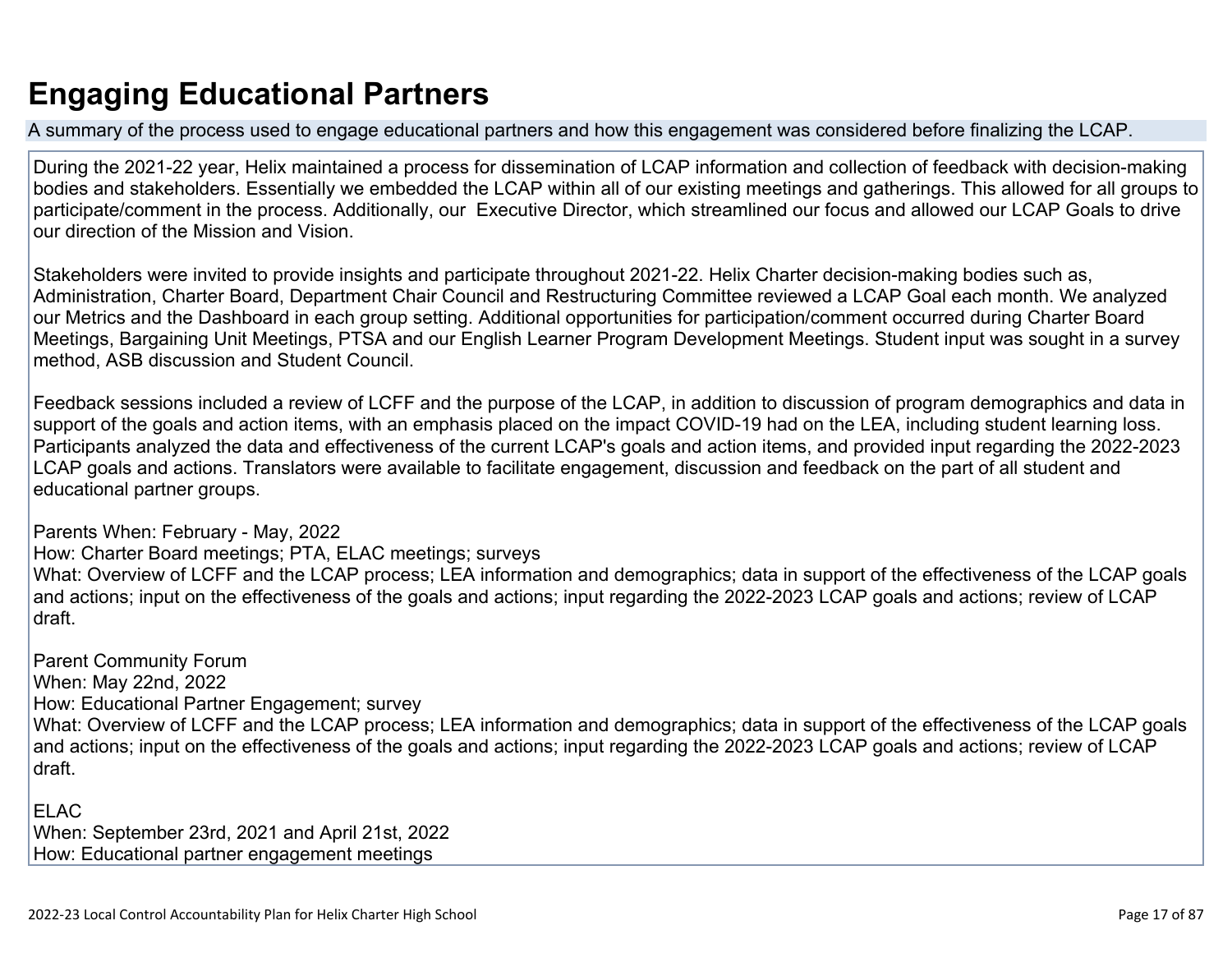# Engaging Educational Partners

A summary of the process used to engage educational partners and how this engagement was considered before finalizing the LCAP.

During the 2021-22 year, Helix maintained a process for dissemination of LCAP information and collection of feedback with decision-making bodies and stakeholders. Essentially we embedded the LCAP within all of our existing meetings and gatherings. This allowed for all groups to participate/comment in the process. Additionally, our  Executive Director, which streamlined our focus and allowed our LCAP Goals to drive our direction of the Mission and Vision.

Stakeholders were invited to provide insights and participate throughout 2021-22. Helix Charter decision-making bodies such as, Administration, Charter Board, Department Chair Council and Restructuring Committee reviewed a LCAP Goal each month. We analyzed our Metrics and the Dashboard in each group setting. Additional opportunities for participation/comment occurred during Charter Board Meetings, Bargaining Unit Meetings, PTSA and our English Learner Program Development Meetings. Student input was sought in a survey method, ASB discussion and Student Council.

Feedback sessions included a review of LCFF and the purpose of the LCAP, in addition to discussion of program demographics and data in support of the goals and action items, with an emphasis placed on the impact COVID-19 had on the LEA, including student learning loss. Participants analyzed the data and effectiveness of the current LCAP's goals and action items, and provided input regarding the 2022-2023 LCAP goals and actions. Translators were available to facilitate engagement, discussion and feedback on the part of all student and educational partner groups.

Parents When: February - May, 2022
How: Charter Board meetings; PTA, ELAC meetings; surveys
What: Overview of LCFF and the LCAP process; LEA information and demographics; data in support of the effectiveness of the LCAP goals and actions; input on the effectiveness of the goals and actions; input regarding the 2022-2023 LCAP goals and actions; review of LCAP draft.

Parent Community Forum
When: May 22nd, 2022
How: Educational Partner Engagement; survey
What: Overview of LCFF and the LCAP process; LEA information and demographics; data in support of the effectiveness of the LCAP goals and actions; input on the effectiveness of the goals and actions; input regarding the 2022-2023 LCAP goals and actions; review of LCAP draft.

ELAC
When: September 23rd, 2021 and April 21st, 2022
How: Educational partner engagement meetings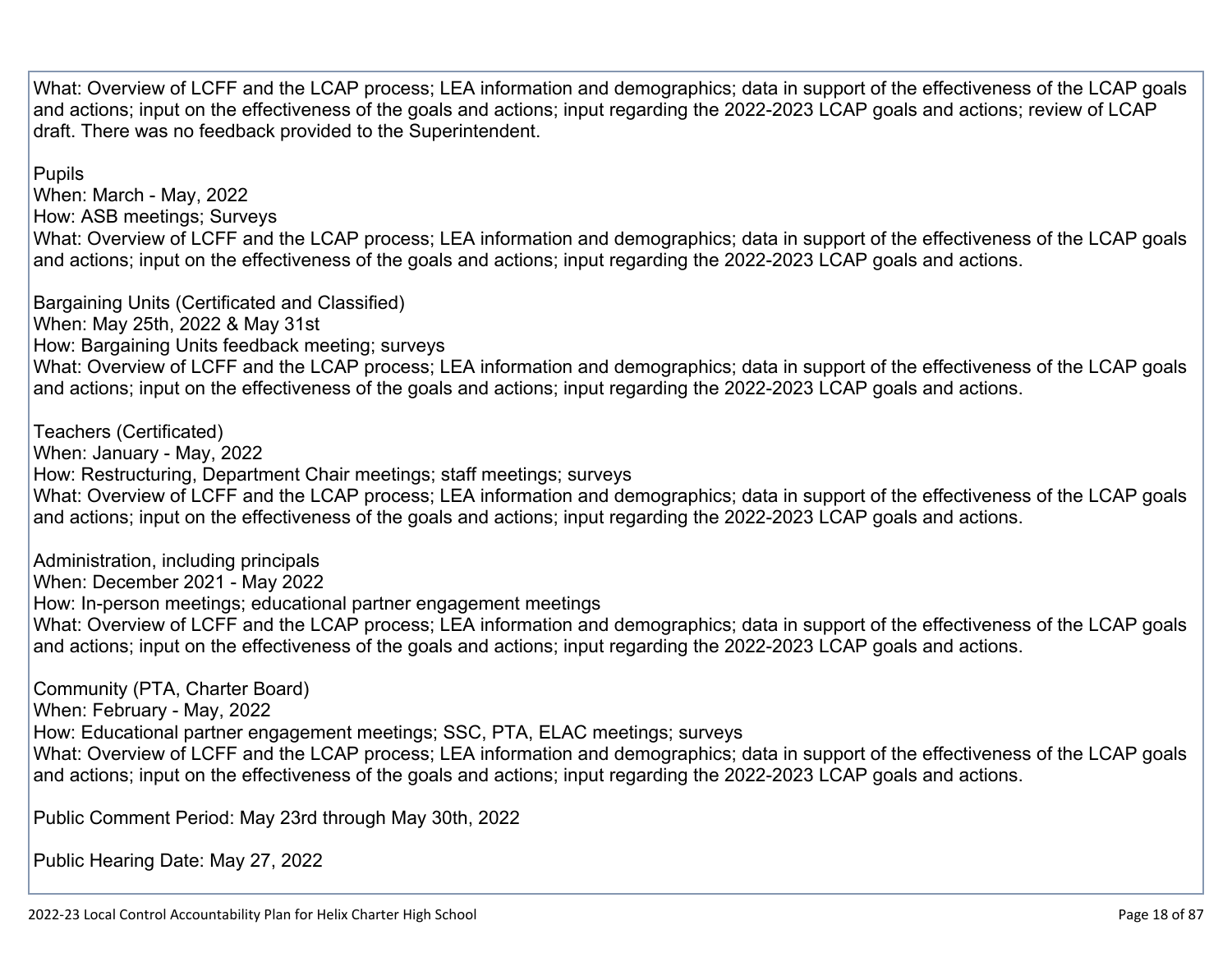What: Overview of LCFF and the LCAP process; LEA information and demographics; data in support of the effectiveness of the LCAP goals and actions; input on the effectiveness of the goals and actions; input regarding the 2022-2023 LCAP goals and actions; review of LCAP draft. There was no feedback provided to the Superintendent.

Pupils
When: March - May, 2022
How: ASB meetings; Surveys
What: Overview of LCFF and the LCAP process; LEA information and demographics; data in support of the effectiveness of the LCAP goals and actions; input on the effectiveness of the goals and actions; input regarding the 2022-2023 LCAP goals and actions.

Bargaining Units (Certificated and Classified)
When: May 25th, 2022 & May 31st
How: Bargaining Units feedback meeting; surveys
What: Overview of LCFF and the LCAP process; LEA information and demographics; data in support of the effectiveness of the LCAP goals and actions; input on the effectiveness of the goals and actions; input regarding the 2022-2023 LCAP goals and actions.

Teachers (Certificated)
When: January - May, 2022
How: Restructuring, Department Chair meetings; staff meetings; surveys
What: Overview of LCFF and the LCAP process; LEA information and demographics; data in support of the effectiveness of the LCAP goals and actions; input on the effectiveness of the goals and actions; input regarding the 2022-2023 LCAP goals and actions.

Administration, including principals
When: December 2021 - May 2022
How: In-person meetings; educational partner engagement meetings
What: Overview of LCFF and the LCAP process; LEA information and demographics; data in support of the effectiveness of the LCAP goals and actions; input on the effectiveness of the goals and actions; input regarding the 2022-2023 LCAP goals and actions.

Community (PTA, Charter Board)
When: February - May, 2022
How: Educational partner engagement meetings; SSC, PTA, ELAC meetings; surveys
What: Overview of LCFF and the LCAP process; LEA information and demographics; data in support of the effectiveness of the LCAP goals and actions; input on the effectiveness of the goals and actions; input regarding the 2022-2023 LCAP goals and actions.

Public Comment Period: May 23rd through May 30th, 2022

Public Hearing Date: May 27, 2022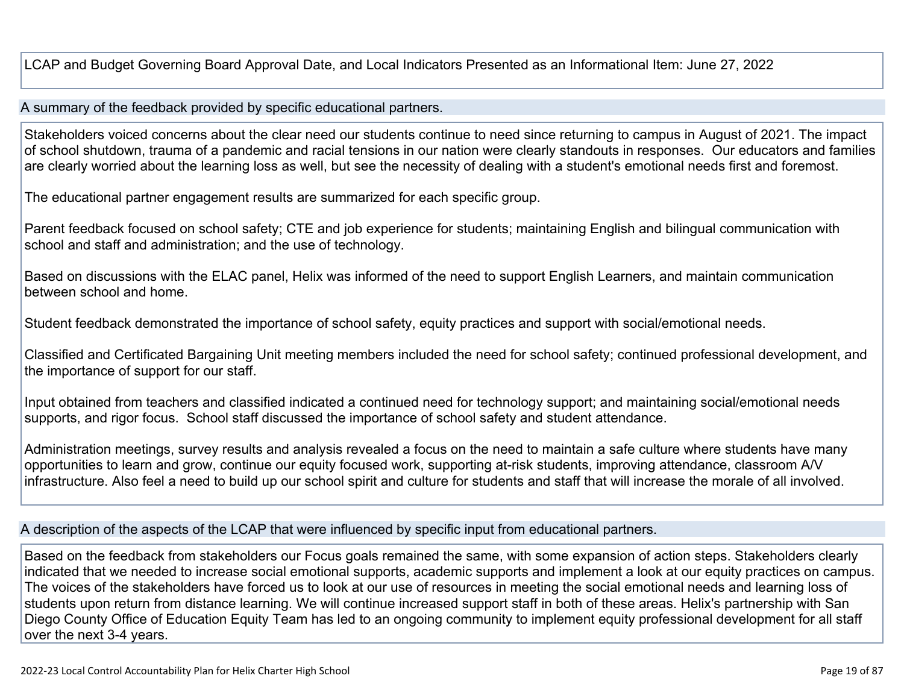LCAP and Budget Governing Board Approval Date, and Local Indicators Presented as an Informational Item: June 27, 2022

## A summary of the feedback provided by specific educational partners.

Stakeholders voiced concerns about the clear need our students continue to need since returning to campus in August of 2021. The impact of school shutdown, trauma of a pandemic and racial tensions in our nation were clearly standouts in responses. Our educators and families are clearly worried about the learning loss as well, but see the necessity of dealing with a student's emotional needs first and foremost.

The educational partner engagement results are summarized for each specific group.

Parent feedback focused on school safety; CTE and job experience for students; maintaining English and bilingual communication with school and staff and administration; and the use of technology.

Based on discussions with the ELAC panel, Helix was informed of the need to support English Learners, and maintain communication between school and home.

Student feedback demonstrated the importance of school safety, equity practices and support with social/emotional needs.

Classified and Certificated Bargaining Unit meeting members included the need for school safety; continued professional development, and the importance of support for our staff.

Input obtained from teachers and classified indicated a continued need for technology support; and maintaining social/emotional needs supports, and rigor focus. School staff discussed the importance of school safety and student attendance.

Administration meetings, survey results and analysis revealed a focus on the need to maintain a safe culture where students have many opportunities to learn and grow, continue our equity focused work, supporting at-risk students, improving attendance, classroom A/V infrastructure. Also feel a need to build up our school spirit and culture for students and staff that will increase the morale of all involved.

## A description of the aspects of the LCAP that were influenced by specific input from educational partners.

Based on the feedback from stakeholders our Focus goals remained the same, with some expansion of action steps. Stakeholders clearly indicated that we needed to increase social emotional supports, academic supports and implement a look at our equity practices on campus. The voices of the stakeholders have forced us to look at our use of resources in meeting the social emotional needs and learning loss of students upon return from distance learning. We will continue increased support staff in both of these areas. Helix's partnership with San Diego County Office of Education Equity Team has led to an ongoing community to implement equity professional development for all staff over the next 3-4 years.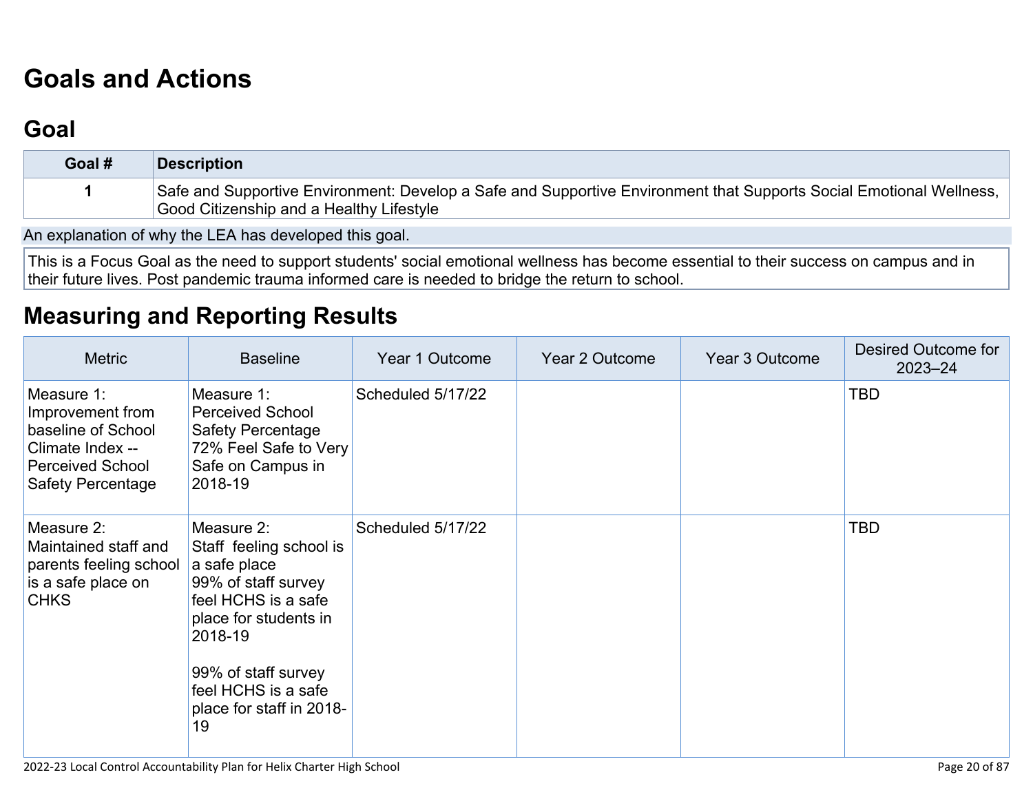# Goals and Actions

## Goal

| Goal # | Description |
| --- | --- |
| 1 | Safe and Supportive Environment: Develop a Safe and Supportive Environment that Supports Social Emotional Wellness, Good Citizenship and a Healthy Lifestyle |

An explanation of why the LEA has developed this goal.

This is a Focus Goal as the need to support students' social emotional wellness has become essential to their success on campus and in their future lives. Post pandemic trauma informed care is needed to bridge the return to school.

## Measuring and Reporting Results

| Metric | Baseline | Year 1 Outcome | Year 2 Outcome | Year 3 Outcome | Desired Outcome for 2023–24 |
| --- | --- | --- | --- | --- | --- |
| Measure 1: Improvement from baseline of School Climate Index -- Perceived School Safety Percentage | Measure 1: Perceived School Safety Percentage 72% Feel Safe to Very Safe on Campus in 2018-19 | Scheduled 5/17/22 | | | TBD |
| Measure 2: Maintained staff and parents feeling school is a safe place on CHKS | Measure 2: Staff feeling school is a safe place 99% of staff survey feel HCHS is a safe place for students in 2018-19<br><br>99% of staff survey feel HCHS is a safe place for staff in 2018-19 | Scheduled 5/17/22 | | | TBD |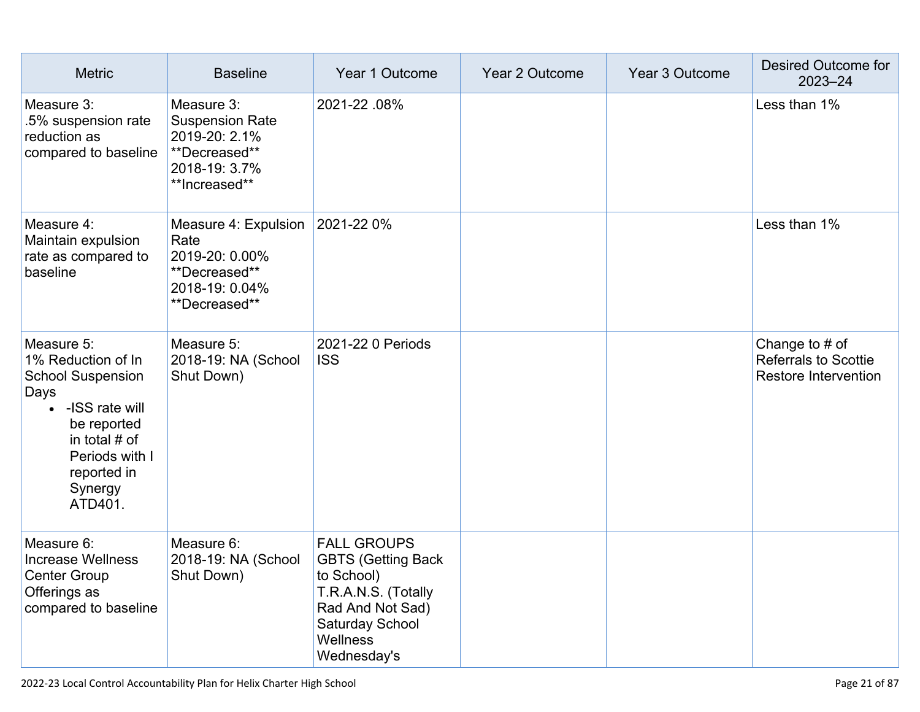| Metric | Baseline | Year 1 Outcome | Year 2 Outcome | Year 3 Outcome | Desired Outcome for 2023–24 |
|---|---|---|---|---|---|
| Measure 3:<br>.5% suspension rate reduction as compared to baseline | Measure 3:<br>Suspension Rate<br>2019-20: 2.1%<br>**Decreased**<br>2018-19: 3.7%<br>**Increased** | 2021-22 .08% | | | Less than 1% |
| Measure 4:<br>Maintain expulsion rate as compared to baseline | Measure 4: Expulsion Rate<br>2019-20: 0.00%<br>**Decreased**<br>2018-19: 0.04%<br>**Decreased** | 2021-22 0% | | | Less than 1% |
| Measure 5:<br>1% Reduction of In School Suspension Days<br>• -ISS rate will be reported in total # of Periods with I reported in Synergy ATD401. | Measure 5:<br>2018-19: NA (School Shut Down) | 2021-22 0 Periods ISS | | | Change to # of Referrals to Scottie Restore Intervention |
| Measure 6:<br>Increase Wellness Center Group Offerings as compared to baseline | Measure 6:<br>2018-19: NA (School Shut Down) | FALL GROUPS<br>GBTS (Getting Back to School)<br>T.R.A.N.S. (Totally Rad And Not Sad)<br>Saturday School<br>Wellness Wednesday's | | | |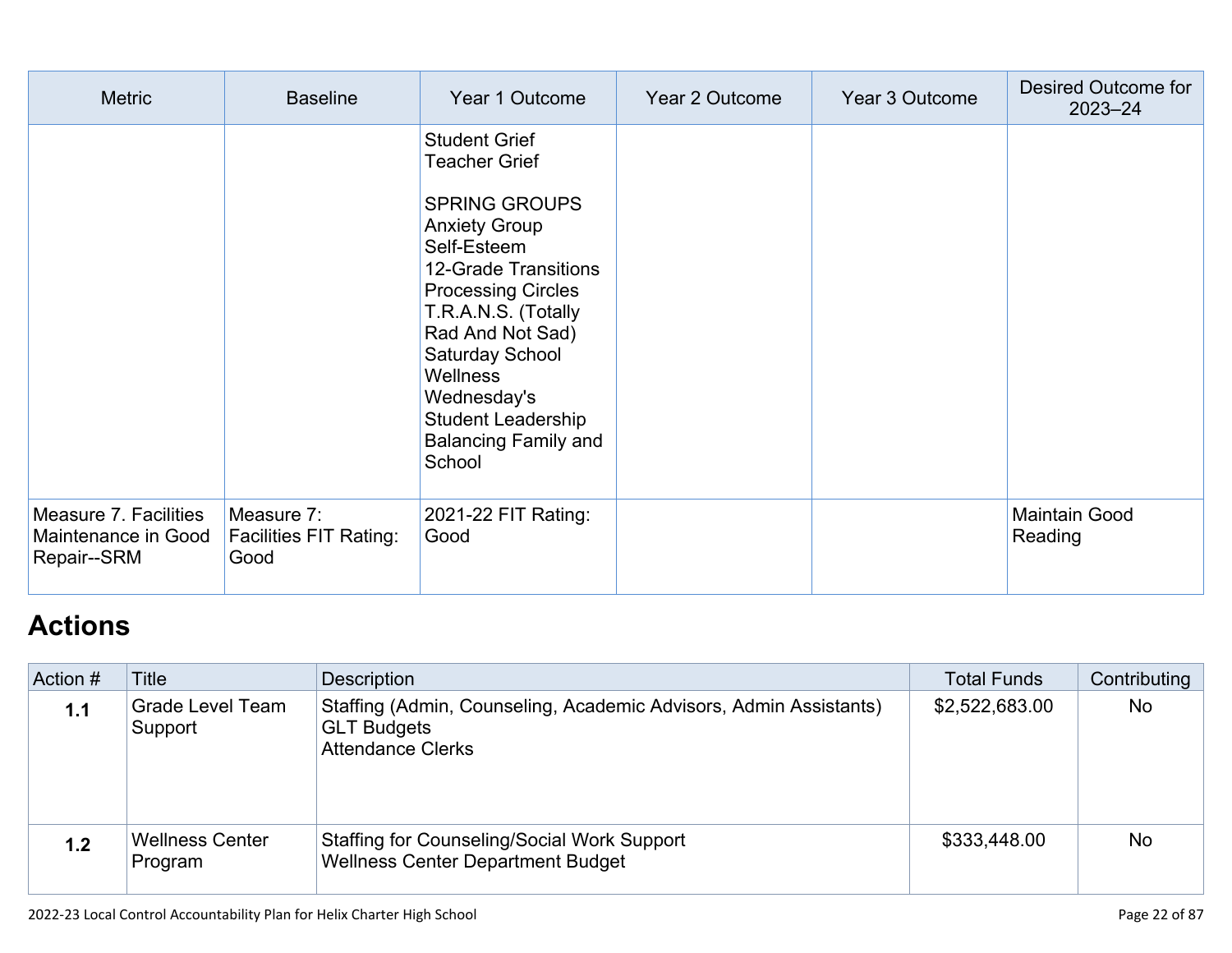| Metric | Baseline | Year 1 Outcome | Year 2 Outcome | Year 3 Outcome | Desired Outcome for 2023–24 |
|---|---|---|---|---|---|
| | | Student Grief<br>Teacher Grief<br><br>SPRING GROUPS<br>Anxiety Group<br>Self-Esteem<br>12-Grade Transitions<br>Processing Circles<br>T.R.A.N.S. (Totally Rad And Not Sad)<br>Saturday School<br>Wellness Wednesday's<br>Student Leadership<br>Balancing Family and School | | | |
| Measure 7. Facilities Maintenance in Good Repair--SRM | Measure 7: Facilities FIT Rating: Good | 2021-22 FIT Rating: Good | | | Maintain Good Reading |

# Actions

| Action # | Title | Description | Total Funds | Contributing |
|---|---|---|---|---|
| **1.1** | Grade Level Team Support | Staffing (Admin, Counseling, Academic Advisors, Admin Assistants)<br>GLT Budgets<br>Attendance Clerks | $2,522,683.00 | No |
| **1.2** | Wellness Center Program | Staffing for Counseling/Social Work Support<br>Wellness Center Department Budget | $333,448.00 | No |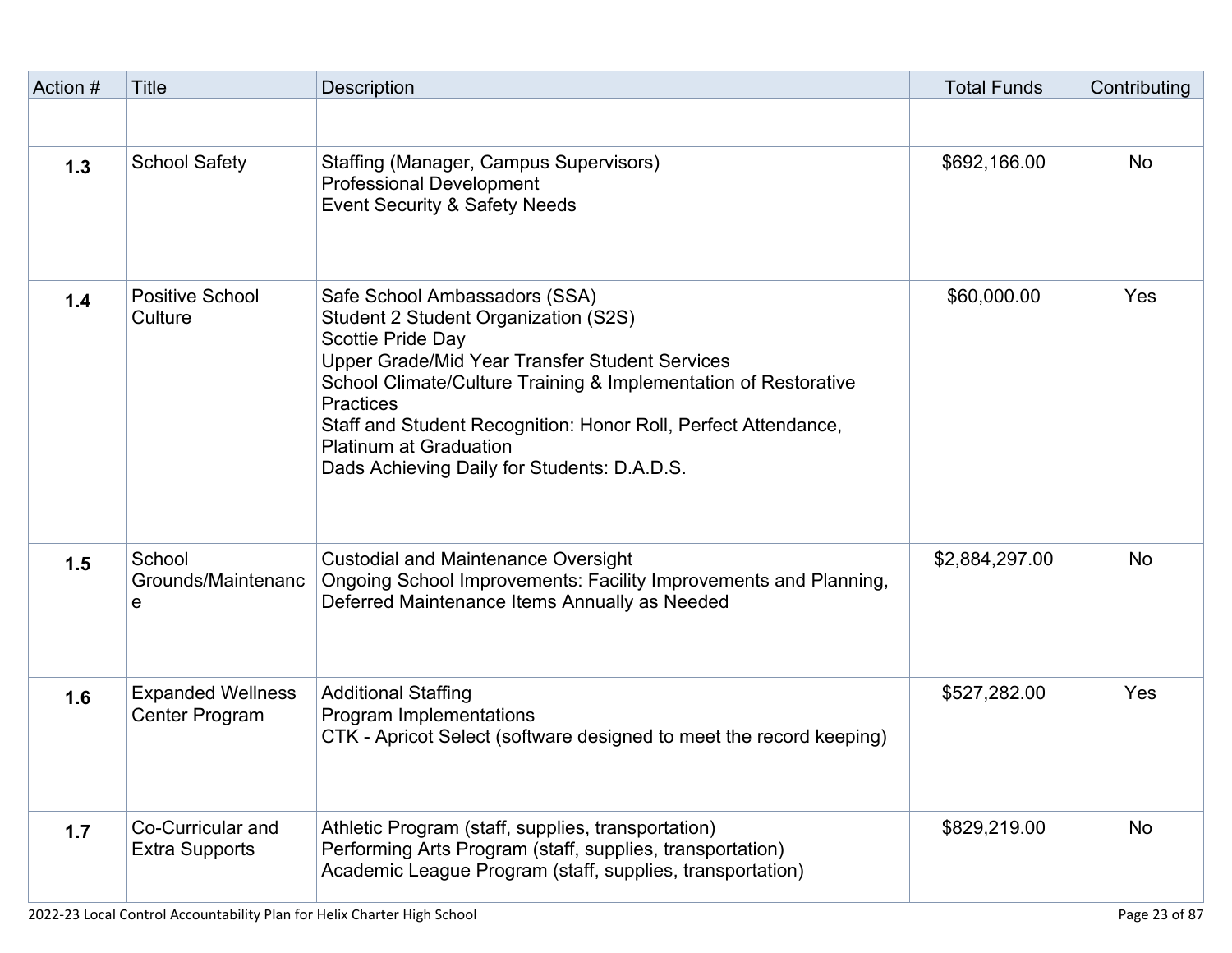| Action # | Title | Description | Total Funds | Contributing |
|---|---|---|---|---|
| | | | | |
| **1.3** | School Safety | Staffing (Manager, Campus Supervisors)<br>Professional Development<br>Event Security & Safety Needs | $692,166.00 | No |
| **1.4** | Positive School Culture | Safe School Ambassadors (SSA)<br>Student 2 Student Organization (S2S)<br>Scottie Pride Day<br>Upper Grade/Mid Year Transfer Student Services<br>School Climate/Culture Training & Implementation of Restorative Practices<br>Staff and Student Recognition: Honor Roll, Perfect Attendance, Platinum at Graduation<br>Dads Achieving Daily for Students: D.A.D.S. | $60,000.00 | Yes |
| **1.5** | School Grounds/Maintenance | Custodial and Maintenance Oversight<br>Ongoing School Improvements: Facility Improvements and Planning, Deferred Maintenance Items Annually as Needed | $2,884,297.00 | No |
| **1.6** | Expanded Wellness Center Program | Additional Staffing<br>Program Implementations<br>CTK - Apricot Select (software designed to meet the record keeping) | $527,282.00 | Yes |
| **1.7** | Co-Curricular and Extra Supports | Athletic Program (staff, supplies, transportation)<br>Performing Arts Program (staff, supplies, transportation)<br>Academic League Program (staff, supplies, transportation) | $829,219.00 | No |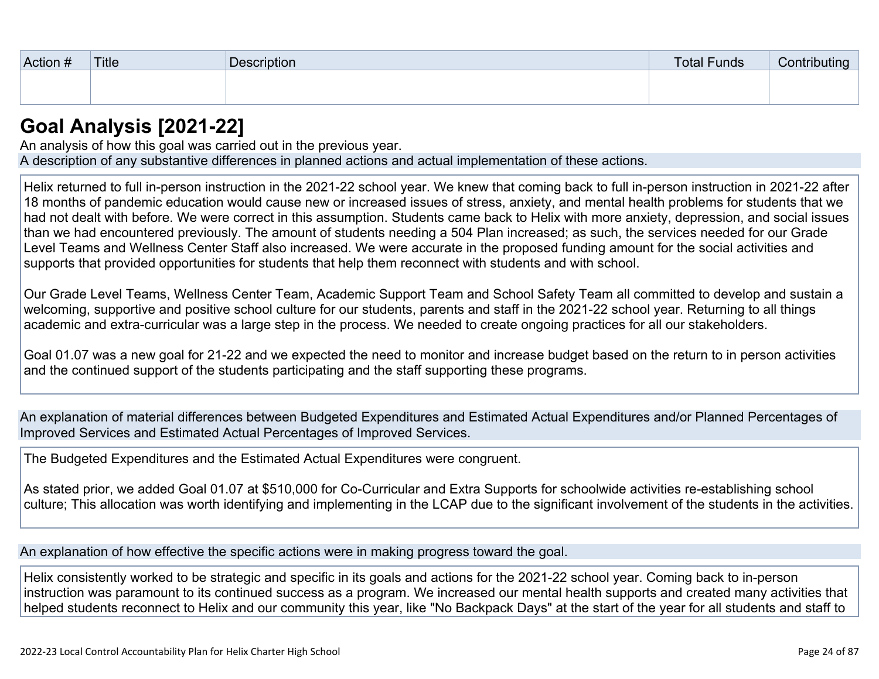| Action # | Title | Description | Total Funds | Contributing |
| --- | --- | --- | --- | --- |
| | | | | |

## Goal Analysis [2021-22]

An analysis of how this goal was carried out in the previous year.

A description of any substantive differences in planned actions and actual implementation of these actions.

Helix returned to full in-person instruction in the 2021-22 school year. We knew that coming back to full in-person instruction in 2021-22 after 18 months of pandemic education would cause new or increased issues of stress, anxiety, and mental health problems for students that we had not dealt with before. We were correct in this assumption. Students came back to Helix with more anxiety, depression, and social issues than we had encountered previously. The amount of students needing a 504 Plan increased; as such, the services needed for our Grade Level Teams and Wellness Center Staff also increased. We were accurate in the proposed funding amount for the social activities and supports that provided opportunities for students that help them reconnect with students and with school.

Our Grade Level Teams, Wellness Center Team, Academic Support Team and School Safety Team all committed to develop and sustain a welcoming, supportive and positive school culture for our students, parents and staff in the 2021-22 school year. Returning to all things academic and extra-curricular was a large step in the process. We needed to create ongoing practices for all our stakeholders.

Goal 01.07 was a new goal for 21-22 and we expected the need to monitor and increase budget based on the return to in person activities and the continued support of the students participating and the staff supporting these programs.

An explanation of material differences between Budgeted Expenditures and Estimated Actual Expenditures and/or Planned Percentages of Improved Services and Estimated Actual Percentages of Improved Services.

The Budgeted Expenditures and the Estimated Actual Expenditures were congruent.

As stated prior, we added Goal 01.07 at $510,000 for Co-Curricular and Extra Supports for schoolwide activities re-establishing school culture; This allocation was worth identifying and implementing in the LCAP due to the significant involvement of the students in the activities.

An explanation of how effective the specific actions were in making progress toward the goal.

Helix consistently worked to be strategic and specific in its goals and actions for the 2021-22 school year. Coming back to in-person instruction was paramount to its continued success as a program. We increased our mental health supports and created many activities that helped students reconnect to Helix and our community this year, like "No Backpack Days" at the start of the year for all students and staff to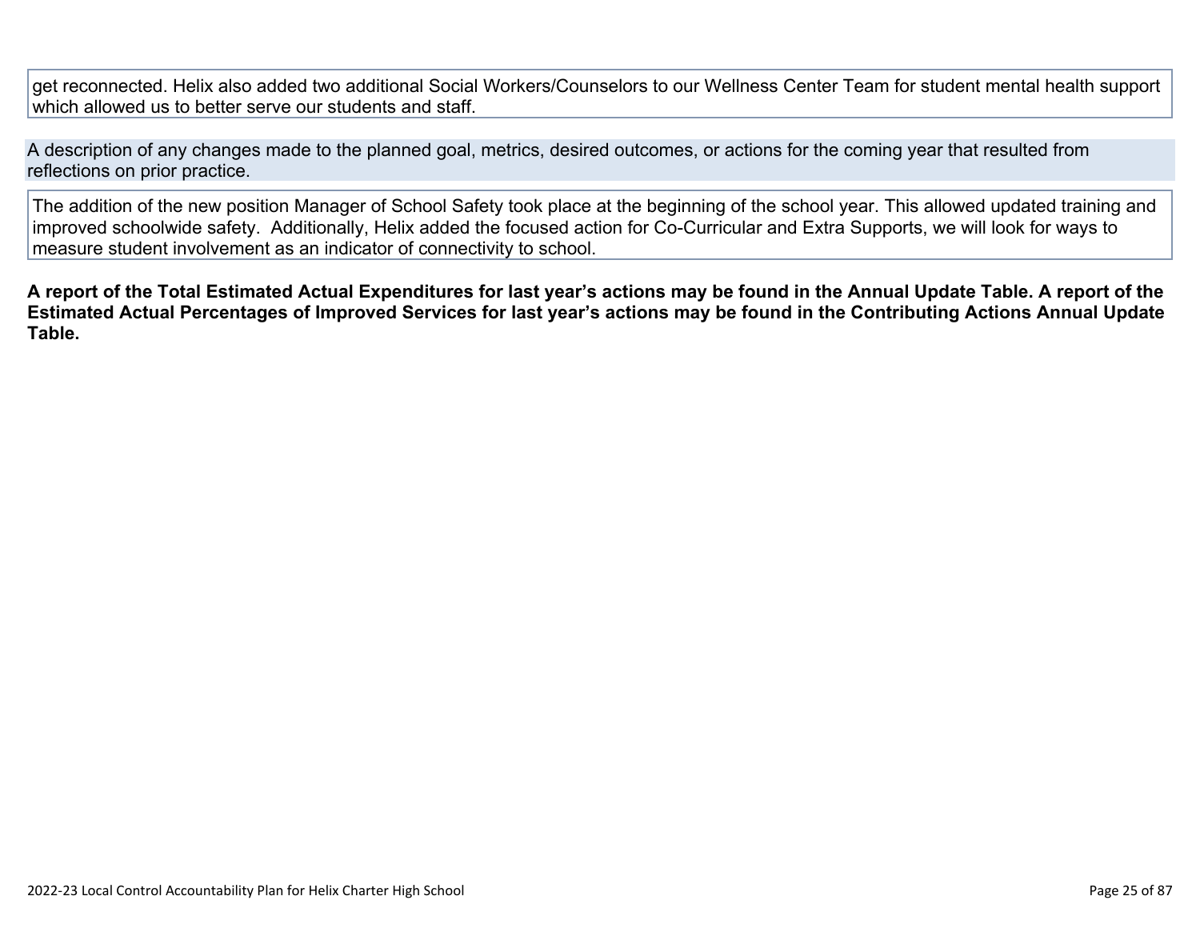get reconnected. Helix also added two additional Social Workers/Counselors to our Wellness Center Team for student mental health support which allowed us to better serve our students and staff.

A description of any changes made to the planned goal, metrics, desired outcomes, or actions for the coming year that resulted from reflections on prior practice.

The addition of the new position Manager of School Safety took place at the beginning of the school year. This allowed updated training and improved schoolwide safety.  Additionally, Helix added the focused action for Co-Curricular and Extra Supports, we will look for ways to measure student involvement as an indicator of connectivity to school.

**A report of the Total Estimated Actual Expenditures for last year's actions may be found in the Annual Update Table. A report of the Estimated Actual Percentages of Improved Services for last year's actions may be found in the Contributing Actions Annual Update Table.**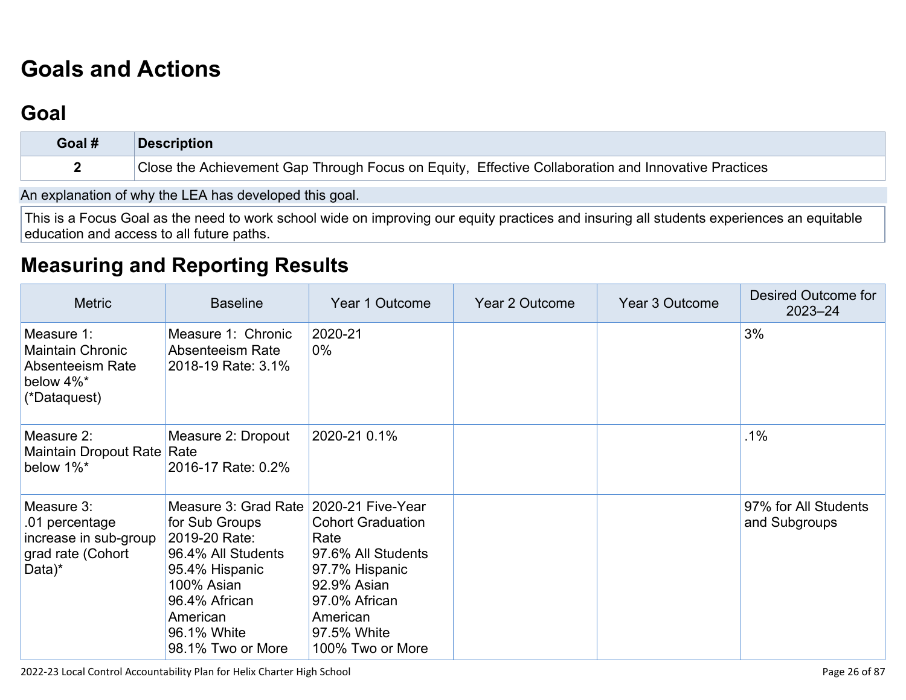# Goals and Actions

## Goal

| Goal # | Description |
|---|---|
| 2 | Close the Achievement Gap Through Focus on Equity, Effective Collaboration and Innovative Practices |

An explanation of why the LEA has developed this goal.

This is a Focus Goal as the need to work school wide on improving our equity practices and insuring all students experiences an equitable education and access to all future paths.

## Measuring and Reporting Results

| Metric | Baseline | Year 1 Outcome | Year 2 Outcome | Year 3 Outcome | Desired Outcome for 2023–24 |
|---|---|---|---|---|---|
| Measure 1:<br>Maintain Chronic Absenteeism Rate below 4%*<br>(*Dataquest) | Measure 1: Chronic Absenteeism Rate<br>2018-19 Rate: 3.1% | 2020-21<br>0% | | | 3% |
| Measure 2:<br>Maintain Dropout Rate below 1%* | Measure 2: Dropout Rate<br>2016-17 Rate: 0.2% | 2020-21 0.1% | | | .1% |
| Measure 3:<br>.01 percentage increase in sub-group grad rate (Cohort Data)* | Measure 3: Grad Rate for Sub Groups<br>2019-20 Rate:<br>96.4% All Students<br>95.4% Hispanic<br>100% Asian<br>96.4% African American<br>96.1% White<br>98.1% Two or More | 2020-21 Five-Year Cohort Graduation Rate<br>97.6% All Students<br>97.7% Hispanic<br>92.9% Asian<br>97.0% African American<br>97.5% White<br>100% Two or More | | | 97% for All Students and Subgroups |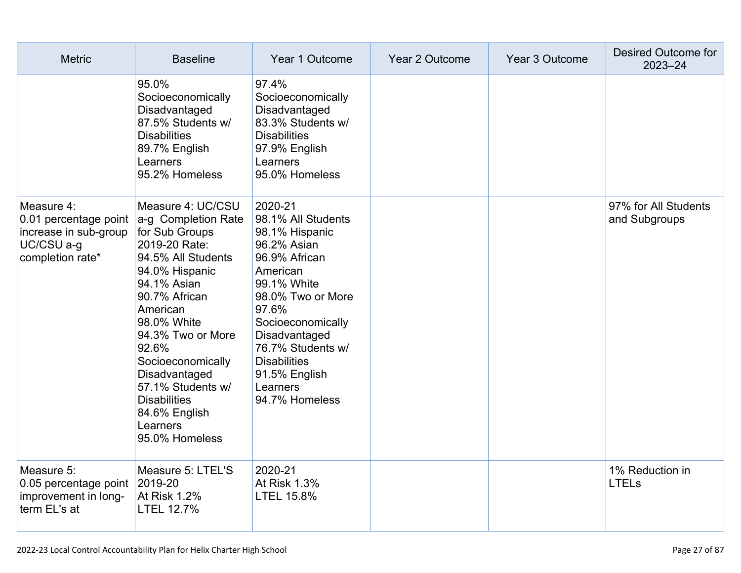| Metric | Baseline | Year 1 Outcome | Year 2 Outcome | Year 3 Outcome | Desired Outcome for 2023–24 |
|---|---|---|---|---|---|
| | 95.0% Socioeconomically Disadvantaged<br>87.5% Students w/ Disabilities<br>89.7% English Learners<br>95.2% Homeless | 97.4% Socioeconomically Disadvantaged<br>83.3% Students w/ Disabilities<br>97.9% English Learners<br>95.0% Homeless | | | |
| Measure 4:<br>0.01 percentage point increase in sub-group UC/CSU a-g completion rate* | Measure 4: UC/CSU a-g Completion Rate for Sub Groups<br>2019-20 Rate:<br>94.5% All Students<br>94.0% Hispanic<br>94.1% Asian<br>90.7% African American<br>98.0% White<br>94.3% Two or More<br>92.6% Socioeconomically Disadvantaged<br>57.1% Students w/ Disabilities<br>84.6% English Learners<br>95.0% Homeless | 2020-21<br>98.1% All Students<br>98.1% Hispanic<br>96.2% Asian<br>96.9% African American<br>99.1% White<br>98.0% Two or More<br>97.6% Socioeconomically Disadvantaged<br>76.7% Students w/ Disabilities<br>91.5% English Learners<br>94.7% Homeless | | | 97% for All Students and Subgroups |
| Measure 5:<br>0.05 percentage point improvement in long-term EL's at | Measure 5: LTEL'S<br>2019-20<br>At Risk 1.2%<br>LTEL 12.7% | 2020-21<br>At Risk 1.3%<br>LTEL 15.8% | | | 1% Reduction in LTELs |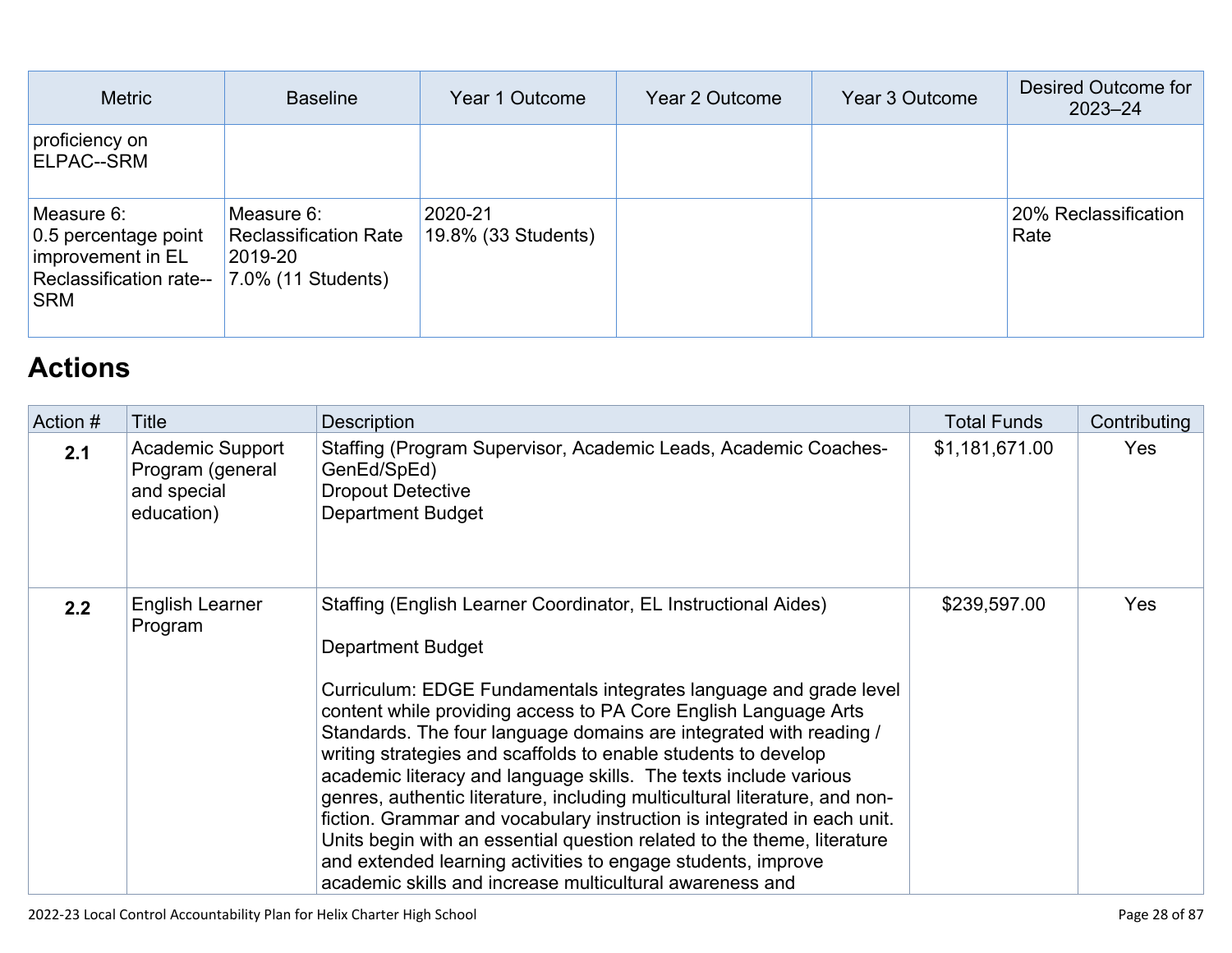| Metric | Baseline | Year 1 Outcome | Year 2 Outcome | Year 3 Outcome | Desired Outcome for 2023–24 |
| --- | --- | --- | --- | --- | --- |
| proficiency on ELPAC--SRM | | | | | |
| Measure 6: 0.5 percentage point improvement in EL Reclassification rate--SRM | Measure 6: Reclassification Rate 2019-20 7.0% (11 Students) | 2020-21 19.8% (33 Students) | | | 20% Reclassification Rate |

# Actions

| Action # | Title | Description | Total Funds | Contributing |
| --- | --- | --- | --- | --- |
| **2.1** | Academic Support Program (general and special education) | Staffing (Program Supervisor, Academic Leads, Academic Coaches-GenEd/SpEd)<br>Dropout Detective<br>Department Budget | $1,181,671.00 | Yes |
| **2.2** | English Learner Program | Staffing (English Learner Coordinator, EL Instructional Aides)<br><br>Department Budget<br><br>Curriculum: EDGE Fundamentals integrates language and grade level content while providing access to PA Core English Language Arts Standards. The four language domains are integrated with reading / writing strategies and scaffolds to enable students to develop academic literacy and language skills. The texts include various genres, authentic literature, including multicultural literature, and non-fiction. Grammar and vocabulary instruction is integrated in each unit. Units begin with an essential question related to the theme, literature and extended learning activities to engage students, improve academic skills and increase multicultural awareness and | $239,597.00 | Yes |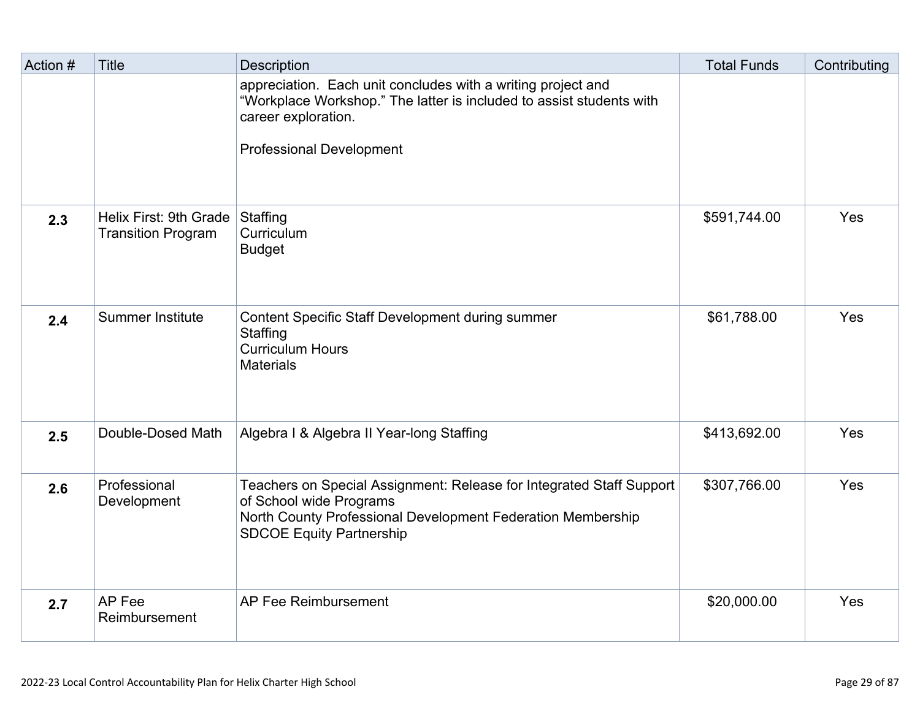| Action # | Title | Description | Total Funds | Contributing |
|---|---|---|---|---|
| | | appreciation. Each unit concludes with a writing project and “Workplace Workshop.” The latter is included to assist students with career exploration.<br><br>Professional Development | | |
| **2.3** | Helix First: 9th Grade Transition Program | Staffing<br>Curriculum<br>Budget | $591,744.00 | Yes |
| **2.4** | Summer Institute | Content Specific Staff Development during summer<br>Staffing<br>Curriculum Hours<br>Materials | $61,788.00 | Yes |
| **2.5** | Double-Dosed Math | Algebra I & Algebra II Year-long Staffing | $413,692.00 | Yes |
| **2.6** | Professional Development | Teachers on Special Assignment: Release for Integrated Staff Support of School wide Programs<br>North County Professional Development Federation Membership<br>SDCOE Equity Partnership | $307,766.00 | Yes |
| **2.7** | AP Fee Reimbursement | AP Fee Reimbursement | $20,000.00 | Yes |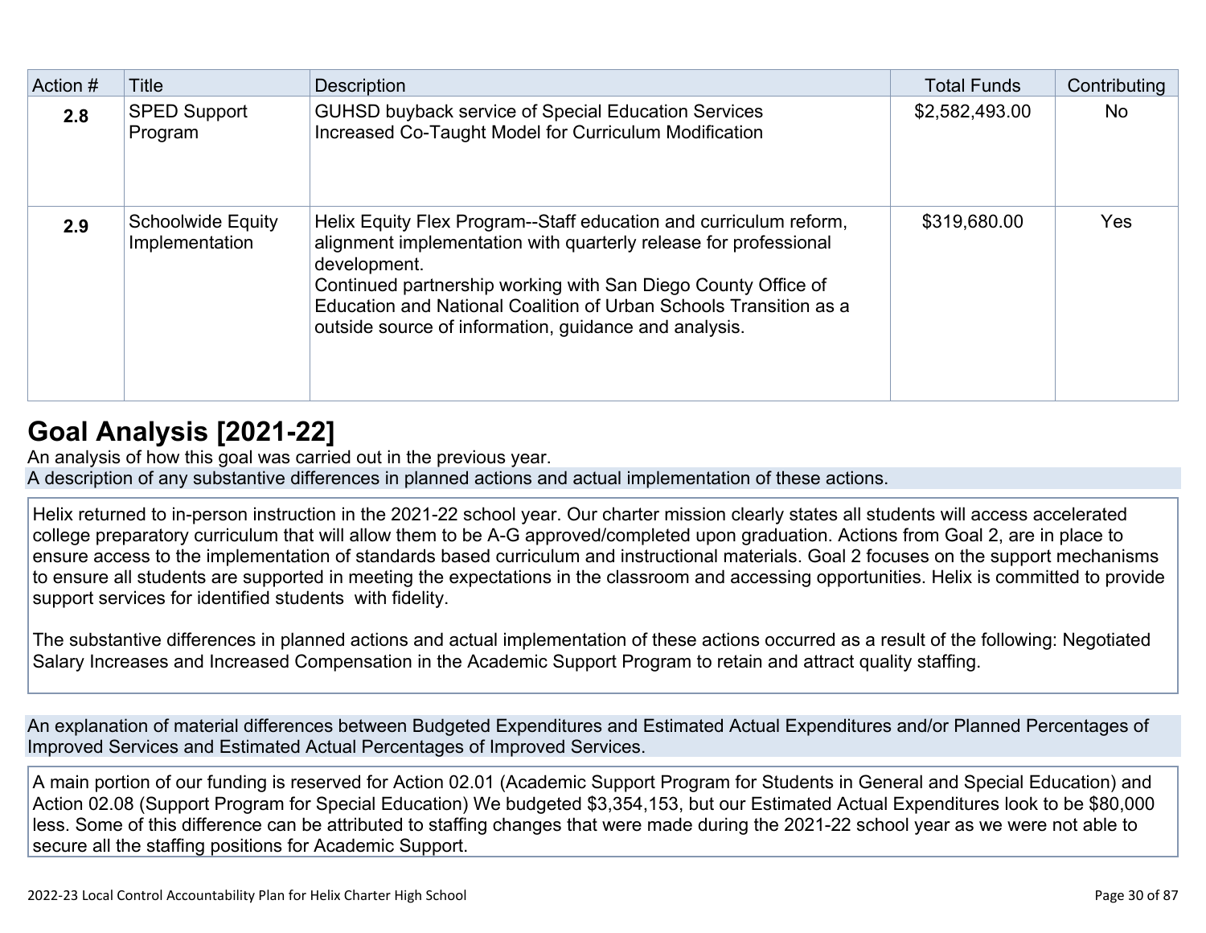| Action # | Title | Description | Total Funds | Contributing |
|---|---|---|---|---|
| **2.8** | SPED Support Program | GUHSD buyback service of Special Education Services<br>Increased Co-Taught Model for Curriculum Modification | $2,582,493.00 | No |
| **2.9** | Schoolwide Equity Implementation | Helix Equity Flex Program--Staff education and curriculum reform, alignment implementation with quarterly release for professional development.<br>Continued partnership working with San Diego County Office of Education and National Coalition of Urban Schools Transition as a outside source of information, guidance and analysis. | $319,680.00 | Yes |

# Goal Analysis [2021-22]

An analysis of how this goal was carried out in the previous year.

A description of any substantive differences in planned actions and actual implementation of these actions.

Helix returned to in-person instruction in the 2021-22 school year. Our charter mission clearly states all students will access accelerated college preparatory curriculum that will allow them to be A-G approved/completed upon graduation. Actions from Goal 2, are in place to ensure access to the implementation of standards based curriculum and instructional materials. Goal 2 focuses on the support mechanisms to ensure all students are supported in meeting the expectations in the classroom and accessing opportunities. Helix is committed to provide support services for identified students with fidelity.

The substantive differences in planned actions and actual implementation of these actions occurred as a result of the following: Negotiated Salary Increases and Increased Compensation in the Academic Support Program to retain and attract quality staffing.

An explanation of material differences between Budgeted Expenditures and Estimated Actual Expenditures and/or Planned Percentages of Improved Services and Estimated Actual Percentages of Improved Services.

A main portion of our funding is reserved for Action 02.01 (Academic Support Program for Students in General and Special Education) and Action 02.08 (Support Program for Special Education) We budgeted $3,354,153, but our Estimated Actual Expenditures look to be $80,000 less. Some of this difference can be attributed to staffing changes that were made during the 2021-22 school year as we were not able to secure all the staffing positions for Academic Support.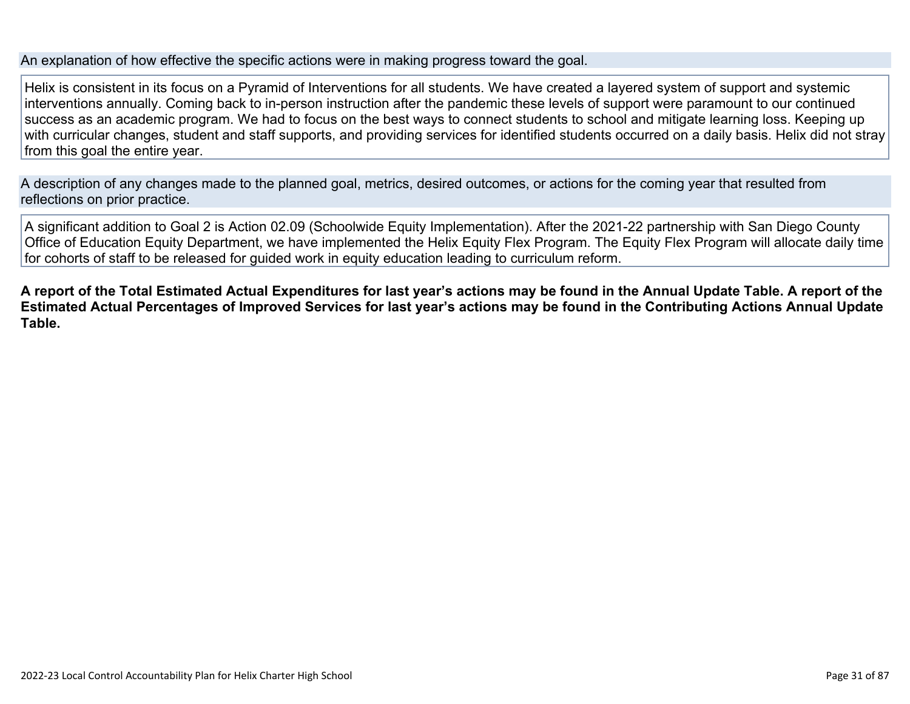An explanation of how effective the specific actions were in making progress toward the goal.

Helix is consistent in its focus on a Pyramid of Interventions for all students. We have created a layered system of support and systemic interventions annually. Coming back to in-person instruction after the pandemic these levels of support were paramount to our continued success as an academic program. We had to focus on the best ways to connect students to school and mitigate learning loss. Keeping up with curricular changes, student and staff supports, and providing services for identified students occurred on a daily basis. Helix did not stray from this goal the entire year.

A description of any changes made to the planned goal, metrics, desired outcomes, or actions for the coming year that resulted from reflections on prior practice.

A significant addition to Goal 2 is Action 02.09 (Schoolwide Equity Implementation). After the 2021-22 partnership with San Diego County Office of Education Equity Department, we have implemented the Helix Equity Flex Program. The Equity Flex Program will allocate daily time for cohorts of staff to be released for guided work in equity education leading to curriculum reform.

**A report of the Total Estimated Actual Expenditures for last year's actions may be found in the Annual Update Table. A report of the Estimated Actual Percentages of Improved Services for last year's actions may be found in the Contributing Actions Annual Update Table.**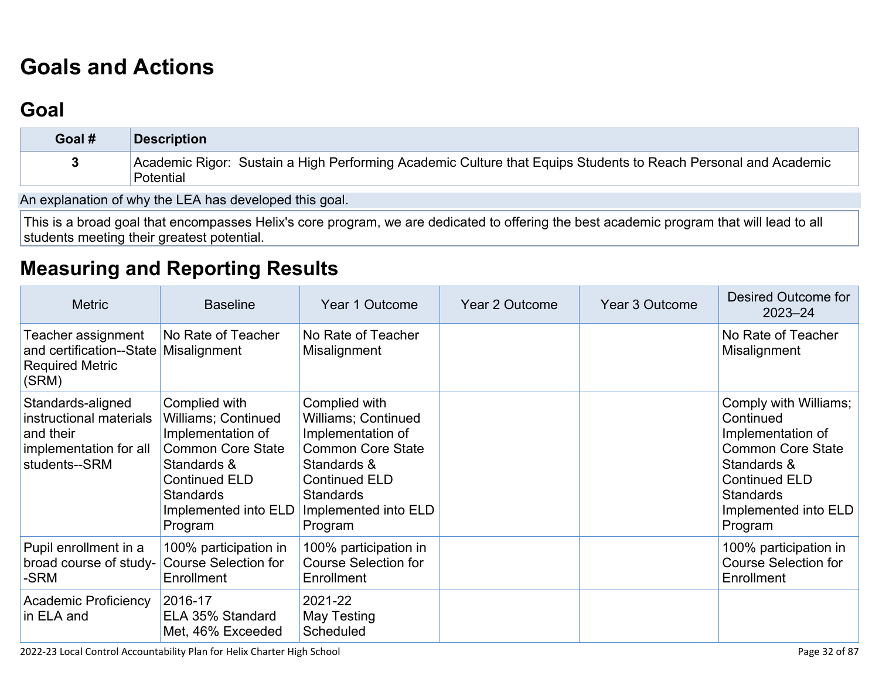# Goals and Actions

## Goal

| Goal # | Description |
|---|---|
| 3 | Academic Rigor: Sustain a High Performing Academic Culture that Equips Students to Reach Personal and Academic Potential |

An explanation of why the LEA has developed this goal.

This is a broad goal that encompasses Helix's core program, we are dedicated to offering the best academic program that will lead to all students meeting their greatest potential.

## Measuring and Reporting Results

| Metric | Baseline | Year 1 Outcome | Year 2 Outcome | Year 3 Outcome | Desired Outcome for 2023–24 |
|---|---|---|---|---|---|
| Teacher assignment and certification--State Required Metric (SRM) | No Rate of Teacher Misalignment | No Rate of Teacher Misalignment | | | No Rate of Teacher Misalignment |
| Standards-aligned instructional materials and their implementation for all students--SRM | Complied with Williams; Continued Implementation of Common Core State Standards & Continued ELD Standards Implemented into ELD Program | Complied with Williams; Continued Implementation of Common Core State Standards & Continued ELD Standards Implemented into ELD Program | | | Comply with Williams; Continued Implementation of Common Core State Standards & Continued ELD Standards Implemented into ELD Program |
| Pupil enrollment in a broad course of study--SRM | 100% participation in Course Selection for Enrollment | 100% participation in Course Selection for Enrollment | | | 100% participation in Course Selection for Enrollment |
| Academic Proficiency in ELA and | 2016-17<br>ELA 35% Standard Met, 46% Exceeded | 2021-22<br>May Testing Scheduled | | | |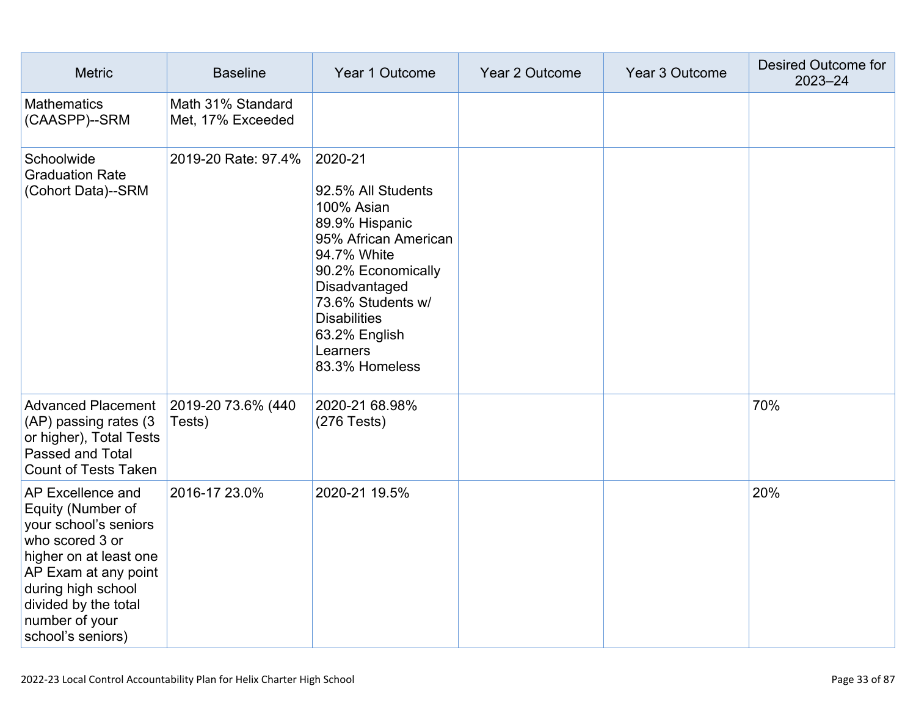| Metric | Baseline | Year 1 Outcome | Year 2 Outcome | Year 3 Outcome | Desired Outcome for 2023–24 |
|---|---|---|---|---|---|
| Mathematics (CAASPP)--SRM | Math 31% Standard Met, 17% Exceeded | | | | |
| Schoolwide Graduation Rate (Cohort Data)--SRM | 2019-20 Rate: 97.4% | 2020-21<br><br>92.5% All Students<br>100% Asian<br>89.9% Hispanic<br>95% African American<br>94.7% White<br>90.2% Economically Disadvantaged<br>73.6% Students w/ Disabilities<br>63.2% English Learners<br>83.3% Homeless | | | |
| Advanced Placement (AP) passing rates (3 or higher), Total Tests Passed and Total Count of Tests Taken | 2019-20 73.6% (440 Tests) | 2020-21 68.98% (276 Tests) | | | 70% |
| AP Excellence and Equity (Number of your school's seniors who scored 3 or higher on at least one AP Exam at any point during high school divided by the total number of your school's seniors) | 2016-17 23.0% | 2020-21 19.5% | | | 20% |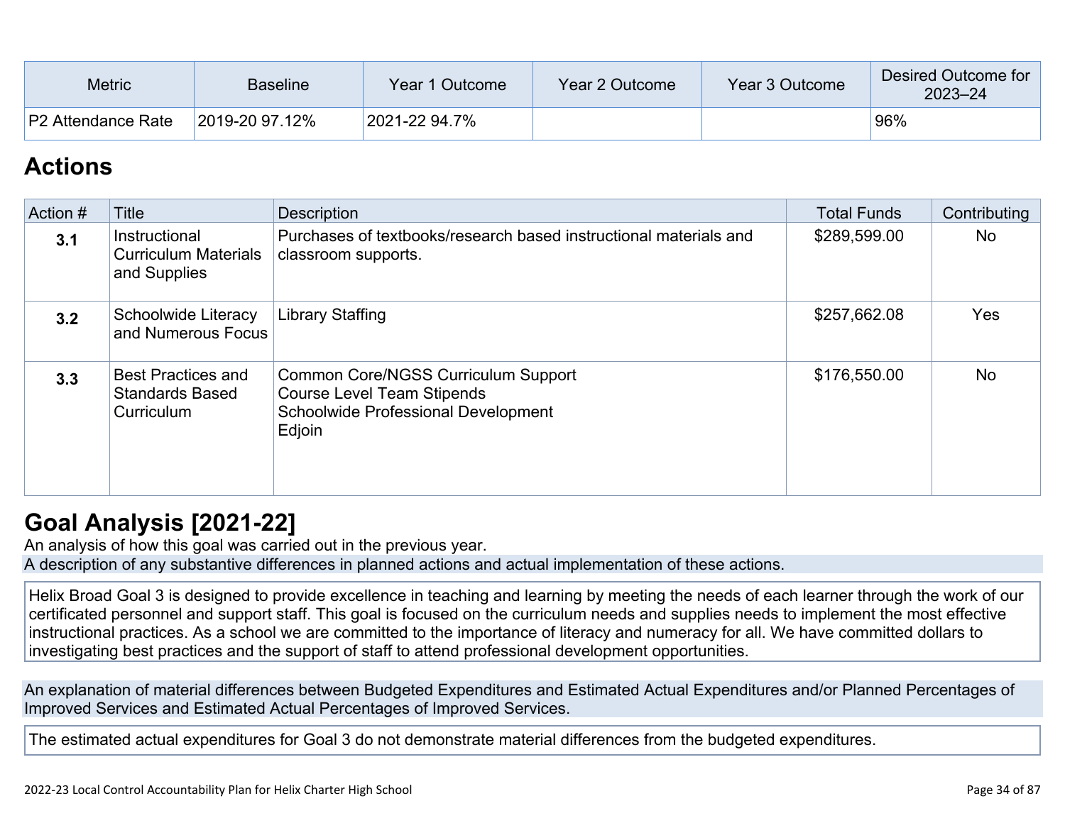| Metric | Baseline | Year 1 Outcome | Year 2 Outcome | Year 3 Outcome | Desired Outcome for 2023–24 |
|---|---|---|---|---|---|
| P2 Attendance Rate | 2019-20 97.12% | 2021-22 94.7% | | | 96% |

## Actions

| Action # | Title | Description | Total Funds | Contributing |
|---|---|---|---|---|
| **3.1** | Instructional Curriculum Materials and Supplies | Purchases of textbooks/research based instructional materials and classroom supports. | $289,599.00 | No |
| **3.2** | Schoolwide Literacy and Numerous Focus | Library Staffing | $257,662.08 | Yes |
| **3.3** | Best Practices and Standards Based Curriculum | Common Core/NGSS Curriculum Support<br>Course Level Team Stipends<br>Schoolwide Professional Development<br>Edjoin | $176,550.00 | No |

## Goal Analysis [2021-22]

An analysis of how this goal was carried out in the previous year.

A description of any substantive differences in planned actions and actual implementation of these actions.

Helix Broad Goal 3 is designed to provide excellence in teaching and learning by meeting the needs of each learner through the work of our certificated personnel and support staff. This goal is focused on the curriculum needs and supplies needs to implement the most effective instructional practices. As a school we are committed to the importance of literacy and numeracy for all. We have committed dollars to investigating best practices and the support of staff to attend professional development opportunities.

An explanation of material differences between Budgeted Expenditures and Estimated Actual Expenditures and/or Planned Percentages of Improved Services and Estimated Actual Percentages of Improved Services.

The estimated actual expenditures for Goal 3 do not demonstrate material differences from the budgeted expenditures.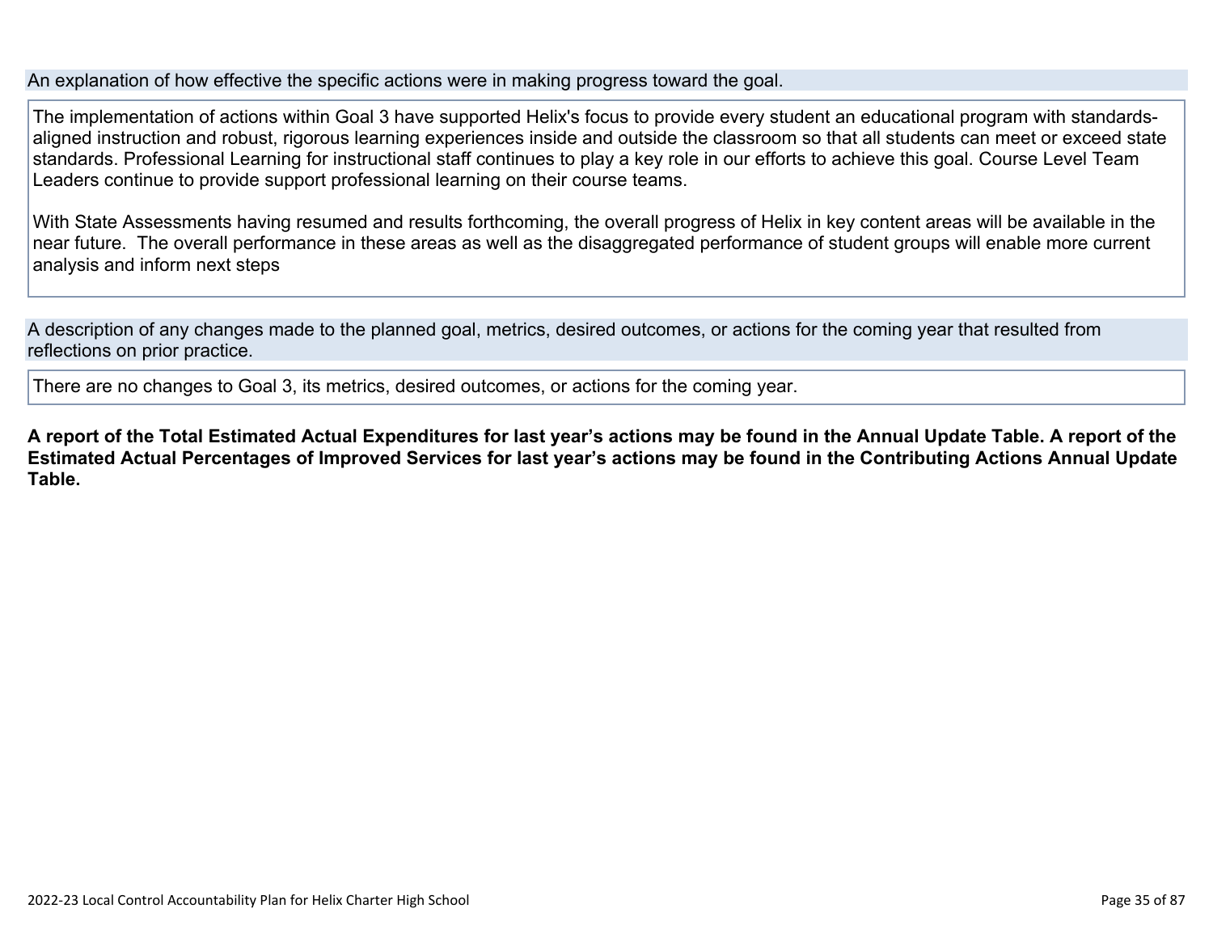An explanation of how effective the specific actions were in making progress toward the goal.

The implementation of actions within Goal 3 have supported Helix's focus to provide every student an educational program with standards-aligned instruction and robust, rigorous learning experiences inside and outside the classroom so that all students can meet or exceed state standards. Professional Learning for instructional staff continues to play a key role in our efforts to achieve this goal. Course Level Team Leaders continue to provide support professional learning on their course teams.

With State Assessments having resumed and results forthcoming, the overall progress of Helix in key content areas will be available in the near future. The overall performance in these areas as well as the disaggregated performance of student groups will enable more current analysis and inform next steps

A description of any changes made to the planned goal, metrics, desired outcomes, or actions for the coming year that resulted from reflections on prior practice.

There are no changes to Goal 3, its metrics, desired outcomes, or actions for the coming year.

**A report of the Total Estimated Actual Expenditures for last year's actions may be found in the Annual Update Table. A report of the Estimated Actual Percentages of Improved Services for last year's actions may be found in the Contributing Actions Annual Update Table.**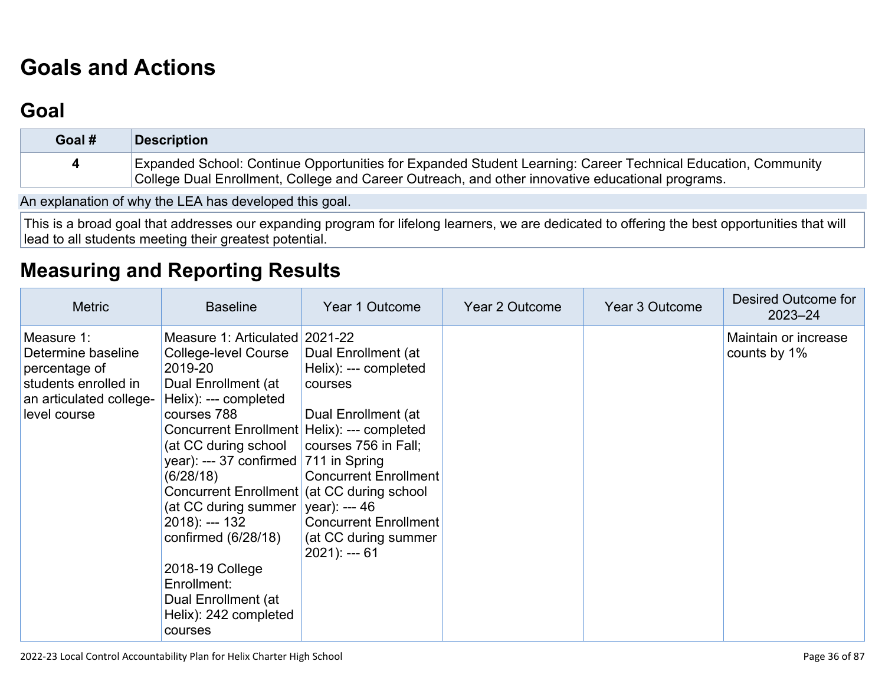# Goals and Actions

## Goal

| Goal # | Description |
| --- | --- |
| 4 | Expanded School: Continue Opportunities for Expanded Student Learning: Career Technical Education, Community College Dual Enrollment, College and Career Outreach, and other innovative educational programs. |

An explanation of why the LEA has developed this goal.

This is a broad goal that addresses our expanding program for lifelong learners, we are dedicated to offering the best opportunities that will lead to all students meeting their greatest potential.

# Measuring and Reporting Results

| Metric | Baseline | Year 1 Outcome | Year 2 Outcome | Year 3 Outcome | Desired Outcome for 2023–24 |
| --- | --- | --- | --- | --- | --- |
| Measure 1: Determine baseline percentage of students enrolled in an articulated college-level course | Measure 1: Articulated College-level Course 2019-20<br>Dual Enrollment (at Helix): --- completed courses 788<br>Concurrent Enrollment (at CC during school year): --- 37 confirmed (6/28/18)<br>Concurrent Enrollment (at CC during summer 2018): --- 132 confirmed (6/28/18)<br><br>2018-19 College Enrollment:<br>Dual Enrollment (at Helix): 242 completed courses | 2021-22<br>Dual Enrollment (at Helix): --- completed courses<br><br>Dual Enrollment (at Helix): --- completed courses 756 in Fall; 711 in Spring<br>Concurrent Enrollment (at CC during school year): --- 46<br>Concurrent Enrollment (at CC during summer 2021): --- 61 | | | Maintain or increase counts by 1% |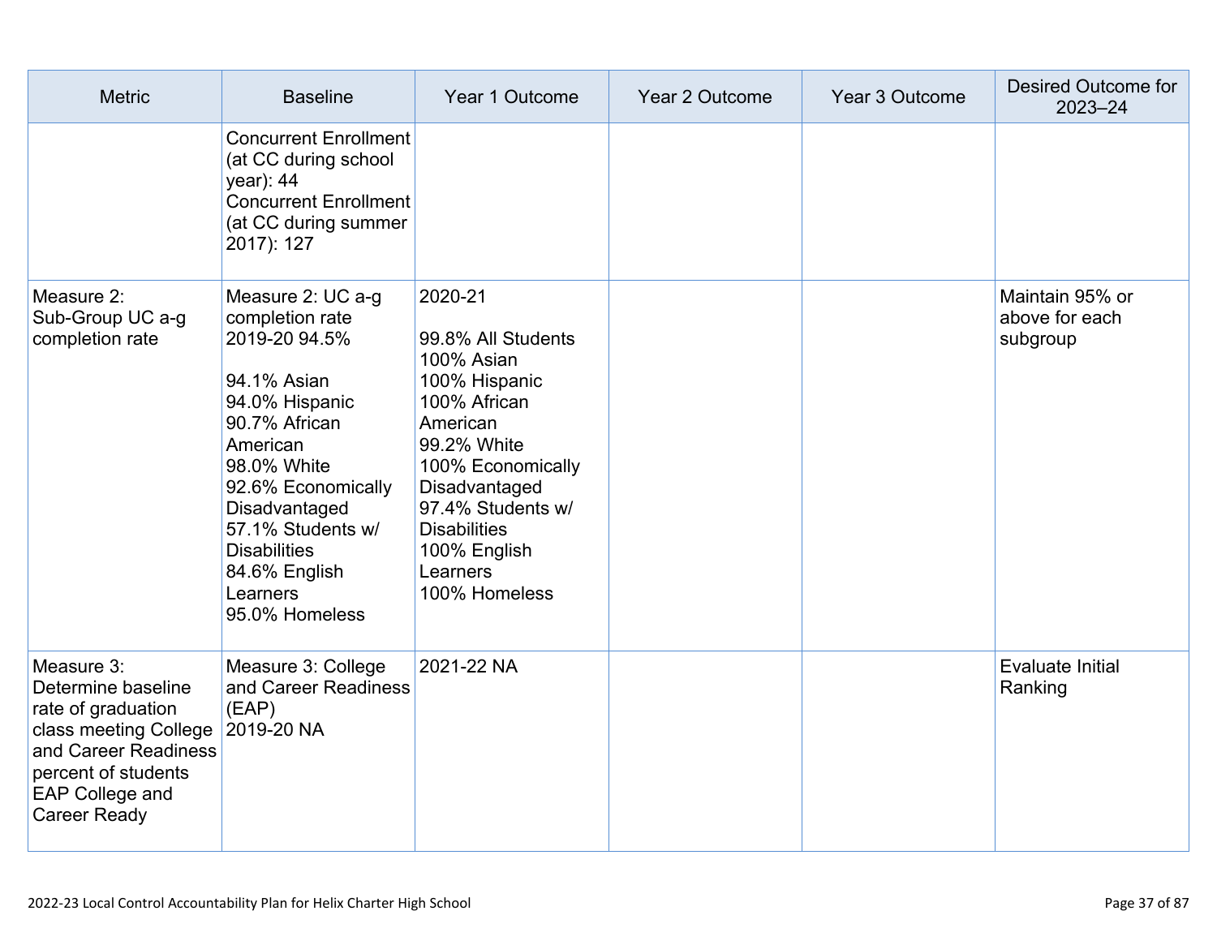| Metric | Baseline | Year 1 Outcome | Year 2 Outcome | Year 3 Outcome | Desired Outcome for 2023–24 |
|---|---|---|---|---|---|
| | Concurrent Enrollment (at CC during school year): 44<br>Concurrent Enrollment (at CC during summer 2017): 127 | | | | |
| Measure 2:<br>Sub-Group UC a-g completion rate | Measure 2: UC a-g completion rate<br>2019-20 94.5%<br><br>94.1% Asian<br>94.0% Hispanic<br>90.7% African American<br>98.0% White<br>92.6% Economically Disadvantaged<br>57.1% Students w/ Disabilities<br>84.6% English Learners<br>95.0% Homeless | 2020-21<br><br>99.8% All Students<br>100% Asian<br>100% Hispanic<br>100% African American<br>99.2% White<br>100% Economically Disadvantaged<br>97.4% Students w/ Disabilities<br>100% English Learners<br>100% Homeless | | | Maintain 95% or above for each subgroup |
| Measure 3:<br>Determine baseline rate of graduation class meeting College and Career Readiness percent of students EAP College and Career Ready | Measure 3: College and Career Readiness (EAP)<br>2019-20 NA | 2021-22 NA | | | Evaluate Initial Ranking |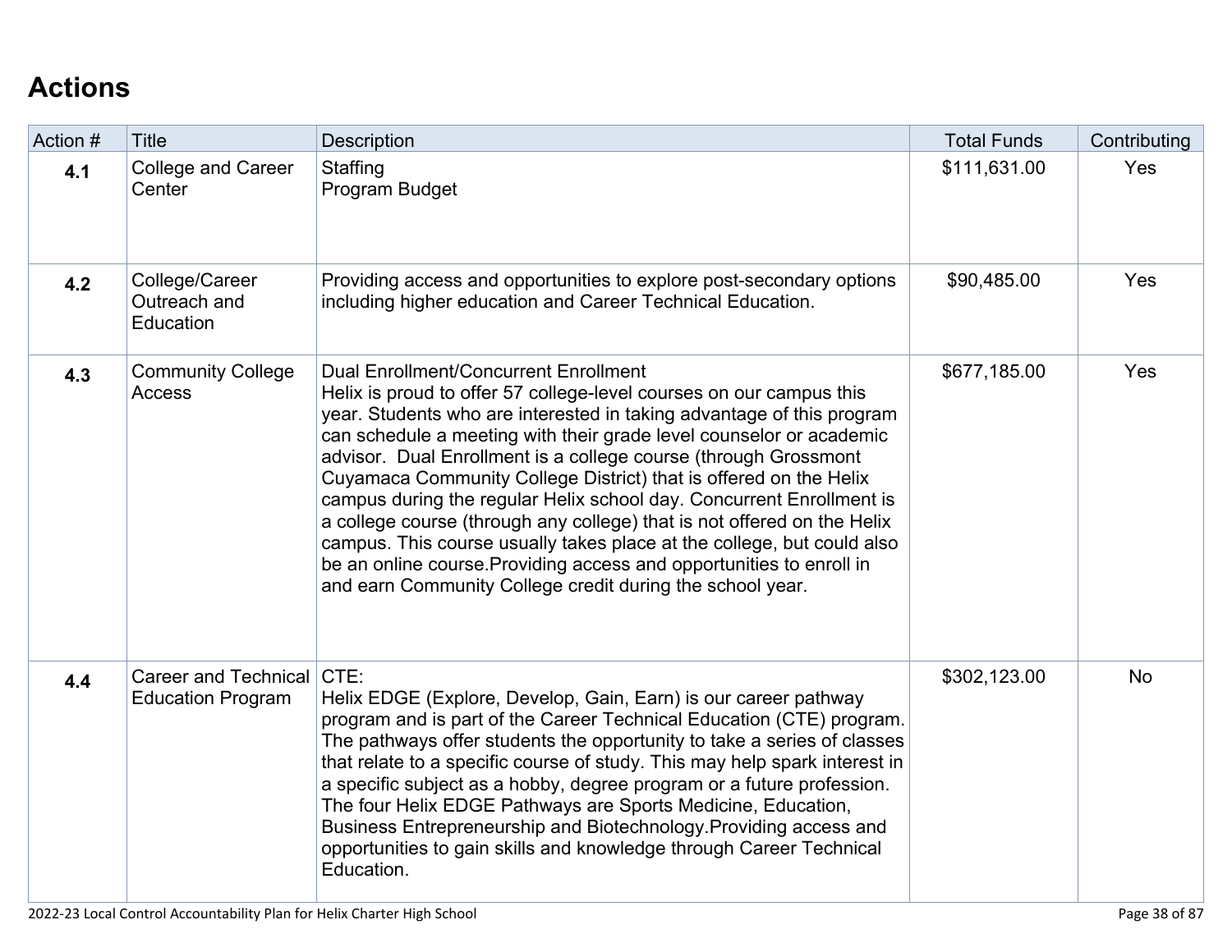## Actions

| Action # | Title | Description | Total Funds | Contributing |
|---|---|---|---|---|
| **4.1** | College and Career Center | Staffing<br>Program Budget | $111,631.00 | Yes |
| **4.2** | College/Career Outreach and Education | Providing access and opportunities to explore post-secondary options including higher education and Career Technical Education. | $90,485.00 | Yes |
| **4.3** | Community College Access | Dual Enrollment/Concurrent Enrollment<br>Helix is proud to offer 57 college-level courses on our campus this year. Students who are interested in taking advantage of this program can schedule a meeting with their grade level counselor or academic advisor. Dual Enrollment is a college course (through Grossmont Cuyamaca Community College District) that is offered on the Helix campus during the regular Helix school day. Concurrent Enrollment is a college course (through any college) that is not offered on the Helix campus. This course usually takes place at the college, but could also be an online course.Providing access and opportunities to enroll in and earn Community College credit during the school year. | $677,185.00 | Yes |
| **4.4** | Career and Technical Education Program | CTE:<br>Helix EDGE (Explore, Develop, Gain, Earn) is our career pathway program and is part of the Career Technical Education (CTE) program. The pathways offer students the opportunity to take a series of classes that relate to a specific course of study. This may help spark interest in a specific subject as a hobby, degree program or a future profession. The four Helix EDGE Pathways are Sports Medicine, Education, Business Entrepreneurship and Biotechnology.Providing access and opportunities to gain skills and knowledge through Career Technical Education. | $302,123.00 | No |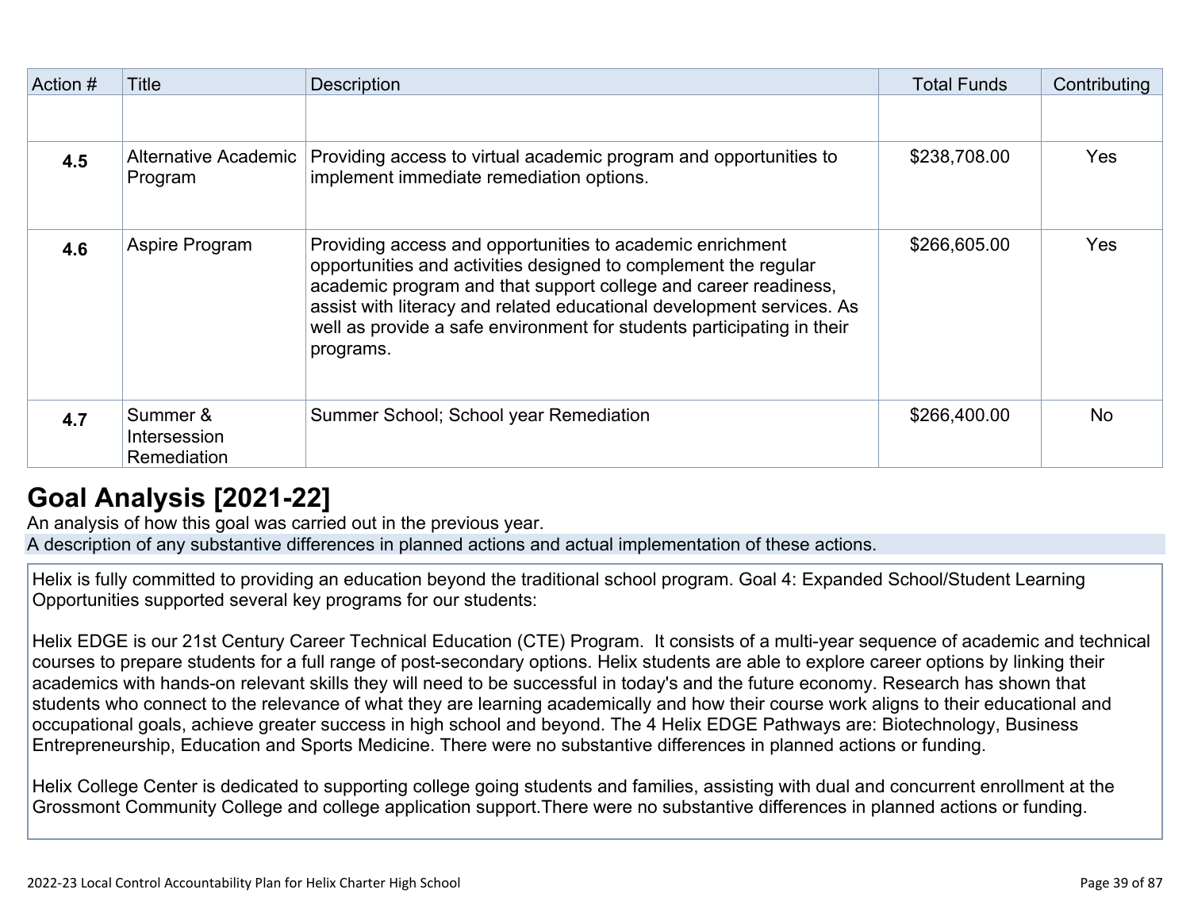| Action # | Title | Description | Total Funds | Contributing |
|---|---|---|---|---|
| | | | | |
| **4.5** | Alternative Academic Program | Providing access to virtual academic program and opportunities to implement immediate remediation options. | $238,708.00 | Yes |
| **4.6** | Aspire Program | Providing access and opportunities to academic enrichment opportunities and activities designed to complement the regular academic program and that support college and career readiness, assist with literacy and related educational development services. As well as provide a safe environment for students participating in their programs. | $266,605.00 | Yes |
| **4.7** | Summer & Intersession Remediation | Summer School; School year Remediation | $266,400.00 | No |

# Goal Analysis [2021-22]

An analysis of how this goal was carried out in the previous year.

A description of any substantive differences in planned actions and actual implementation of these actions.

Helix is fully committed to providing an education beyond the traditional school program. Goal 4: Expanded School/Student Learning Opportunities supported several key programs for our students:

Helix EDGE is our 21st Century Career Technical Education (CTE) Program. It consists of a multi-year sequence of academic and technical courses to prepare students for a full range of post-secondary options. Helix students are able to explore career options by linking their academics with hands-on relevant skills they will need to be successful in today's and the future economy. Research has shown that students who connect to the relevance of what they are learning academically and how their course work aligns to their educational and occupational goals, achieve greater success in high school and beyond. The 4 Helix EDGE Pathways are: Biotechnology, Business Entrepreneurship, Education and Sports Medicine. There were no substantive differences in planned actions or funding.

Helix College Center is dedicated to supporting college going students and families, assisting with dual and concurrent enrollment at the Grossmont Community College and college application support.There were no substantive differences in planned actions or funding.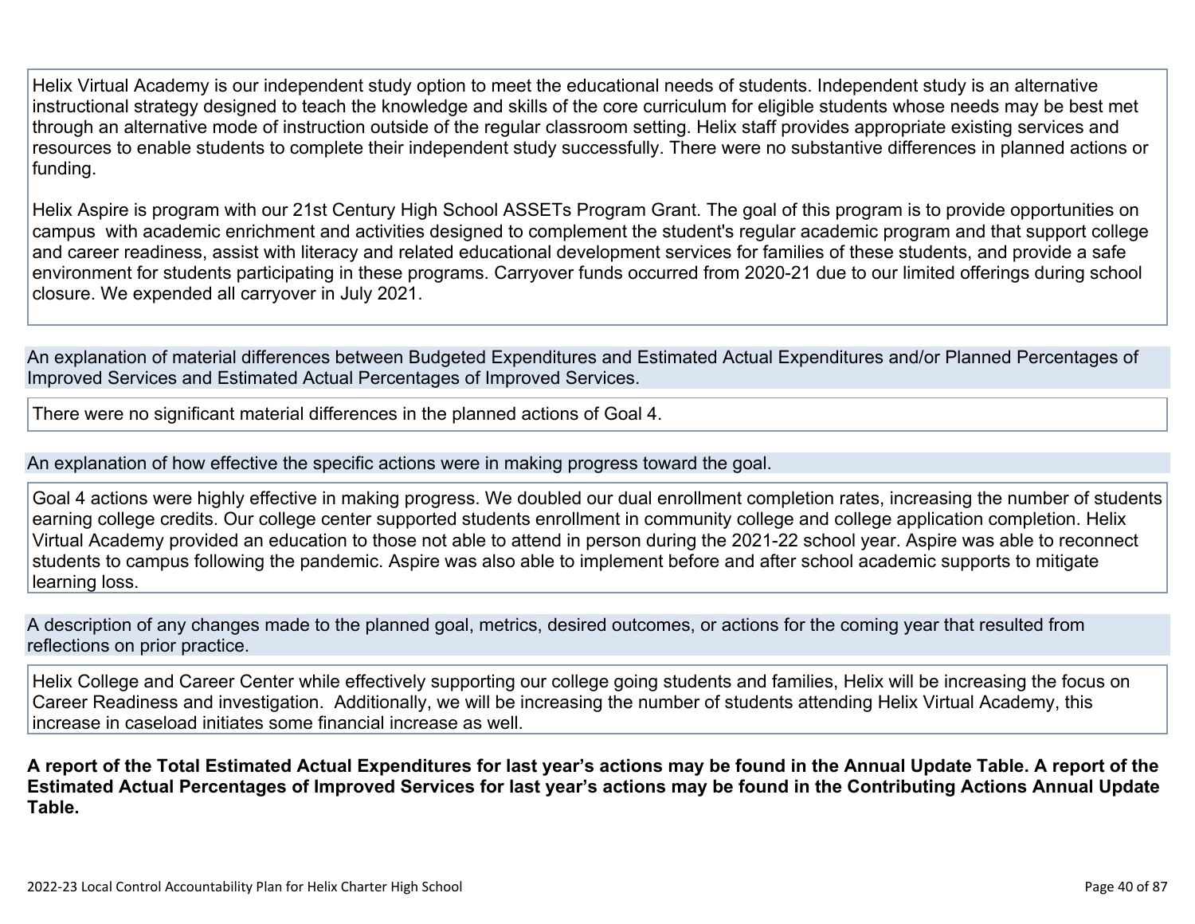Helix Virtual Academy is our independent study option to meet the educational needs of students. Independent study is an alternative instructional strategy designed to teach the knowledge and skills of the core curriculum for eligible students whose needs may be best met through an alternative mode of instruction outside of the regular classroom setting. Helix staff provides appropriate existing services and resources to enable students to complete their independent study successfully. There were no substantive differences in planned actions or funding.

Helix Aspire is program with our 21st Century High School ASSETs Program Grant. The goal of this program is to provide opportunities on campus with academic enrichment and activities designed to complement the student's regular academic program and that support college and career readiness, assist with literacy and related educational development services for families of these students, and provide a safe environment for students participating in these programs. Carryover funds occurred from 2020-21 due to our limited offerings during school closure. We expended all carryover in July 2021.

An explanation of material differences between Budgeted Expenditures and Estimated Actual Expenditures and/or Planned Percentages of Improved Services and Estimated Actual Percentages of Improved Services.

There were no significant material differences in the planned actions of Goal 4.

An explanation of how effective the specific actions were in making progress toward the goal.

Goal 4 actions were highly effective in making progress. We doubled our dual enrollment completion rates, increasing the number of students earning college credits. Our college center supported students enrollment in community college and college application completion. Helix Virtual Academy provided an education to those not able to attend in person during the 2021-22 school year. Aspire was able to reconnect students to campus following the pandemic. Aspire was also able to implement before and after school academic supports to mitigate learning loss.

A description of any changes made to the planned goal, metrics, desired outcomes, or actions for the coming year that resulted from reflections on prior practice.

Helix College and Career Center while effectively supporting our college going students and families, Helix will be increasing the focus on Career Readiness and investigation. Additionally, we will be increasing the number of students attending Helix Virtual Academy, this increase in caseload initiates some financial increase as well.

**A report of the Total Estimated Actual Expenditures for last year's actions may be found in the Annual Update Table. A report of the Estimated Actual Percentages of Improved Services for last year's actions may be found in the Contributing Actions Annual Update Table.**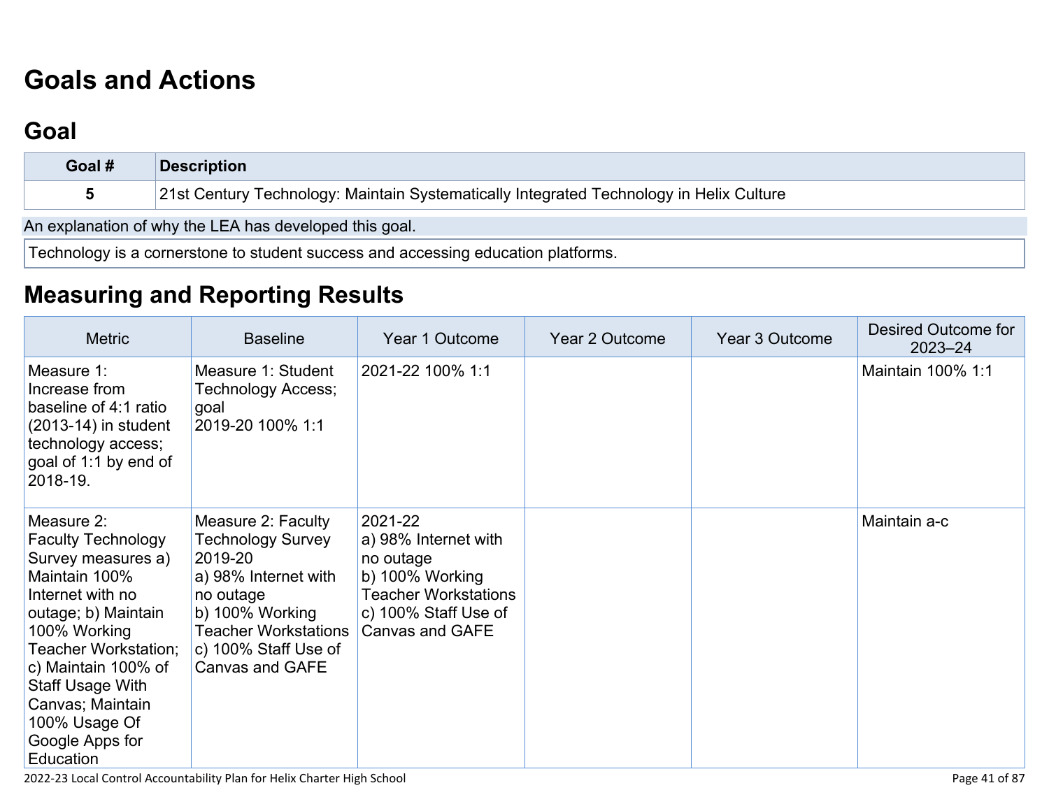# Goals and Actions

## Goal

| Goal # | Description |
|---|---|
| 5 | 21st Century Technology: Maintain Systematically Integrated Technology in Helix Culture |

An explanation of why the LEA has developed this goal.

Technology is a cornerstone to student success and accessing education platforms.

## Measuring and Reporting Results

| Metric | Baseline | Year 1 Outcome | Year 2 Outcome | Year 3 Outcome | Desired Outcome for 2023–24 |
|---|---|---|---|---|---|
| Measure 1: Increase from baseline of 4:1 ratio (2013-14) in student technology access; goal of 1:1 by end of 2018-19. | Measure 1: Student Technology Access; goal 2019-20 100% 1:1 | 2021-22 100% 1:1 | | | Maintain 100% 1:1 |
| Measure 2: Faculty Technology Survey measures a) Maintain 100% Internet with no outage; b) Maintain 100% Working Teacher Workstation; c) Maintain 100% of Staff Usage With Canvas; Maintain 100% Usage Of Google Apps for Education | Measure 2: Faculty Technology Survey 2019-20 a) 98% Internet with no outage b) 100% Working Teacher Workstations c) 100% Staff Use of Canvas and GAFE | 2021-22 a) 98% Internet with no outage b) 100% Working Teacher Workstations c) 100% Staff Use of Canvas and GAFE | | | Maintain a-c |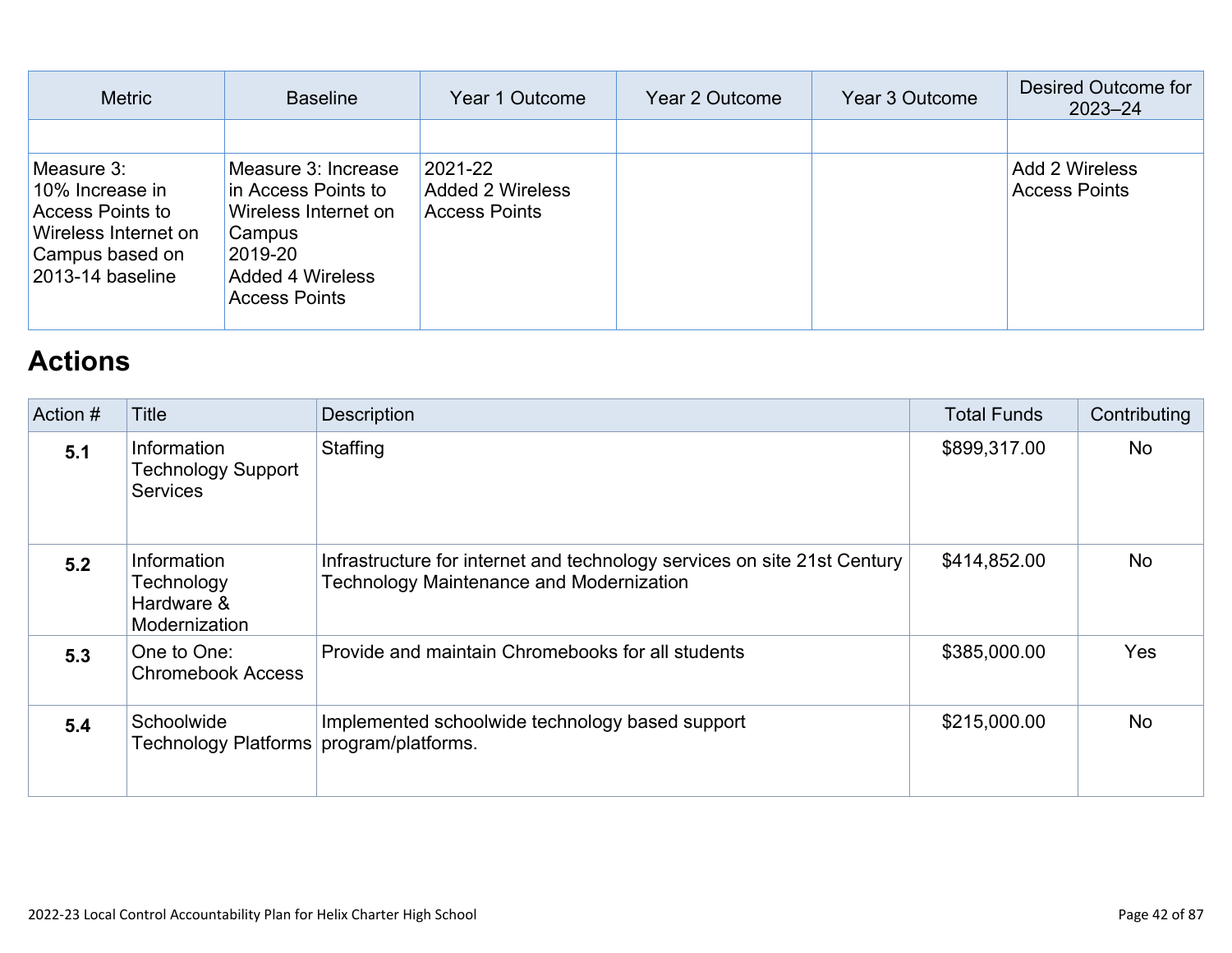| Metric | Baseline | Year 1 Outcome | Year 2 Outcome | Year 3 Outcome | Desired Outcome for 2023–24 |
|---|---|---|---|---|---|
| | | | | | |
| Measure 3:<br>10% Increase in Access Points to Wireless Internet on Campus based on 2013-14 baseline | Measure 3: Increase in Access Points to Wireless Internet on Campus<br>2019-20<br>Added 4 Wireless Access Points | 2021-22<br>Added 2 Wireless Access Points | | | Add 2 Wireless Access Points |

## Actions

| Action # | Title | Description | Total Funds | Contributing |
|---|---|---|---|---|
| **5.1** | Information Technology Support Services | Staffing | $899,317.00 | No |
| **5.2** | Information Technology Hardware & Modernization | Infrastructure for internet and technology services on site 21st Century Technology Maintenance and Modernization | $414,852.00 | No |
| **5.3** | One to One: Chromebook Access | Provide and maintain Chromebooks for all students | $385,000.00 | Yes |
| **5.4** | Schoolwide Technology Platforms | Implemented schoolwide technology based support program/platforms. | $215,000.00 | No |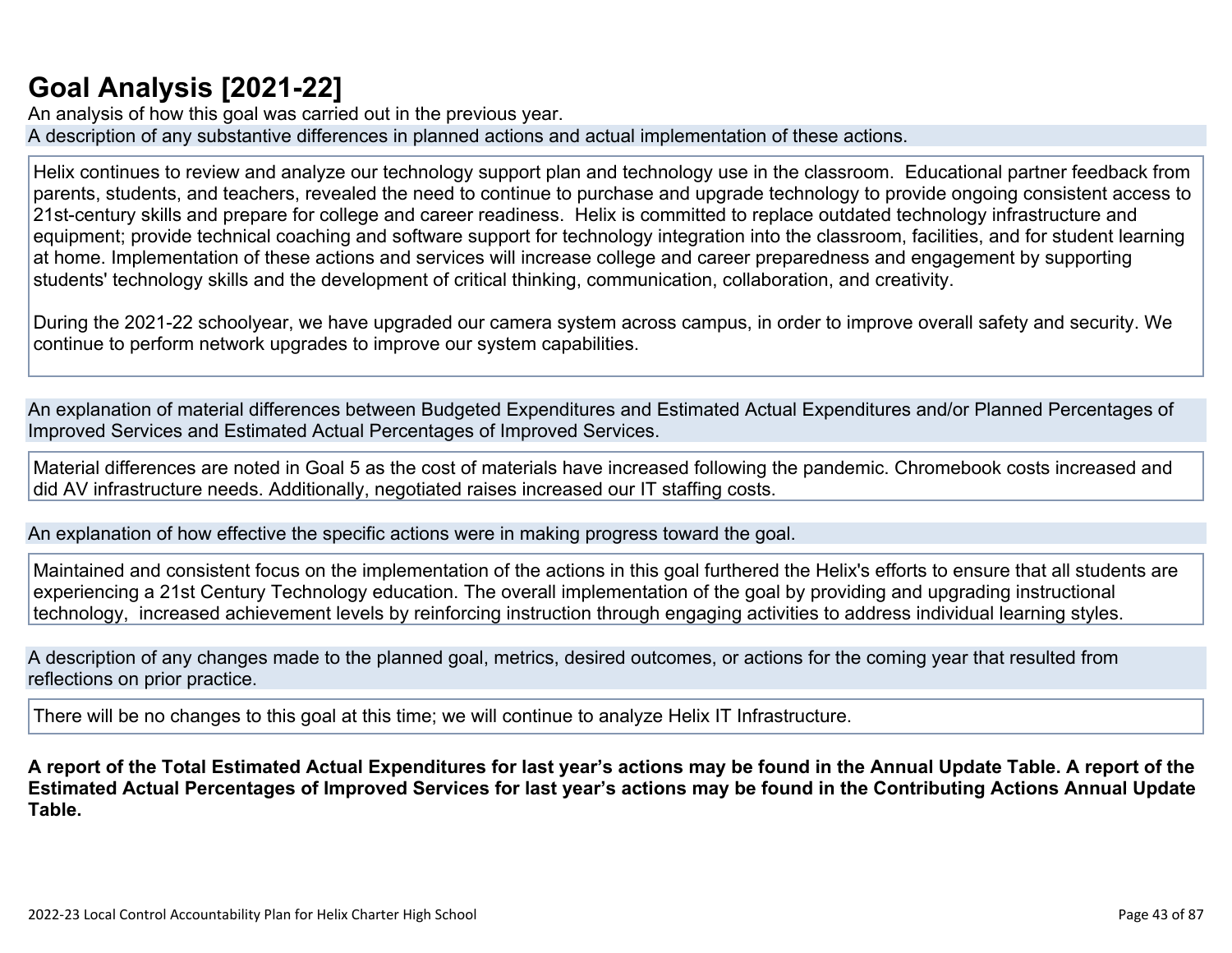# Goal Analysis [2021-22]

An analysis of how this goal was carried out in the previous year.

A description of any substantive differences in planned actions and actual implementation of these actions.

Helix continues to review and analyze our technology support plan and technology use in the classroom. Educational partner feedback from parents, students, and teachers, revealed the need to continue to purchase and upgrade technology to provide ongoing consistent access to 21st-century skills and prepare for college and career readiness. Helix is committed to replace outdated technology infrastructure and equipment; provide technical coaching and software support for technology integration into the classroom, facilities, and for student learning at home. Implementation of these actions and services will increase college and career preparedness and engagement by supporting students' technology skills and the development of critical thinking, communication, collaboration, and creativity.

During the 2021-22 schoolyear, we have upgraded our camera system across campus, in order to improve overall safety and security. We continue to perform network upgrades to improve our system capabilities.

An explanation of material differences between Budgeted Expenditures and Estimated Actual Expenditures and/or Planned Percentages of Improved Services and Estimated Actual Percentages of Improved Services.

Material differences are noted in Goal 5 as the cost of materials have increased following the pandemic. Chromebook costs increased and did AV infrastructure needs. Additionally, negotiated raises increased our IT staffing costs.

An explanation of how effective the specific actions were in making progress toward the goal.

Maintained and consistent focus on the implementation of the actions in this goal furthered the Helix's efforts to ensure that all students are experiencing a 21st Century Technology education. The overall implementation of the goal by providing and upgrading instructional technology, increased achievement levels by reinforcing instruction through engaging activities to address individual learning styles.

A description of any changes made to the planned goal, metrics, desired outcomes, or actions for the coming year that resulted from reflections on prior practice.

There will be no changes to this goal at this time; we will continue to analyze Helix IT Infrastructure.

**A report of the Total Estimated Actual Expenditures for last year's actions may be found in the Annual Update Table. A report of the Estimated Actual Percentages of Improved Services for last year's actions may be found in the Contributing Actions Annual Update Table.**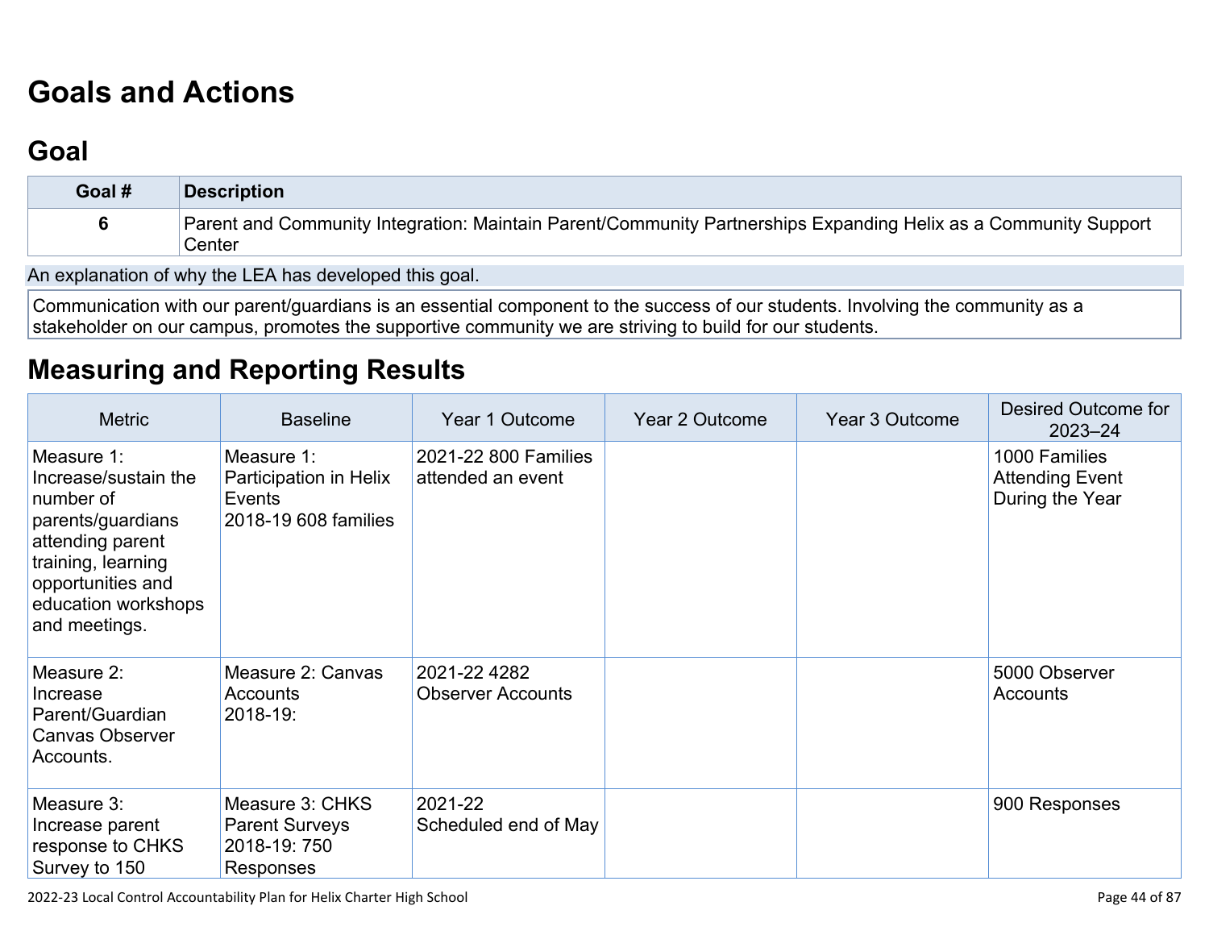# Goals and Actions

## Goal

| Goal # | Description |
|---|---|
| 6 | Parent and Community Integration: Maintain Parent/Community Partnerships Expanding Helix as a Community Support Center |

An explanation of why the LEA has developed this goal.

Communication with our parent/guardians is an essential component to the success of our students. Involving the community as a stakeholder on our campus, promotes the supportive community we are striving to build for our students.

## Measuring and Reporting Results

| Metric | Baseline | Year 1 Outcome | Year 2 Outcome | Year 3 Outcome | Desired Outcome for 2023–24 |
|---|---|---|---|---|---|
| Measure 1: Increase/sustain the number of parents/guardians attending parent training, learning opportunities and education workshops and meetings. | Measure 1: Participation in Helix Events 2018-19 608 families | 2021-22 800 Families attended an event | | | 1000 Families Attending Event During the Year |
| Measure 2: Increase Parent/Guardian Canvas Observer Accounts. | Measure 2: Canvas Accounts 2018-19: | 2021-22 4282 Observer Accounts | | | 5000 Observer Accounts |
| Measure 3: Increase parent response to CHKS Survey to 150 | Measure 3: CHKS Parent Surveys 2018-19: 750 Responses | 2021-22 Scheduled end of May | | | 900 Responses |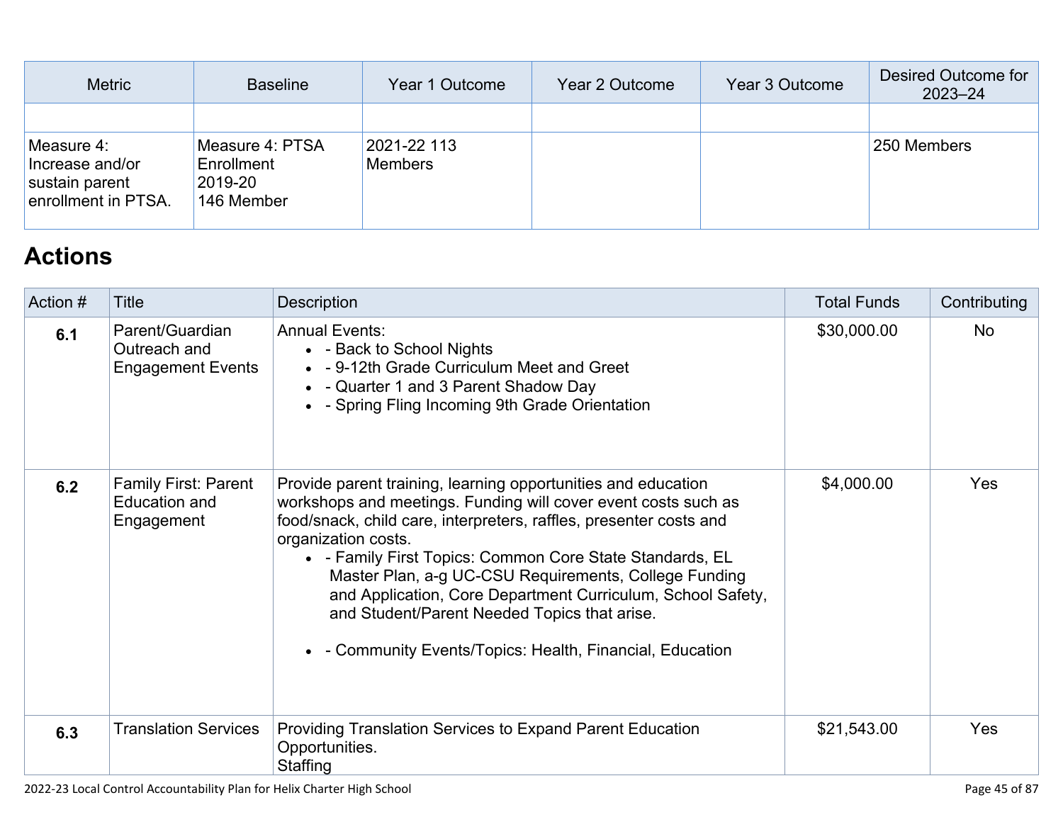| Metric | Baseline | Year 1 Outcome | Year 2 Outcome | Year 3 Outcome | Desired Outcome for 2023–24 |
|---|---|---|---|---|---|
| | | | | | |
| Measure 4: Increase and/or sustain parent enrollment in PTSA. | Measure 4: PTSA Enrollment 2019-20 146 Member | 2021-22 113 Members | | | 250 Members |

## Actions

| Action # | Title | Description | Total Funds | Contributing |
|---|---|---|---|---|
| **6.1** | Parent/Guardian Outreach and Engagement Events | Annual Events:<br>• - Back to School Nights<br>• - 9-12th Grade Curriculum Meet and Greet<br>• - Quarter 1 and 3 Parent Shadow Day<br>• - Spring Fling Incoming 9th Grade Orientation | $30,000.00 | No |
| **6.2** | Family First: Parent Education and Engagement | Provide parent training, learning opportunities and education workshops and meetings. Funding will cover event costs such as food/snack, child care, interpreters, raffles, presenter costs and organization costs.<br>• - Family First Topics: Common Core State Standards, EL Master Plan, a-g UC-CSU Requirements, College Funding and Application, Core Department Curriculum, School Safety, and Student/Parent Needed Topics that arise.<br>• - Community Events/Topics: Health, Financial, Education | $4,000.00 | Yes |
| **6.3** | Translation Services | Providing Translation Services to Expand Parent Education Opportunities.<br>Staffing | $21,543.00 | Yes |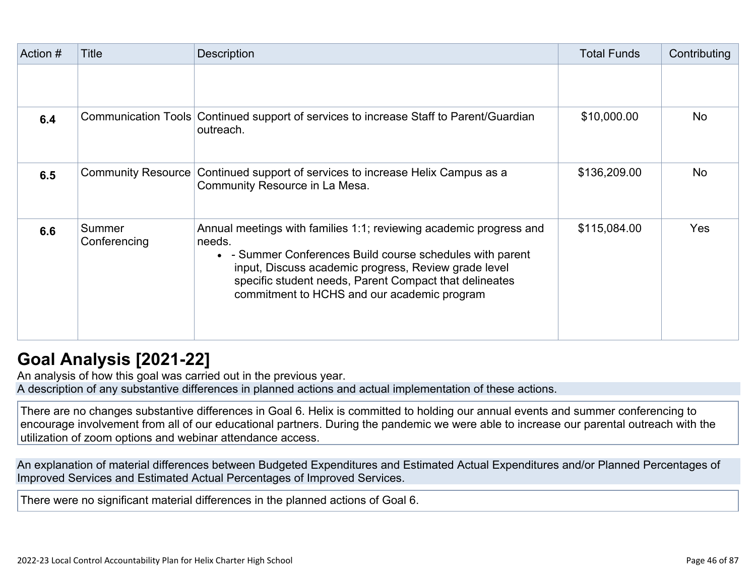| Action # | Title | Description | Total Funds | Contributing |
|---|---|---|---|---|
| | | | | |
| **6.4** | Communication Tools | Continued support of services to increase Staff to Parent/Guardian outreach. | $10,000.00 | No |
| **6.5** | Community Resource | Continued support of services to increase Helix Campus as a Community Resource in La Mesa. | $136,209.00 | No |
| **6.6** | Summer Conferencing | Annual meetings with families 1:1; reviewing academic progress and needs. <br>• - Summer Conferences Build course schedules with parent input, Discuss academic progress, Review grade level specific student needs, Parent Compact that delineates commitment to HCHS and our academic program | $115,084.00 | Yes |

# Goal Analysis [2021-22]

An analysis of how this goal was carried out in the previous year.

A description of any substantive differences in planned actions and actual implementation of these actions.

There are no changes substantive differences in Goal 6. Helix is committed to holding our annual events and summer conferencing to encourage involvement from all of our educational partners. During the pandemic we were able to increase our parental outreach with the utilization of zoom options and webinar attendance access.

An explanation of material differences between Budgeted Expenditures and Estimated Actual Expenditures and/or Planned Percentages of Improved Services and Estimated Actual Percentages of Improved Services.

There were no significant material differences in the planned actions of Goal 6.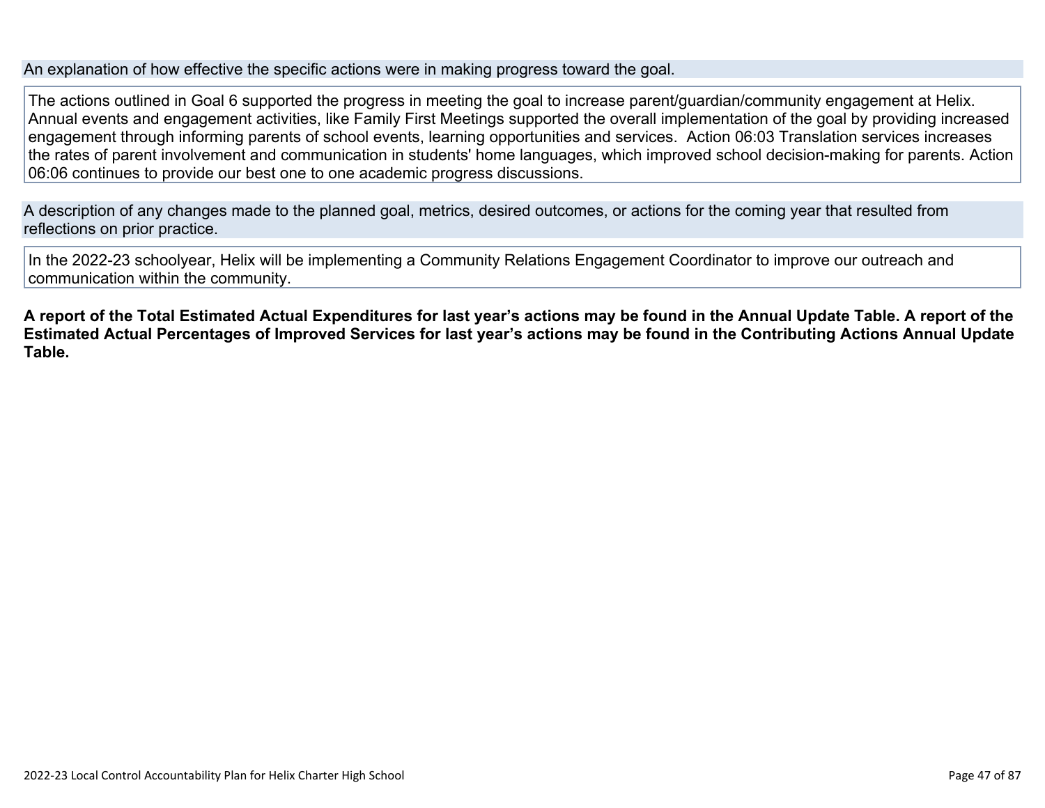An explanation of how effective the specific actions were in making progress toward the goal.

The actions outlined in Goal 6 supported the progress in meeting the goal to increase parent/guardian/community engagement at Helix. Annual events and engagement activities, like Family First Meetings supported the overall implementation of the goal by providing increased engagement through informing parents of school events, learning opportunities and services.  Action 06:03 Translation services increases the rates of parent involvement and communication in students' home languages, which improved school decision-making for parents. Action 06:06 continues to provide our best one to one academic progress discussions.

A description of any changes made to the planned goal, metrics, desired outcomes, or actions for the coming year that resulted from reflections on prior practice.

In the 2022-23 schoolyear, Helix will be implementing a Community Relations Engagement Coordinator to improve our outreach and communication within the community.

**A report of the Total Estimated Actual Expenditures for last year's actions may be found in the Annual Update Table. A report of the Estimated Actual Percentages of Improved Services for last year's actions may be found in the Contributing Actions Annual Update Table.**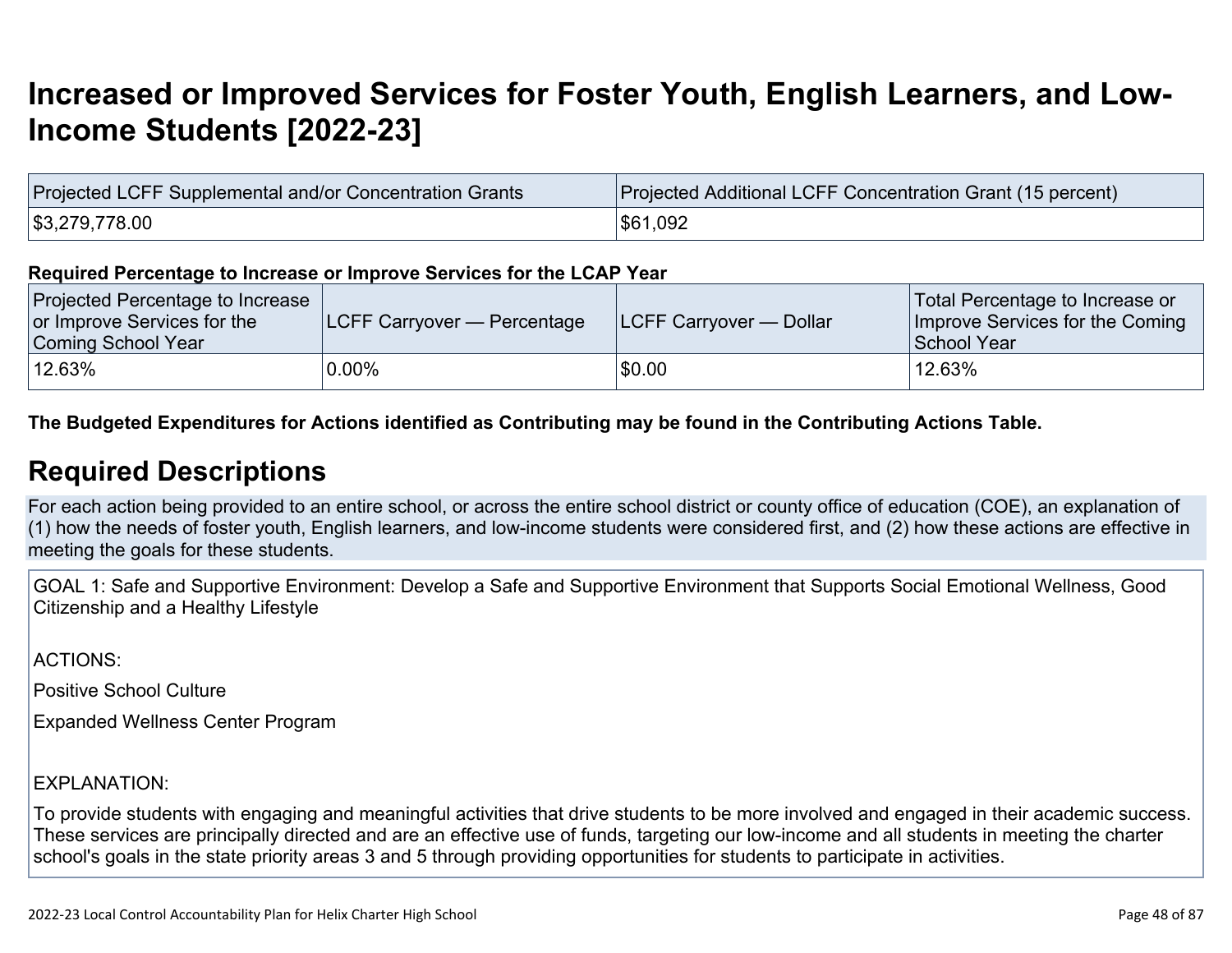# Increased or Improved Services for Foster Youth, English Learners, and Low-Income Students [2022-23]

| Projected LCFF Supplemental and/or Concentration Grants | Projected Additional LCFF Concentration Grant (15 percent) |
|---|---|
| $3,279,778.00 | $61,092 |

**Required Percentage to Increase or Improve Services for the LCAP Year**

| Projected Percentage to Increase or Improve Services for the Coming School Year | LCFF Carryover — Percentage | LCFF Carryover — Dollar | Total Percentage to Increase or Improve Services for the Coming School Year |
|---|---|---|---|
| 12.63% | 0.00% | $0.00 | 12.63% |

**The Budgeted Expenditures for Actions identified as Contributing may be found in the Contributing Actions Table.**

## Required Descriptions

For each action being provided to an entire school, or across the entire school district or county office of education (COE), an explanation of (1) how the needs of foster youth, English learners, and low-income students were considered first, and (2) how these actions are effective in meeting the goals for these students.

GOAL 1: Safe and Supportive Environment: Develop a Safe and Supportive Environment that Supports Social Emotional Wellness, Good Citizenship and a Healthy Lifestyle

ACTIONS:

Positive School Culture

Expanded Wellness Center Program

EXPLANATION:

To provide students with engaging and meaningful activities that drive students to be more involved and engaged in their academic success. These services are principally directed and are an effective use of funds, targeting our low-income and all students in meeting the charter school's goals in the state priority areas 3 and 5 through providing opportunities for students to participate in activities.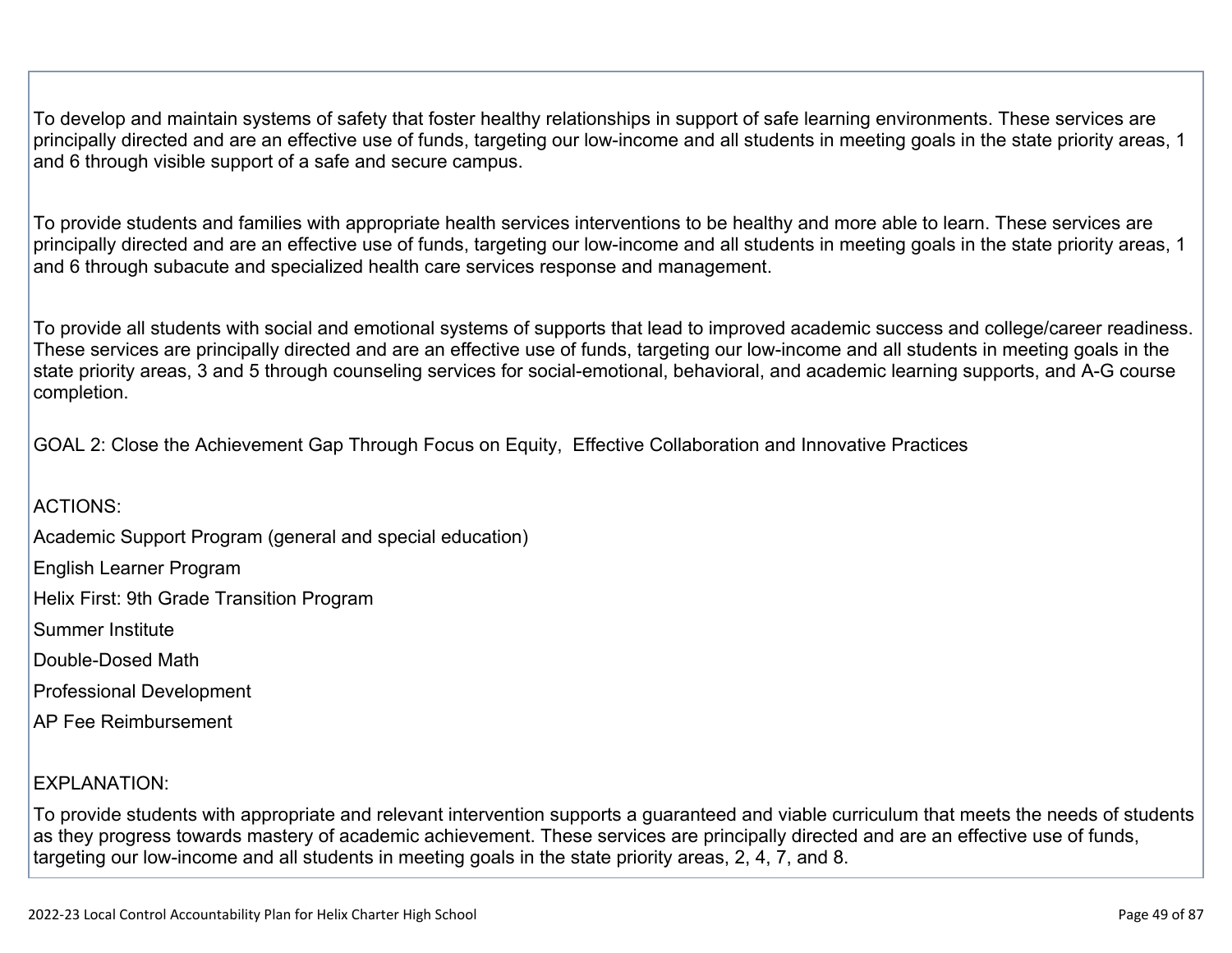To develop and maintain systems of safety that foster healthy relationships in support of safe learning environments. These services are principally directed and are an effective use of funds, targeting our low-income and all students in meeting goals in the state priority areas, 1 and 6 through visible support of a safe and secure campus.

To provide students and families with appropriate health services interventions to be healthy and more able to learn. These services are principally directed and are an effective use of funds, targeting our low-income and all students in meeting goals in the state priority areas, 1 and 6 through subacute and specialized health care services response and management.

To provide all students with social and emotional systems of supports that lead to improved academic success and college/career readiness. These services are principally directed and are an effective use of funds, targeting our low-income and all students in meeting goals in the state priority areas, 3 and 5 through counseling services for social-emotional, behavioral, and academic learning supports, and A-G course completion.

GOAL 2: Close the Achievement Gap Through Focus on Equity, Effective Collaboration and Innovative Practices

ACTIONS:

Academic Support Program (general and special education)

English Learner Program

Helix First: 9th Grade Transition Program

Summer Institute

Double-Dosed Math

Professional Development

AP Fee Reimbursement

EXPLANATION:

To provide students with appropriate and relevant intervention supports a guaranteed and viable curriculum that meets the needs of students as they progress towards mastery of academic achievement. These services are principally directed and are an effective use of funds, targeting our low-income and all students in meeting goals in the state priority areas, 2, 4, 7, and 8.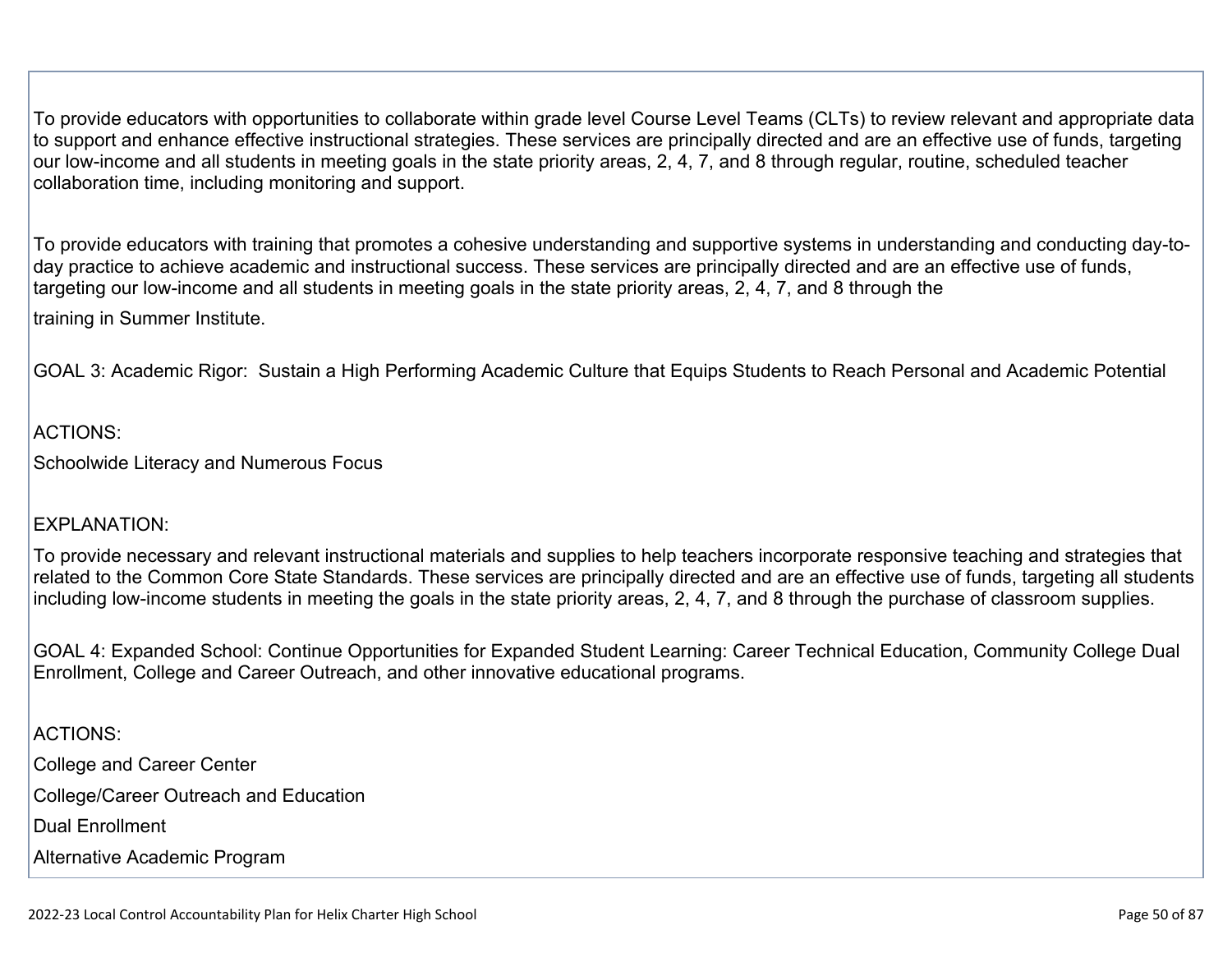To provide educators with opportunities to collaborate within grade level Course Level Teams (CLTs) to review relevant and appropriate data to support and enhance effective instructional strategies. These services are principally directed and are an effective use of funds, targeting our low-income and all students in meeting goals in the state priority areas, 2, 4, 7, and 8 through regular, routine, scheduled teacher collaboration time, including monitoring and support.

To provide educators with training that promotes a cohesive understanding and supportive systems in understanding and conducting day-to-day practice to achieve academic and instructional success. These services are principally directed and are an effective use of funds, targeting our low-income and all students in meeting goals in the state priority areas, 2, 4, 7, and 8 through the

training in Summer Institute.

GOAL 3: Academic Rigor: Sustain a High Performing Academic Culture that Equips Students to Reach Personal and Academic Potential

ACTIONS:

Schoolwide Literacy and Numerous Focus

EXPLANATION:

To provide necessary and relevant instructional materials and supplies to help teachers incorporate responsive teaching and strategies that related to the Common Core State Standards. These services are principally directed and are an effective use of funds, targeting all students including low-income students in meeting the goals in the state priority areas, 2, 4, 7, and 8 through the purchase of classroom supplies.

GOAL 4: Expanded School: Continue Opportunities for Expanded Student Learning: Career Technical Education, Community College Dual Enrollment, College and Career Outreach, and other innovative educational programs.

ACTIONS:

College and Career Center

College/Career Outreach and Education

Dual Enrollment

Alternative Academic Program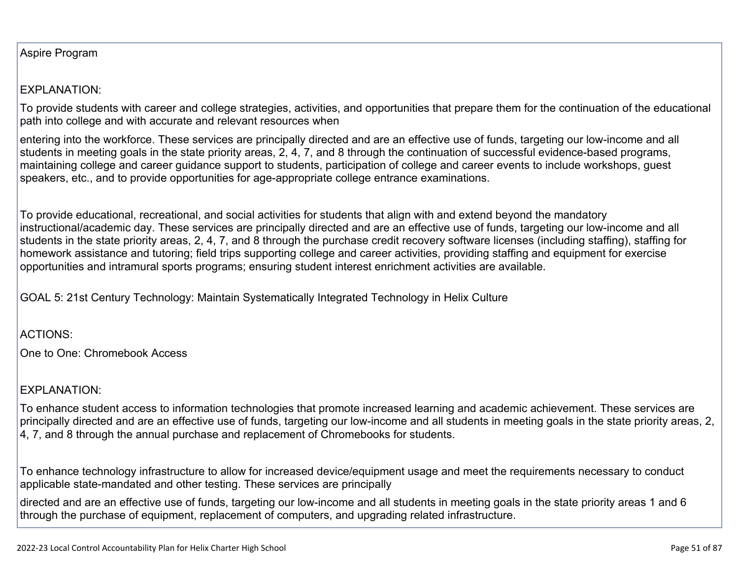Aspire Program

EXPLANATION:

To provide students with career and college strategies, activities, and opportunities that prepare them for the continuation of the educational path into college and with accurate and relevant resources when

entering into the workforce. These services are principally directed and are an effective use of funds, targeting our low-income and all students in meeting goals in the state priority areas, 2, 4, 7, and 8 through the continuation of successful evidence-based programs, maintaining college and career guidance support to students, participation of college and career events to include workshops, guest speakers, etc., and to provide opportunities for age-appropriate college entrance examinations.

To provide educational, recreational, and social activities for students that align with and extend beyond the mandatory instructional/academic day. These services are principally directed and are an effective use of funds, targeting our low-income and all students in the state priority areas, 2, 4, 7, and 8 through the purchase credit recovery software licenses (including staffing), staffing for homework assistance and tutoring; field trips supporting college and career activities, providing staffing and equipment for exercise opportunities and intramural sports programs; ensuring student interest enrichment activities are available.

GOAL 5: 21st Century Technology: Maintain Systematically Integrated Technology in Helix Culture

ACTIONS:

One to One: Chromebook Access

EXPLANATION:

To enhance student access to information technologies that promote increased learning and academic achievement. These services are principally directed and are an effective use of funds, targeting our low-income and all students in meeting goals in the state priority areas, 2, 4, 7, and 8 through the annual purchase and replacement of Chromebooks for students.

To enhance technology infrastructure to allow for increased device/equipment usage and meet the requirements necessary to conduct applicable state-mandated and other testing. These services are principally

directed and are an effective use of funds, targeting our low-income and all students in meeting goals in the state priority areas 1 and 6 through the purchase of equipment, replacement of computers, and upgrading related infrastructure.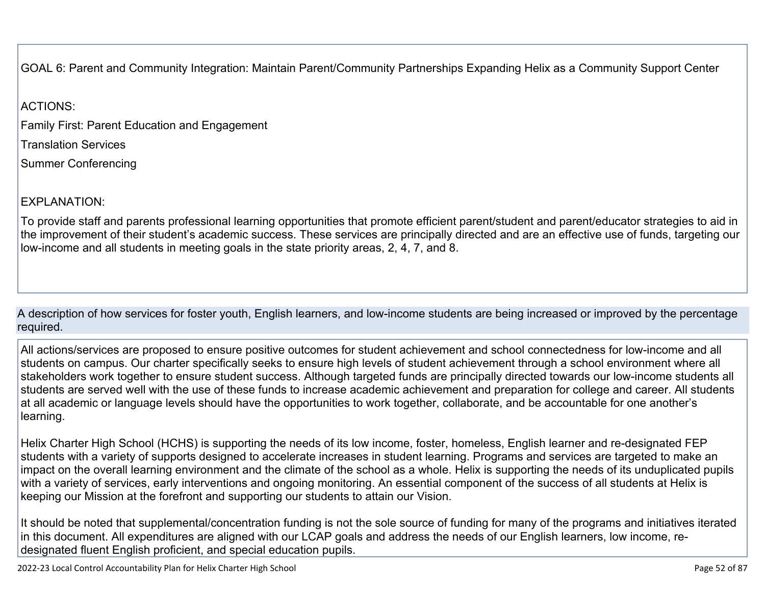GOAL 6: Parent and Community Integration: Maintain Parent/Community Partnerships Expanding Helix as a Community Support Center

ACTIONS:

Family First: Parent Education and Engagement

Translation Services

Summer Conferencing

EXPLANATION:

To provide staff and parents professional learning opportunities that promote efficient parent/student and parent/educator strategies to aid in the improvement of their student's academic success. These services are principally directed and are an effective use of funds, targeting our low-income and all students in meeting goals in the state priority areas, 2, 4, 7, and 8.

A description of how services for foster youth, English learners, and low-income students are being increased or improved by the percentage required.

All actions/services are proposed to ensure positive outcomes for student achievement and school connectedness for low-income and all students on campus. Our charter specifically seeks to ensure high levels of student achievement through a school environment where all stakeholders work together to ensure student success. Although targeted funds are principally directed towards our low-income students all students are served well with the use of these funds to increase academic achievement and preparation for college and career. All students at all academic or language levels should have the opportunities to work together, collaborate, and be accountable for one another's learning.

Helix Charter High School (HCHS) is supporting the needs of its low income, foster, homeless, English learner and re-designated FEP students with a variety of supports designed to accelerate increases in student learning. Programs and services are targeted to make an impact on the overall learning environment and the climate of the school as a whole. Helix is supporting the needs of its unduplicated pupils with a variety of services, early interventions and ongoing monitoring. An essential component of the success of all students at Helix is keeping our Mission at the forefront and supporting our students to attain our Vision.

It should be noted that supplemental/concentration funding is not the sole source of funding for many of the programs and initiatives iterated in this document. All expenditures are aligned with our LCAP goals and address the needs of our English learners, low income, re-designated fluent English proficient, and special education pupils.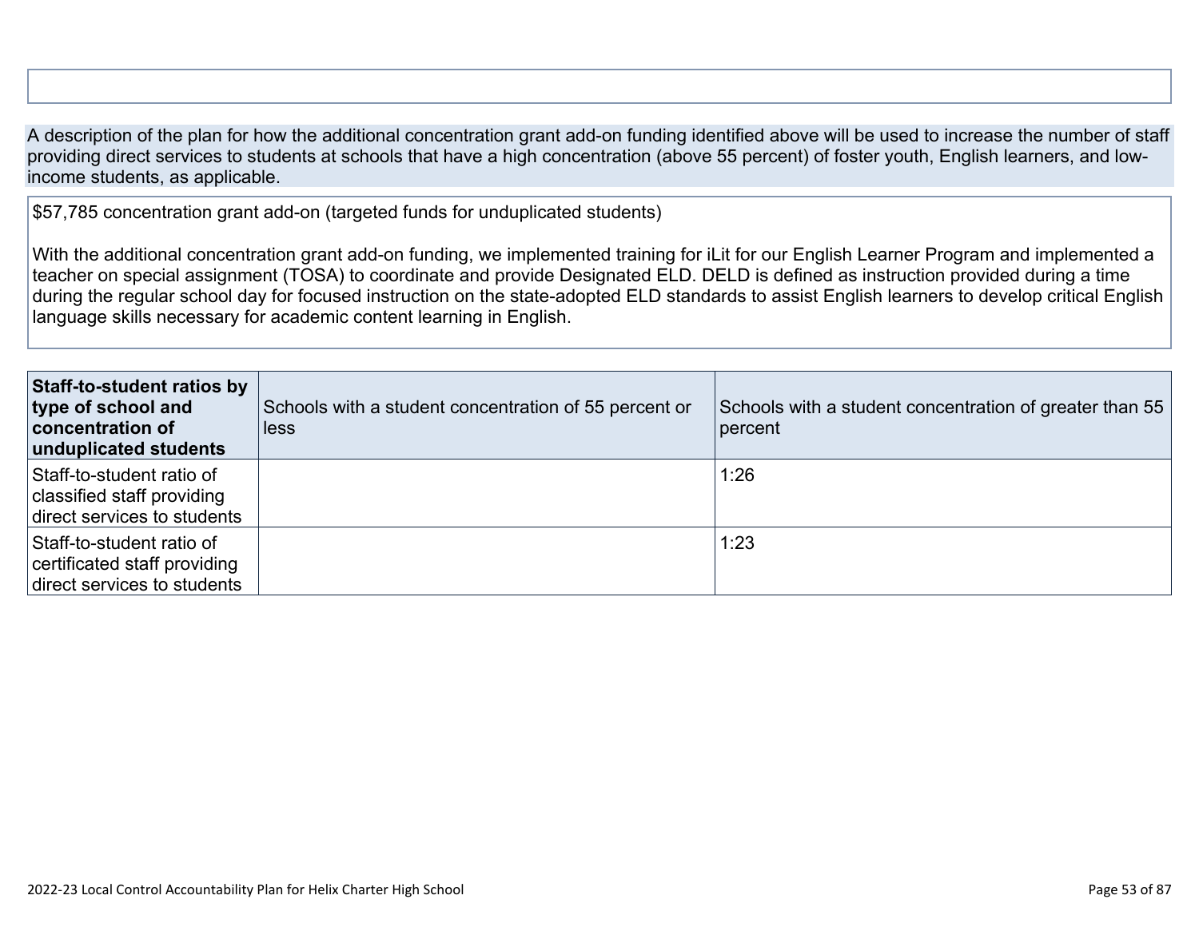A description of the plan for how the additional concentration grant add-on funding identified above will be used to increase the number of staff providing direct services to students at schools that have a high concentration (above 55 percent) of foster youth, English learners, and low-income students, as applicable.

$57,785 concentration grant add-on (targeted funds for unduplicated students)

With the additional concentration grant add-on funding, we implemented training for iLit for our English Learner Program and implemented a teacher on special assignment (TOSA) to coordinate and provide Designated ELD. DELD is defined as instruction provided during a time during the regular school day for focused instruction on the state-adopted ELD standards to assist English learners to develop critical English language skills necessary for academic content learning in English.

| **Staff-to-student ratios by type of school and concentration of unduplicated students** | Schools with a student concentration of 55 percent or less | Schools with a student concentration of greater than 55 percent |
| --- | --- | --- |
| Staff-to-student ratio of classified staff providing direct services to students | | 1:26 |
| Staff-to-student ratio of certificated staff providing direct services to students | | 1:23 |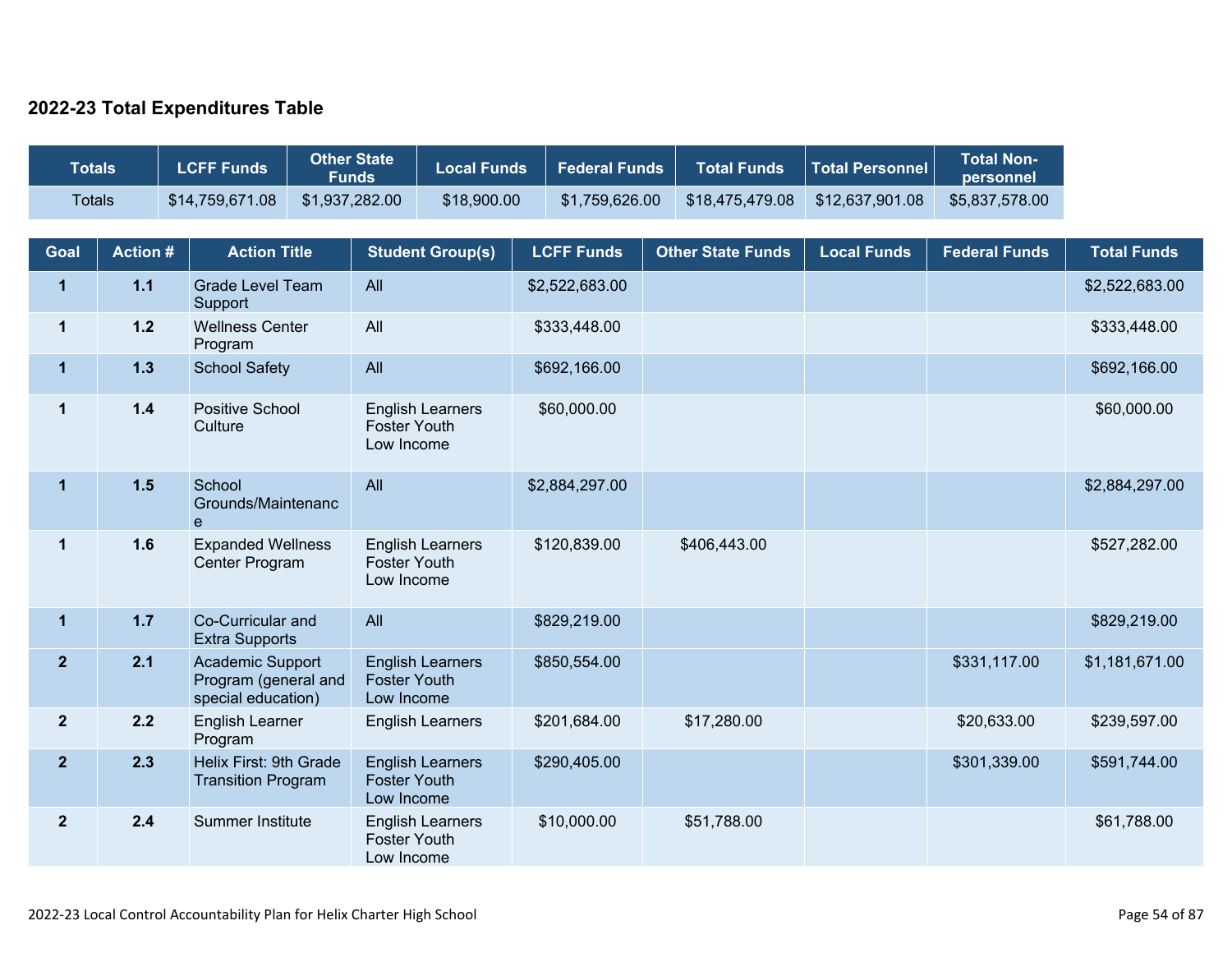## 2022-23 Total Expenditures Table

| Totals | LCFF Funds | Other State Funds | Local Funds | Federal Funds | Total Funds | Total Personnel | Total Non-personnel |
|---|---|---|---|---|---|---|---|
| Totals | $14,759,671.08 | $1,937,282.00 | $18,900.00 | $1,759,626.00 | $18,475,479.08 | $12,637,901.08 | $5,837,578.00 |

| Goal | Action # | Action Title | Student Group(s) | LCFF Funds | Other State Funds | Local Funds | Federal Funds | Total Funds |
|---|---|---|---|---|---|---|---|---|
| 1 | 1.1 | Grade Level Team Support | All | $2,522,683.00 | | | | $2,522,683.00 |
| 1 | 1.2 | Wellness Center Program | All | $333,448.00 | | | | $333,448.00 |
| 1 | 1.3 | School Safety | All | $692,166.00 | | | | $692,166.00 |
| 1 | 1.4 | Positive School Culture | English Learners<br>Foster Youth<br>Low Income | $60,000.00 | | | | $60,000.00 |
| 1 | 1.5 | School Grounds/Maintenance | All | $2,884,297.00 | | | | $2,884,297.00 |
| 1 | 1.6 | Expanded Wellness Center Program | English Learners<br>Foster Youth<br>Low Income | $120,839.00 | $406,443.00 | | | $527,282.00 |
| 1 | 1.7 | Co-Curricular and Extra Supports | All | $829,219.00 | | | | $829,219.00 |
| 2 | 2.1 | Academic Support Program (general and special education) | English Learners<br>Foster Youth<br>Low Income | $850,554.00 | | | $331,117.00 | $1,181,671.00 |
| 2 | 2.2 | English Learner Program | English Learners | $201,684.00 | $17,280.00 | | $20,633.00 | $239,597.00 |
| 2 | 2.3 | Helix First: 9th Grade Transition Program | English Learners<br>Foster Youth<br>Low Income | $290,405.00 | | | $301,339.00 | $591,744.00 |
| 2 | 2.4 | Summer Institute | English Learners<br>Foster Youth<br>Low Income | $10,000.00 | $51,788.00 | | | $61,788.00 |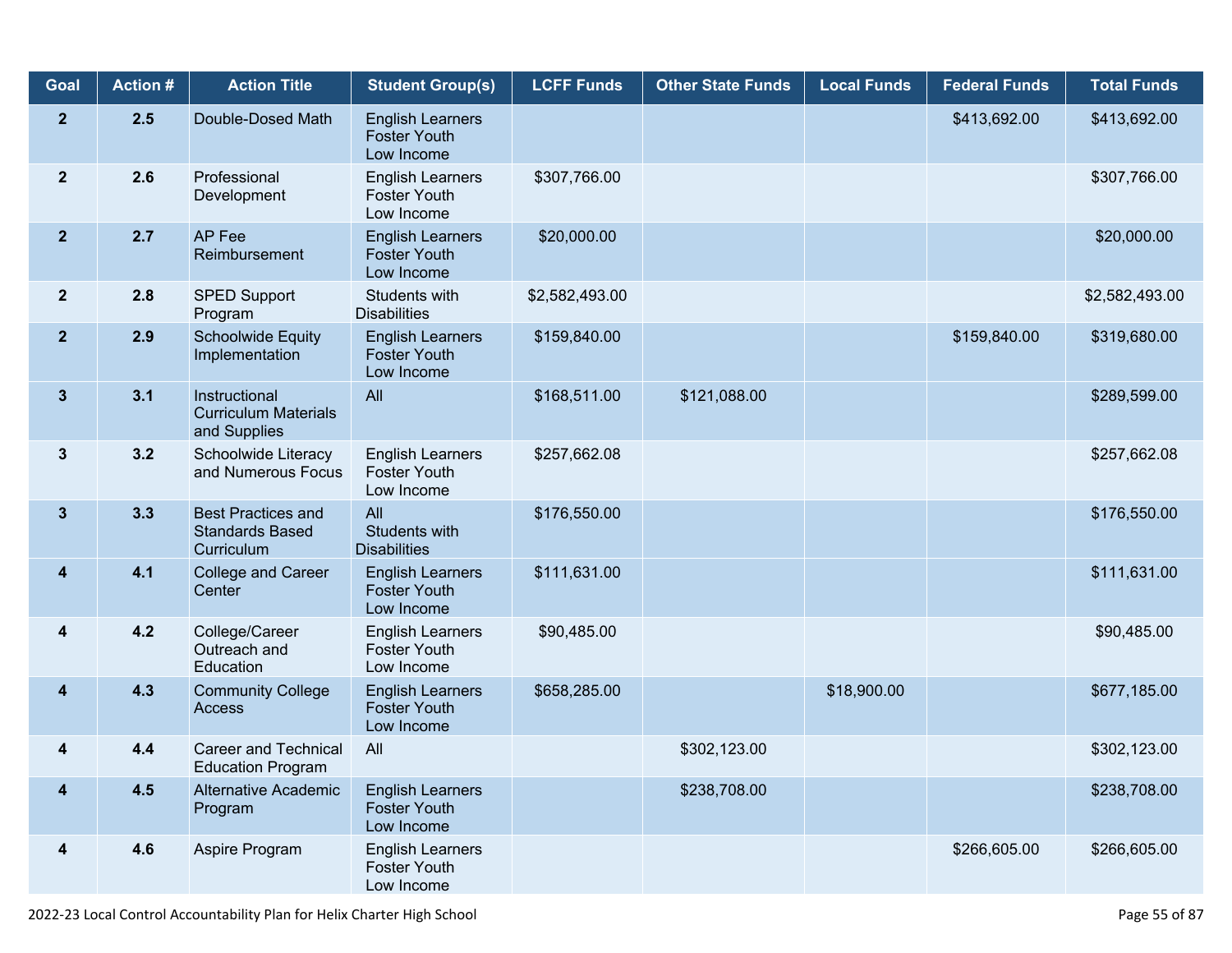| Goal | Action # | Action Title | Student Group(s) | LCFF Funds | Other State Funds | Local Funds | Federal Funds | Total Funds |
|---|---|---|---|---|---|---|---|---|
| 2 | 2.5 | Double-Dosed Math | English Learners Foster Youth Low Income | | | | $413,692.00 | $413,692.00 |
| 2 | 2.6 | Professional Development | English Learners Foster Youth Low Income | $307,766.00 | | | | $307,766.00 |
| 2 | 2.7 | AP Fee Reimbursement | English Learners Foster Youth Low Income | $20,000.00 | | | | $20,000.00 |
| 2 | 2.8 | SPED Support Program | Students with Disabilities | $2,582,493.00 | | | | $2,582,493.00 |
| 2 | 2.9 | Schoolwide Equity Implementation | English Learners Foster Youth Low Income | $159,840.00 | | | $159,840.00 | $319,680.00 |
| 3 | 3.1 | Instructional Curriculum Materials and Supplies | All | $168,511.00 | $121,088.00 | | | $289,599.00 |
| 3 | 3.2 | Schoolwide Literacy and Numerous Focus | English Learners Foster Youth Low Income | $257,662.08 | | | | $257,662.08 |
| 3 | 3.3 | Best Practices and Standards Based Curriculum | All Students with Disabilities | $176,550.00 | | | | $176,550.00 |
| 4 | 4.1 | College and Career Center | English Learners Foster Youth Low Income | $111,631.00 | | | | $111,631.00 |
| 4 | 4.2 | College/Career Outreach and Education | English Learners Foster Youth Low Income | $90,485.00 | | | | $90,485.00 |
| 4 | 4.3 | Community College Access | English Learners Foster Youth Low Income | $658,285.00 | | $18,900.00 | | $677,185.00 |
| 4 | 4.4 | Career and Technical Education Program | All | | $302,123.00 | | | $302,123.00 |
| 4 | 4.5 | Alternative Academic Program | English Learners Foster Youth Low Income | | $238,708.00 | | | $238,708.00 |
| 4 | 4.6 | Aspire Program | English Learners Foster Youth Low Income | | | | $266,605.00 | $266,605.00 |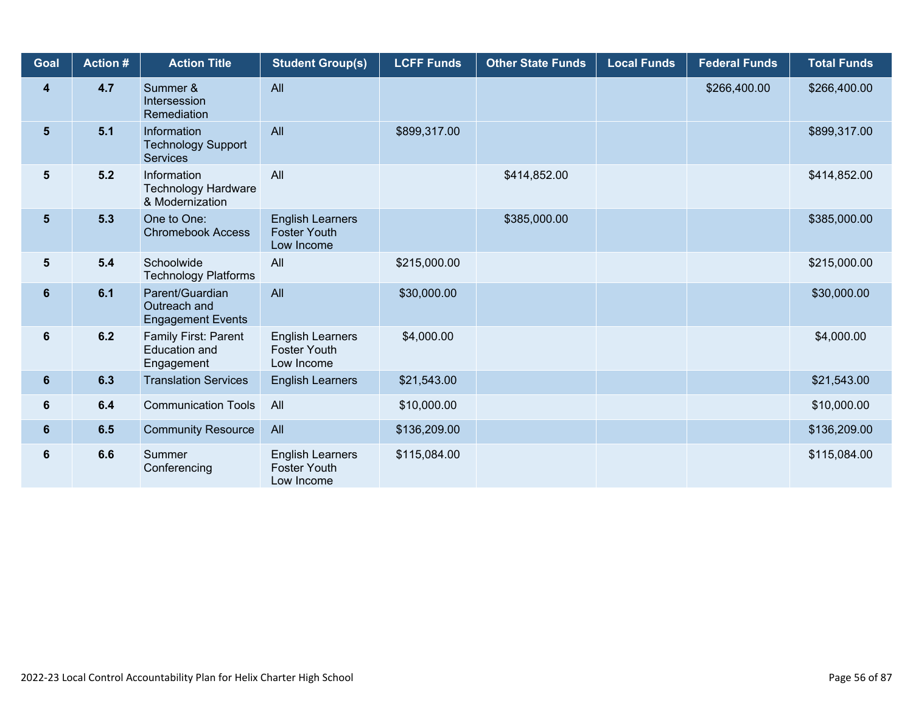| Goal | Action # | Action Title | Student Group(s) | LCFF Funds | Other State Funds | Local Funds | Federal Funds | Total Funds |
|---|---|---|---|---|---|---|---|---|
| 4 | 4.7 | Summer & Intersession Remediation | All | | | | $266,400.00 | $266,400.00 |
| 5 | 5.1 | Information Technology Support Services | All | $899,317.00 | | | | $899,317.00 |
| 5 | 5.2 | Information Technology Hardware & Modernization | All | | $414,852.00 | | | $414,852.00 |
| 5 | 5.3 | One to One: Chromebook Access | English Learners Foster Youth Low Income | | $385,000.00 | | | $385,000.00 |
| 5 | 5.4 | Schoolwide Technology Platforms | All | $215,000.00 | | | | $215,000.00 |
| 6 | 6.1 | Parent/Guardian Outreach and Engagement Events | All | $30,000.00 | | | | $30,000.00 |
| 6 | 6.2 | Family First: Parent Education and Engagement | English Learners Foster Youth Low Income | $4,000.00 | | | | $4,000.00 |
| 6 | 6.3 | Translation Services | English Learners | $21,543.00 | | | | $21,543.00 |
| 6 | 6.4 | Communication Tools | All | $10,000.00 | | | | $10,000.00 |
| 6 | 6.5 | Community Resource | All | $136,209.00 | | | | $136,209.00 |
| 6 | 6.6 | Summer Conferencing | English Learners Foster Youth Low Income | $115,084.00 | | | | $115,084.00 |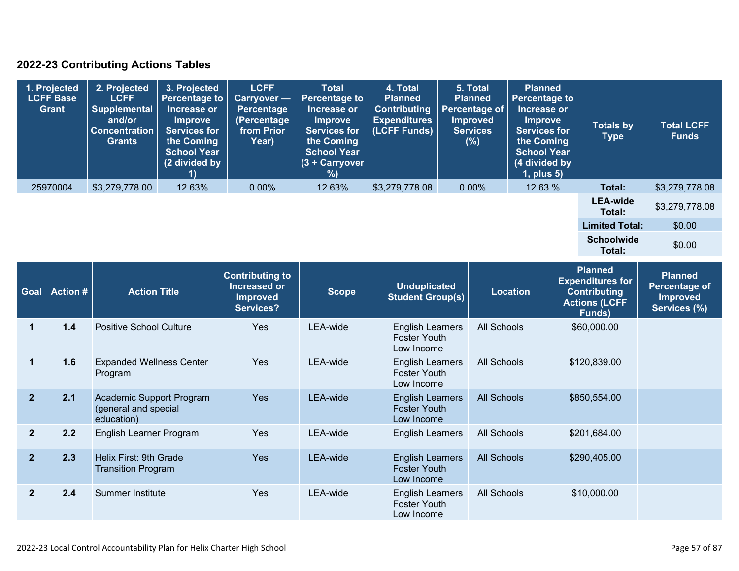## 2022-23 Contributing Actions Tables

| 1. Projected LCFF Base Grant | 2. Projected LCFF Supplemental and/or Concentration Grants | 3. Projected Percentage to Increase or Improve Services for the Coming School Year (2 divided by 1) | LCFF Carryover — Percentage (Percentage from Prior Year) | Total Percentage to Increase or Improve Services for the Coming School Year (3 + Carryover %) | 4. Total Planned Contributing Expenditures (LCFF Funds) | 5. Total Planned Percentage of Improved Services (%) | Planned Percentage to Increase or Improve Services for the Coming School Year (4 divided by 1, plus 5) | Totals by Type | Total LCFF Funds |
|---|---|---|---|---|---|---|---|---|---|
| 25970004 | $3,279,778.00 | 12.63% | 0.00% | 12.63% | $3,279,778.08 | 0.00% | 12.63 % | Total: | $3,279,778.08 |
| | | | | | | | | LEA-wide Total: | $3,279,778.08 |
| | | | | | | | | Limited Total: | $0.00 |
| | | | | | | | | Schoolwide Total: | $0.00 |

| Goal | Action # | Action Title | Contributing to Increased or Improved Services? | Scope | Unduplicated Student Group(s) | Location | Planned Expenditures for Contributing Actions (LCFF Funds) | Planned Percentage of Improved Services (%) |
|---|---|---|---|---|---|---|---|---|
| 1 | 1.4 | Positive School Culture | Yes | LEA-wide | English Learners Foster Youth Low Income | All Schools | $60,000.00 | |
| 1 | 1.6 | Expanded Wellness Center Program | Yes | LEA-wide | English Learners Foster Youth Low Income | All Schools | $120,839.00 | |
| 2 | 2.1 | Academic Support Program (general and special education) | Yes | LEA-wide | English Learners Foster Youth Low Income | All Schools | $850,554.00 | |
| 2 | 2.2 | English Learner Program | Yes | LEA-wide | English Learners | All Schools | $201,684.00 | |
| 2 | 2.3 | Helix First: 9th Grade Transition Program | Yes | LEA-wide | English Learners Foster Youth Low Income | All Schools | $290,405.00 | |
| 2 | 2.4 | Summer Institute | Yes | LEA-wide | English Learners Foster Youth Low Income | All Schools | $10,000.00 | |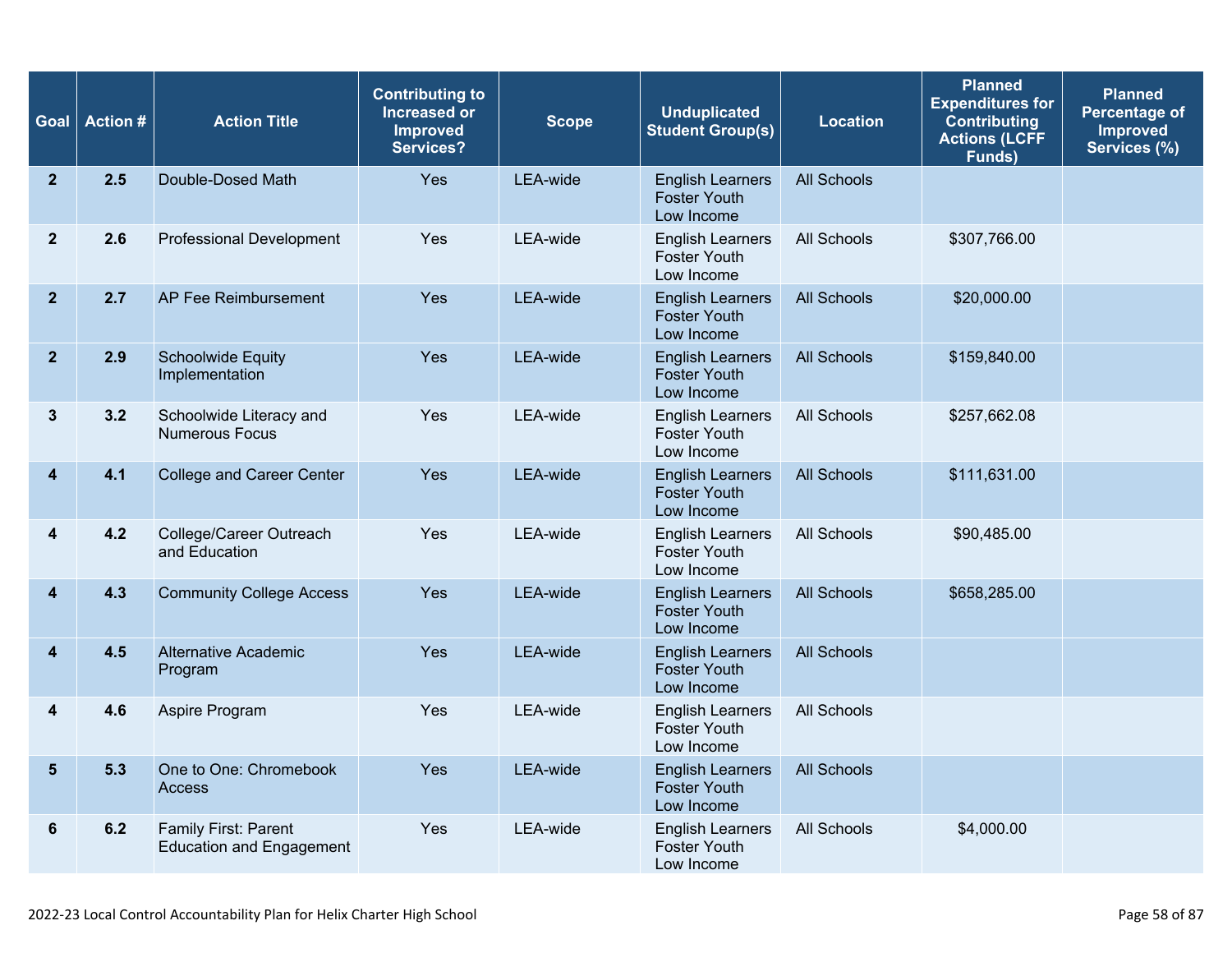| Goal | Action # | Action Title | Contributing to Increased or Improved Services? | Scope | Unduplicated Student Group(s) | Location | Planned Expenditures for Contributing Actions (LCFF Funds) | Planned Percentage of Improved Services (%) |
|---|---|---|---|---|---|---|---|---|
| 2 | 2.5 | Double-Dosed Math | Yes | LEA-wide | English Learners Foster Youth Low Income | All Schools | | |
| 2 | 2.6 | Professional Development | Yes | LEA-wide | English Learners Foster Youth Low Income | All Schools | $307,766.00 | |
| 2 | 2.7 | AP Fee Reimbursement | Yes | LEA-wide | English Learners Foster Youth Low Income | All Schools | $20,000.00 | |
| 2 | 2.9 | Schoolwide Equity Implementation | Yes | LEA-wide | English Learners Foster Youth Low Income | All Schools | $159,840.00 | |
| 3 | 3.2 | Schoolwide Literacy and Numerous Focus | Yes | LEA-wide | English Learners Foster Youth Low Income | All Schools | $257,662.08 | |
| 4 | 4.1 | College and Career Center | Yes | LEA-wide | English Learners Foster Youth Low Income | All Schools | $111,631.00 | |
| 4 | 4.2 | College/Career Outreach and Education | Yes | LEA-wide | English Learners Foster Youth Low Income | All Schools | $90,485.00 | |
| 4 | 4.3 | Community College Access | Yes | LEA-wide | English Learners Foster Youth Low Income | All Schools | $658,285.00 | |
| 4 | 4.5 | Alternative Academic Program | Yes | LEA-wide | English Learners Foster Youth Low Income | All Schools | | |
| 4 | 4.6 | Aspire Program | Yes | LEA-wide | English Learners Foster Youth Low Income | All Schools | | |
| 5 | 5.3 | One to One: Chromebook Access | Yes | LEA-wide | English Learners Foster Youth Low Income | All Schools | | |
| 6 | 6.2 | Family First: Parent Education and Engagement | Yes | LEA-wide | English Learners Foster Youth Low Income | All Schools | $4,000.00 | |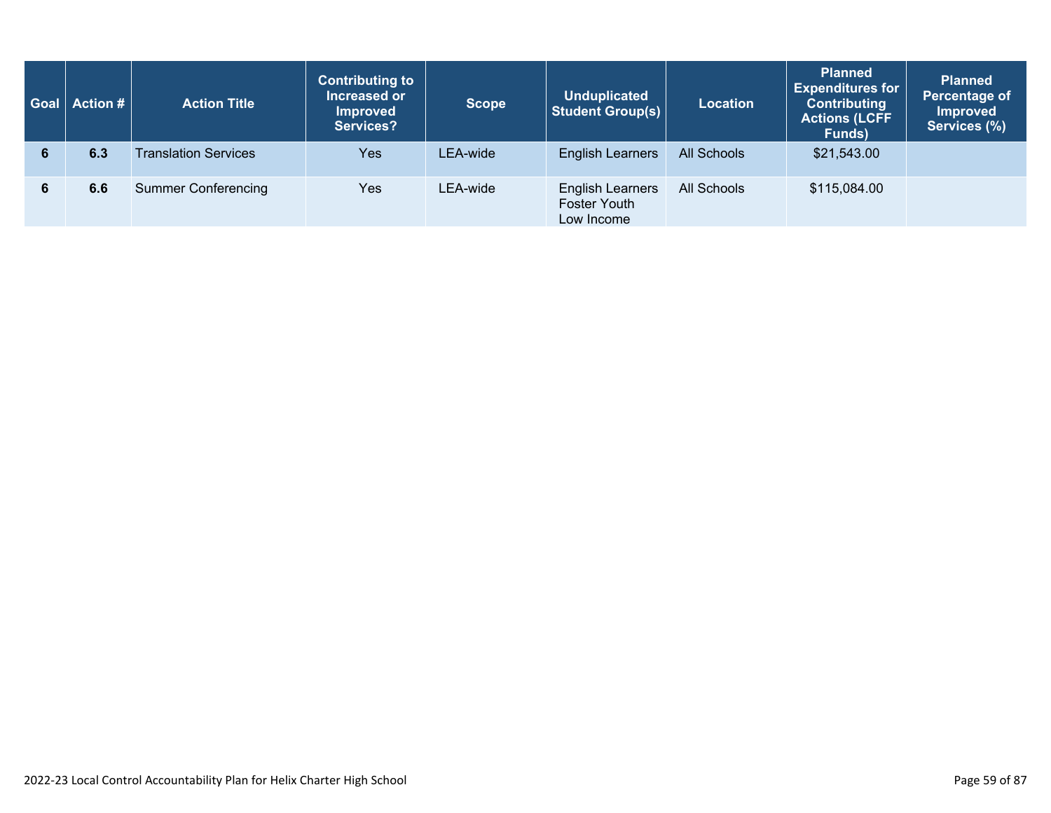| Goal | Action # | Action Title | Contributing to Increased or Improved Services? | Scope | Unduplicated Student Group(s) | Location | Planned Expenditures for Contributing Actions (LCFF Funds) | Planned Percentage of Improved Services (%) |
|---|---|---|---|---|---|---|---|---|
| 6 | 6.3 | Translation Services | Yes | LEA-wide | English Learners | All Schools | $21,543.00 | |
| 6 | 6.6 | Summer Conferencing | Yes | LEA-wide | English Learners Foster Youth Low Income | All Schools | $115,084.00 | |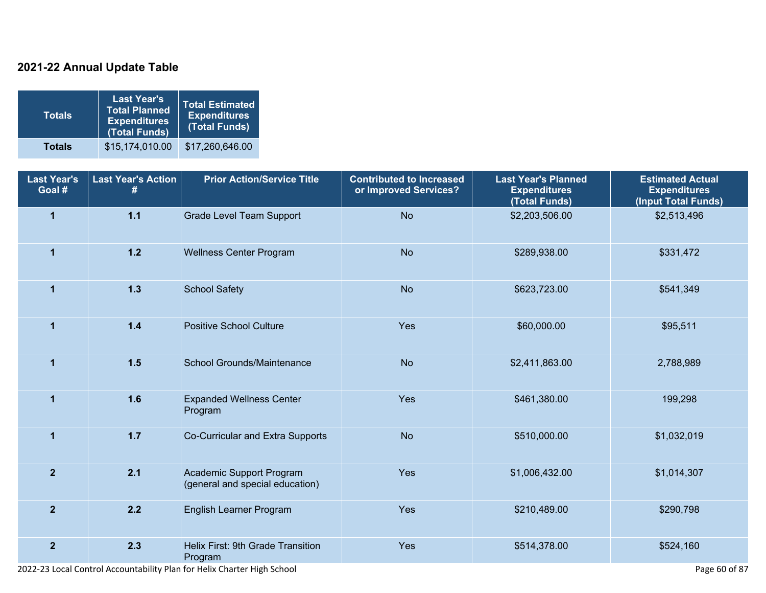## 2021-22 Annual Update Table

| Totals | Last Year's Total Planned Expenditures (Total Funds) | Total Estimated Expenditures (Total Funds) |
|---|---|---|
| **Totals** | $15,174,010.00 | $17,260,646.00 |

| Last Year's Goal # | Last Year's Action # | Prior Action/Service Title | Contributed to Increased or Improved Services? | Last Year's Planned Expenditures (Total Funds) | Estimated Actual Expenditures (Input Total Funds) |
|---|---|---|---|---|---|
| 1 | 1.1 | Grade Level Team Support | No | $2,203,506.00 | $2,513,496 |
| 1 | 1.2 | Wellness Center Program | No | $289,938.00 | $331,472 |
| 1 | 1.3 | School Safety | No | $623,723.00 | $541,349 |
| 1 | 1.4 | Positive School Culture | Yes | $60,000.00 | $95,511 |
| 1 | 1.5 | School Grounds/Maintenance | No | $2,411,863.00 | 2,788,989 |
| 1 | 1.6 | Expanded Wellness Center Program | Yes | $461,380.00 | 199,298 |
| 1 | 1.7 | Co-Curricular and Extra Supports | No | $510,000.00 | $1,032,019 |
| 2 | 2.1 | Academic Support Program (general and special education) | Yes | $1,006,432.00 | $1,014,307 |
| 2 | 2.2 | English Learner Program | Yes | $210,489.00 | $290,798 |
| 2 | 2.3 | Helix First: 9th Grade Transition Program | Yes | $514,378.00 | $524,160 |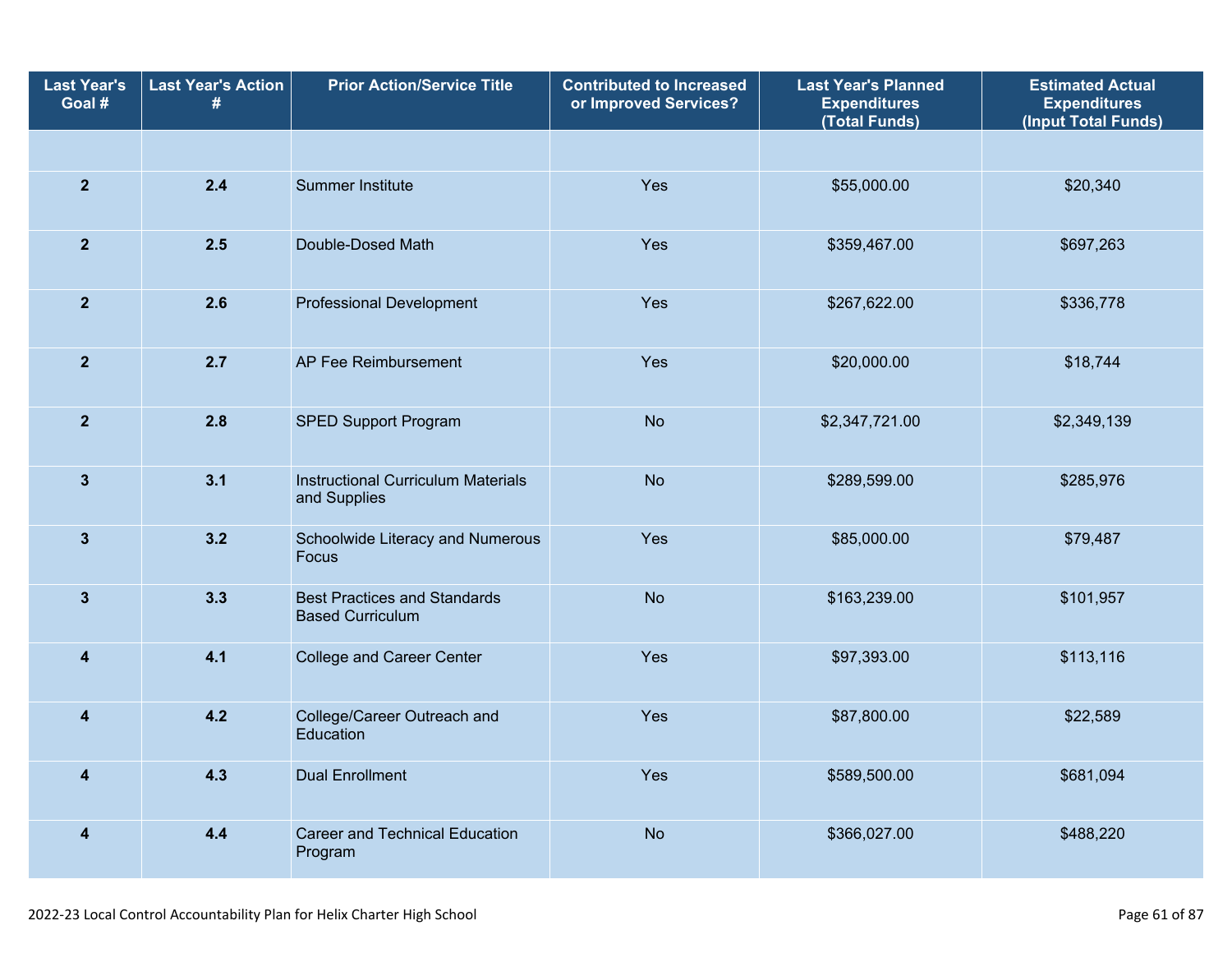| Last Year's Goal # | Last Year's Action # | Prior Action/Service Title | Contributed to Increased or Improved Services? | Last Year's Planned Expenditures (Total Funds) | Estimated Actual Expenditures (Input Total Funds) |
|---|---|---|---|---|---|
| | | | | | |
| 2 | 2.4 | Summer Institute | Yes | $55,000.00 | $20,340 |
| 2 | 2.5 | Double-Dosed Math | Yes | $359,467.00 | $697,263 |
| 2 | 2.6 | Professional Development | Yes | $267,622.00 | $336,778 |
| 2 | 2.7 | AP Fee Reimbursement | Yes | $20,000.00 | $18,744 |
| 2 | 2.8 | SPED Support Program | No | $2,347,721.00 | $2,349,139 |
| 3 | 3.1 | Instructional Curriculum Materials and Supplies | No | $289,599.00 | $285,976 |
| 3 | 3.2 | Schoolwide Literacy and Numerous Focus | Yes | $85,000.00 | $79,487 |
| 3 | 3.3 | Best Practices and Standards Based Curriculum | No | $163,239.00 | $101,957 |
| 4 | 4.1 | College and Career Center | Yes | $97,393.00 | $113,116 |
| 4 | 4.2 | College/Career Outreach and Education | Yes | $87,800.00 | $22,589 |
| 4 | 4.3 | Dual Enrollment | Yes | $589,500.00 | $681,094 |
| 4 | 4.4 | Career and Technical Education Program | No | $366,027.00 | $488,220 |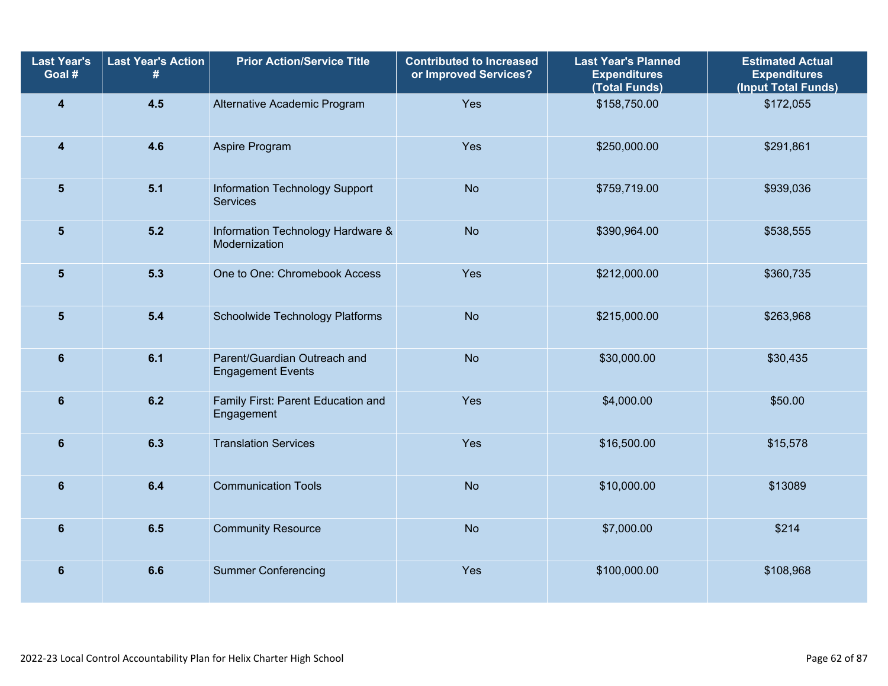| Last Year's Goal # | Last Year's Action # | Prior Action/Service Title | Contributed to Increased or Improved Services? | Last Year's Planned Expenditures (Total Funds) | Estimated Actual Expenditures (Input Total Funds) |
|---|---|---|---|---|---|
| 4 | 4.5 | Alternative Academic Program | Yes | $158,750.00 | $172,055 |
| 4 | 4.6 | Aspire Program | Yes | $250,000.00 | $291,861 |
| 5 | 5.1 | Information Technology Support Services | No | $759,719.00 | $939,036 |
| 5 | 5.2 | Information Technology Hardware & Modernization | No | $390,964.00 | $538,555 |
| 5 | 5.3 | One to One: Chromebook Access | Yes | $212,000.00 | $360,735 |
| 5 | 5.4 | Schoolwide Technology Platforms | No | $215,000.00 | $263,968 |
| 6 | 6.1 | Parent/Guardian Outreach and Engagement Events | No | $30,000.00 | $30,435 |
| 6 | 6.2 | Family First: Parent Education and Engagement | Yes | $4,000.00 | $50.00 |
| 6 | 6.3 | Translation Services | Yes | $16,500.00 | $15,578 |
| 6 | 6.4 | Communication Tools | No | $10,000.00 | $13089 |
| 6 | 6.5 | Community Resource | No | $7,000.00 | $214 |
| 6 | 6.6 | Summer Conferencing | Yes | $100,000.00 | $108,968 |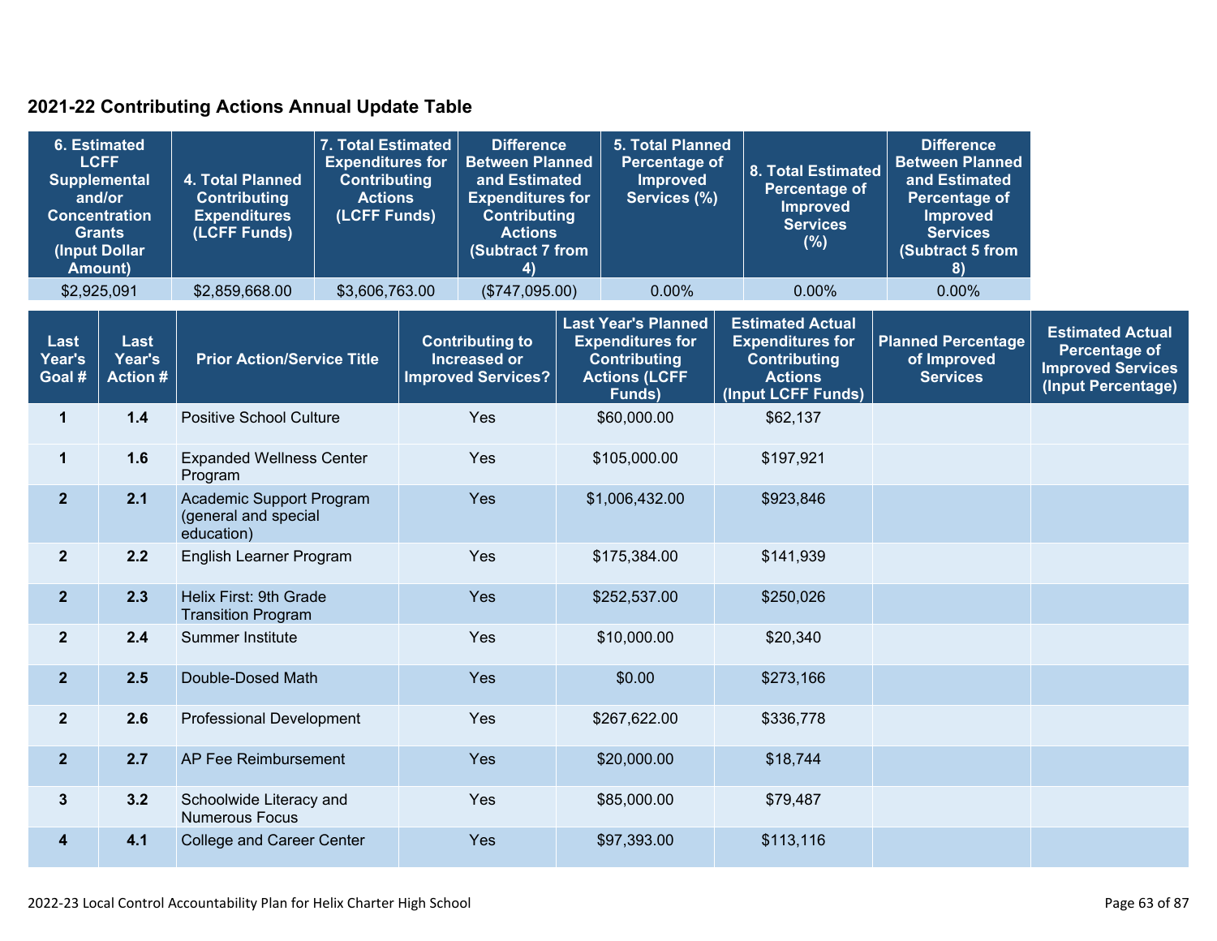## 2021-22 Contributing Actions Annual Update Table

| 6. Estimated LCFF Supplemental and/or Concentration Grants (Input Dollar Amount) | 4. Total Planned Contributing Expenditures (LCFF Funds) | 7. Total Estimated Expenditures for Contributing Actions (LCFF Funds) | Difference Between Planned and Estimated Expenditures for Contributing Actions (Subtract 7 from 4) | 5. Total Planned Percentage of Improved Services (%) | 8. Total Estimated Percentage of Improved Services (%) | Difference Between Planned and Estimated Percentage of Improved Services (Subtract 5 from 8) |
|---|---|---|---|---|---|---|
| $2,925,091 | $2,859,668.00 | $3,606,763.00 | ($747,095.00) | 0.00% | 0.00% | 0.00% |

| Last Year's Goal # | Last Year's Action # | Prior Action/Service Title | Contributing to Increased or Improved Services? | Last Year's Planned Expenditures for Contributing Actions (LCFF Funds) | Estimated Actual Expenditures for Contributing Actions (Input LCFF Funds) | Planned Percentage of Improved Services | Estimated Actual Percentage of Improved Services (Input Percentage) |
|---|---|---|---|---|---|---|---|
| 1 | 1.4 | Positive School Culture | Yes | $60,000.00 | $62,137 | | |
| 1 | 1.6 | Expanded Wellness Center Program | Yes | $105,000.00 | $197,921 | | |
| 2 | 2.1 | Academic Support Program (general and special education) | Yes | $1,006,432.00 | $923,846 | | |
| 2 | 2.2 | English Learner Program | Yes | $175,384.00 | $141,939 | | |
| 2 | 2.3 | Helix First: 9th Grade Transition Program | Yes | $252,537.00 | $250,026 | | |
| 2 | 2.4 | Summer Institute | Yes | $10,000.00 | $20,340 | | |
| 2 | 2.5 | Double-Dosed Math | Yes | $0.00 | $273,166 | | |
| 2 | 2.6 | Professional Development | Yes | $267,622.00 | $336,778 | | |
| 2 | 2.7 | AP Fee Reimbursement | Yes | $20,000.00 | $18,744 | | |
| 3 | 3.2 | Schoolwide Literacy and Numerous Focus | Yes | $85,000.00 | $79,487 | | |
| 4 | 4.1 | College and Career Center | Yes | $97,393.00 | $113,116 | | |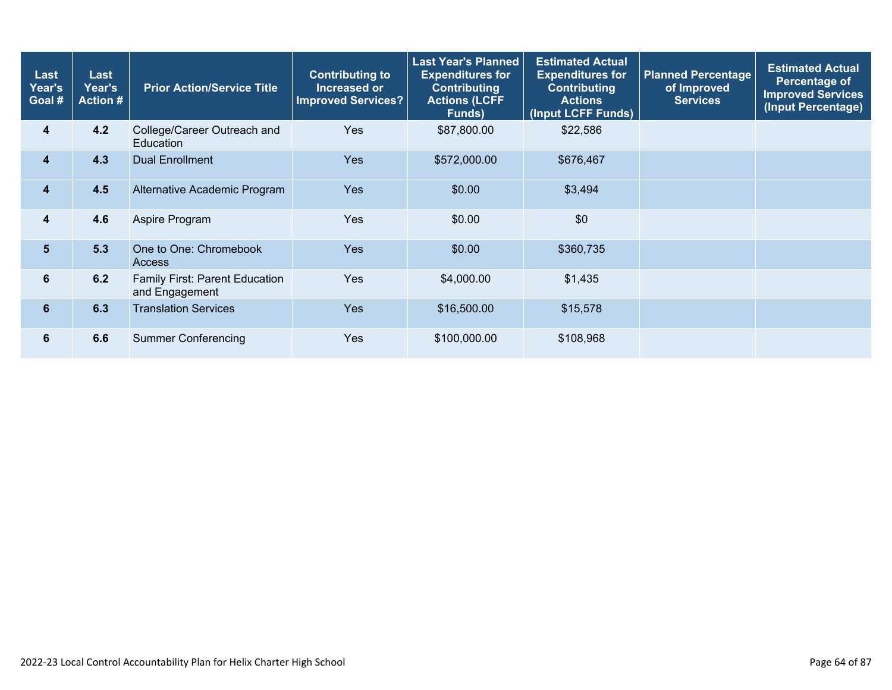| Last Year's Goal # | Last Year's Action # | Prior Action/Service Title | Contributing to Increased or Improved Services? | Last Year's Planned Expenditures for Contributing Actions (LCFF Funds) | Estimated Actual Expenditures for Contributing Actions (Input LCFF Funds) | Planned Percentage of Improved Services | Estimated Actual Percentage of Improved Services (Input Percentage) |
|---|---|---|---|---|---|---|---|
| 4 | 4.2 | College/Career Outreach and Education | Yes | $87,800.00 | $22,586 | | |
| 4 | 4.3 | Dual Enrollment | Yes | $572,000.00 | $676,467 | | |
| 4 | 4.5 | Alternative Academic Program | Yes | $0.00 | $3,494 | | |
| 4 | 4.6 | Aspire Program | Yes | $0.00 | $0 | | |
| 5 | 5.3 | One to One: Chromebook Access | Yes | $0.00 | $360,735 | | |
| 6 | 6.2 | Family First: Parent Education and Engagement | Yes | $4,000.00 | $1,435 | | |
| 6 | 6.3 | Translation Services | Yes | $16,500.00 | $15,578 | | |
| 6 | 6.6 | Summer Conferencing | Yes | $100,000.00 | $108,968 | | |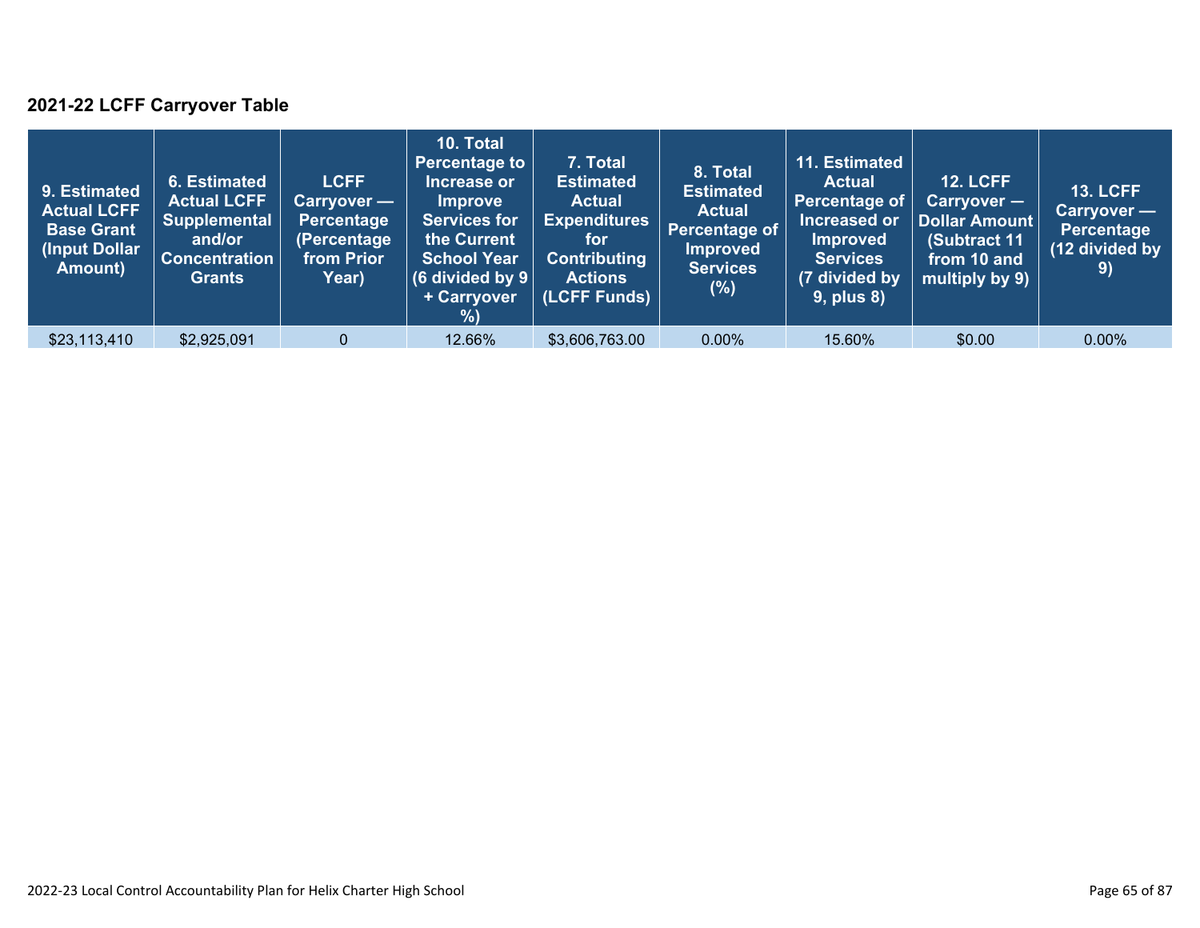## 2021-22 LCFF Carryover Table

| 9. Estimated Actual LCFF Base Grant (Input Dollar Amount) | 6. Estimated Actual LCFF Supplemental and/or Concentration Grants | LCFF Carryover — Percentage (Percentage from Prior Year) | 10. Total Percentage to Increase or Improve Services for the Current School Year (6 divided by 9 + Carryover %) | 7. Total Estimated Actual Expenditures for Contributing Actions (LCFF Funds) | 8. Total Estimated Actual Percentage of Improved Services (%) | 11. Estimated Actual Percentage of Increased or Improved Services (7 divided by 9, plus 8) | 12. LCFF Carryover — Dollar Amount (Subtract 11 from 10 and multiply by 9) | 13. LCFF Carryover — Percentage (12 divided by 9) |
|---|---|---|---|---|---|---|---|---|
| $23,113,410 | $2,925,091 | 0 | 12.66% | $3,606,763.00 | 0.00% | 15.60% | $0.00 | 0.00% |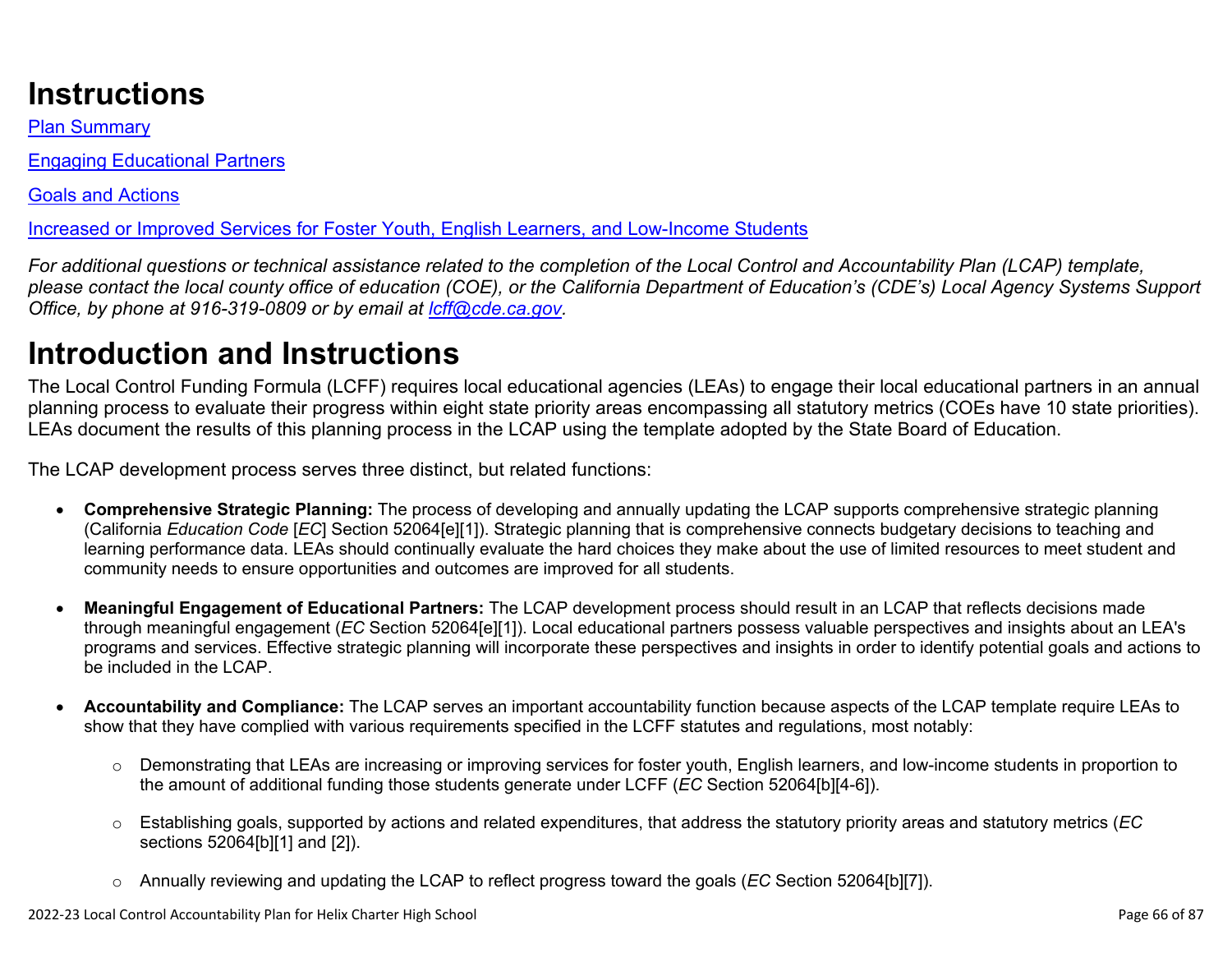# Instructions

[Plan Summary](#)

[Engaging Educational Partners](#)

[Goals and Actions](#)

[Increased or Improved Services for Foster Youth, English Learners, and Low-Income Students](#)

*For additional questions or technical assistance related to the completion of the Local Control and Accountability Plan (LCAP) template, please contact the local county office of education (COE), or the California Department of Education's (CDE's) Local Agency Systems Support Office, by phone at 916-319-0809 or by email at [lcff@cde.ca.gov](mailto:lcff@cde.ca.gov).*

# Introduction and Instructions

The Local Control Funding Formula (LCFF) requires local educational agencies (LEAs) to engage their local educational partners in an annual planning process to evaluate their progress within eight state priority areas encompassing all statutory metrics (COEs have 10 state priorities). LEAs document the results of this planning process in the LCAP using the template adopted by the State Board of Education.

The LCAP development process serves three distinct, but related functions:

- **Comprehensive Strategic Planning:** The process of developing and annually updating the LCAP supports comprehensive strategic planning (California *Education Code* [*EC*] Section 52064[e][1]). Strategic planning that is comprehensive connects budgetary decisions to teaching and learning performance data. LEAs should continually evaluate the hard choices they make about the use of limited resources to meet student and community needs to ensure opportunities and outcomes are improved for all students.

- **Meaningful Engagement of Educational Partners:** The LCAP development process should result in an LCAP that reflects decisions made through meaningful engagement (*EC* Section 52064[e][1]). Local educational partners possess valuable perspectives and insights about an LEA's programs and services. Effective strategic planning will incorporate these perspectives and insights in order to identify potential goals and actions to be included in the LCAP.

- **Accountability and Compliance:** The LCAP serves an important accountability function because aspects of the LCAP template require LEAs to show that they have complied with various requirements specified in the LCFF statutes and regulations, most notably:

  - Demonstrating that LEAs are increasing or improving services for foster youth, English learners, and low-income students in proportion to the amount of additional funding those students generate under LCFF (*EC* Section 52064[b][4-6]).

  - Establishing goals, supported by actions and related expenditures, that address the statutory priority areas and statutory metrics (*EC* sections 52064[b][1] and [2]).

  - Annually reviewing and updating the LCAP to reflect progress toward the goals (*EC* Section 52064[b][7]).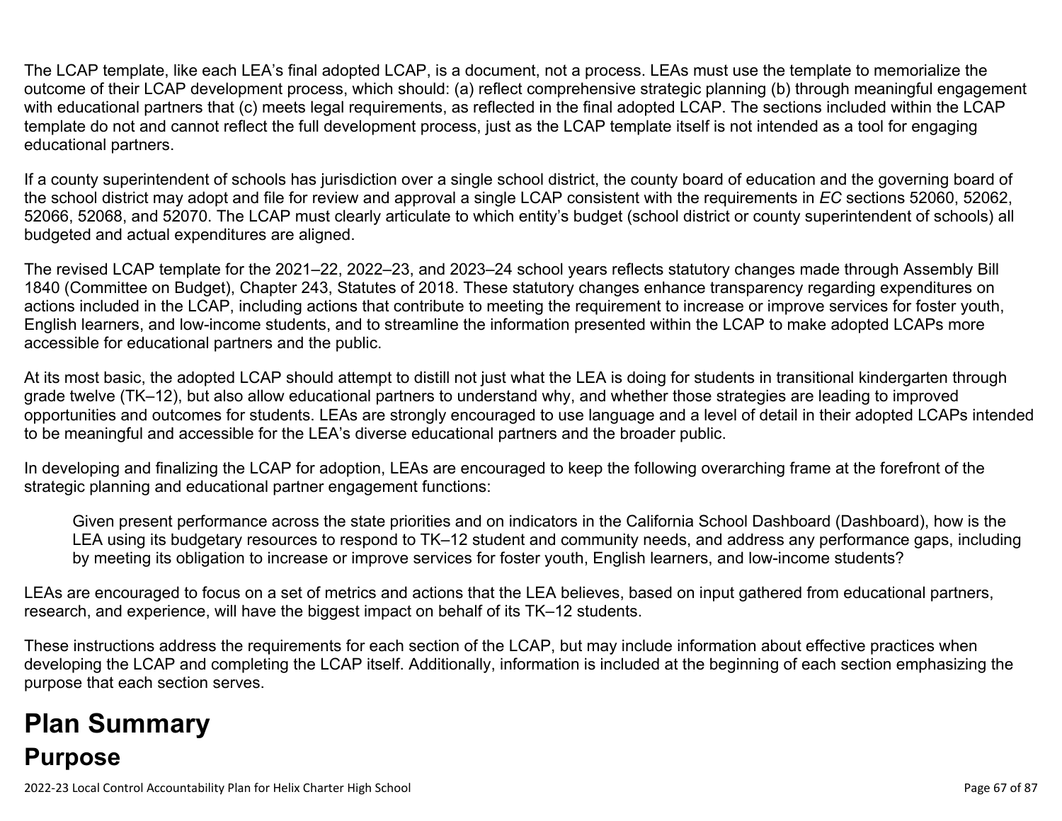The LCAP template, like each LEA's final adopted LCAP, is a document, not a process. LEAs must use the template to memorialize the outcome of their LCAP development process, which should: (a) reflect comprehensive strategic planning (b) through meaningful engagement with educational partners that (c) meets legal requirements, as reflected in the final adopted LCAP. The sections included within the LCAP template do not and cannot reflect the full development process, just as the LCAP template itself is not intended as a tool for engaging educational partners.

If a county superintendent of schools has jurisdiction over a single school district, the county board of education and the governing board of the school district may adopt and file for review and approval a single LCAP consistent with the requirements in *EC* sections 52060, 52062, 52066, 52068, and 52070. The LCAP must clearly articulate to which entity's budget (school district or county superintendent of schools) all budgeted and actual expenditures are aligned.

The revised LCAP template for the 2021–22, 2022–23, and 2023–24 school years reflects statutory changes made through Assembly Bill 1840 (Committee on Budget), Chapter 243, Statutes of 2018. These statutory changes enhance transparency regarding expenditures on actions included in the LCAP, including actions that contribute to meeting the requirement to increase or improve services for foster youth, English learners, and low-income students, and to streamline the information presented within the LCAP to make adopted LCAPs more accessible for educational partners and the public.

At its most basic, the adopted LCAP should attempt to distill not just what the LEA is doing for students in transitional kindergarten through grade twelve (TK–12), but also allow educational partners to understand why, and whether those strategies are leading to improved opportunities and outcomes for students. LEAs are strongly encouraged to use language and a level of detail in their adopted LCAPs intended to be meaningful and accessible for the LEA's diverse educational partners and the broader public.

In developing and finalizing the LCAP for adoption, LEAs are encouraged to keep the following overarching frame at the forefront of the strategic planning and educational partner engagement functions:

> Given present performance across the state priorities and on indicators in the California School Dashboard (Dashboard), how is the LEA using its budgetary resources to respond to TK–12 student and community needs, and address any performance gaps, including by meeting its obligation to increase or improve services for foster youth, English learners, and low-income students?

LEAs are encouraged to focus on a set of metrics and actions that the LEA believes, based on input gathered from educational partners, research, and experience, will have the biggest impact on behalf of its TK–12 students.

These instructions address the requirements for each section of the LCAP, but may include information about effective practices when developing the LCAP and completing the LCAP itself. Additionally, information is included at the beginning of each section emphasizing the purpose that each section serves.

# Plan Summary

## Purpose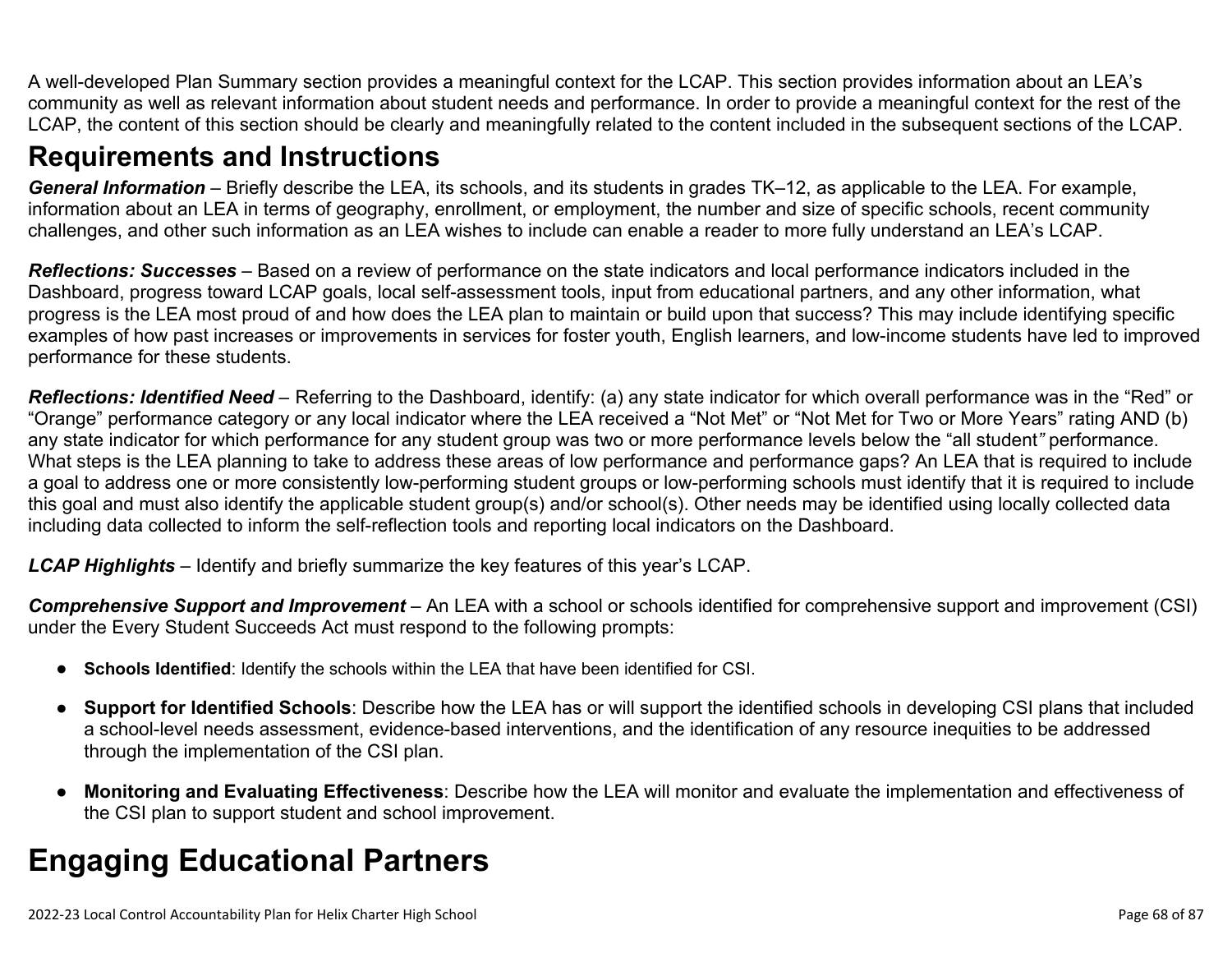A well-developed Plan Summary section provides a meaningful context for the LCAP. This section provides information about an LEA's community as well as relevant information about student needs and performance. In order to provide a meaningful context for the rest of the LCAP, the content of this section should be clearly and meaningfully related to the content included in the subsequent sections of the LCAP.

# Requirements and Instructions

***General Information*** – Briefly describe the LEA, its schools, and its students in grades TK–12, as applicable to the LEA. For example, information about an LEA in terms of geography, enrollment, or employment, the number and size of specific schools, recent community challenges, and other such information as an LEA wishes to include can enable a reader to more fully understand an LEA's LCAP.

***Reflections: Successes*** – Based on a review of performance on the state indicators and local performance indicators included in the Dashboard, progress toward LCAP goals, local self-assessment tools, input from educational partners, and any other information, what progress is the LEA most proud of and how does the LEA plan to maintain or build upon that success? This may include identifying specific examples of how past increases or improvements in services for foster youth, English learners, and low-income students have led to improved performance for these students.

***Reflections: Identified Need*** – Referring to the Dashboard, identify: (a) any state indicator for which overall performance was in the "Red" or "Orange" performance category or any local indicator where the LEA received a "Not Met" or "Not Met for Two or More Years" rating AND (b) any state indicator for which performance for any student group was two or more performance levels below the "all student" performance. What steps is the LEA planning to take to address these areas of low performance and performance gaps? An LEA that is required to include a goal to address one or more consistently low-performing student groups or low-performing schools must identify that it is required to include this goal and must also identify the applicable student group(s) and/or school(s). Other needs may be identified using locally collected data including data collected to inform the self-reflection tools and reporting local indicators on the Dashboard.

***LCAP Highlights*** – Identify and briefly summarize the key features of this year's LCAP.

***Comprehensive Support and Improvement*** – An LEA with a school or schools identified for comprehensive support and improvement (CSI) under the Every Student Succeeds Act must respond to the following prompts:

- **Schools Identified**: Identify the schools within the LEA that have been identified for CSI.
- **Support for Identified Schools**: Describe how the LEA has or will support the identified schools in developing CSI plans that included a school-level needs assessment, evidence-based interventions, and the identification of any resource inequities to be addressed through the implementation of the CSI plan.
- **Monitoring and Evaluating Effectiveness**: Describe how the LEA will monitor and evaluate the implementation and effectiveness of the CSI plan to support student and school improvement.

# Engaging Educational Partners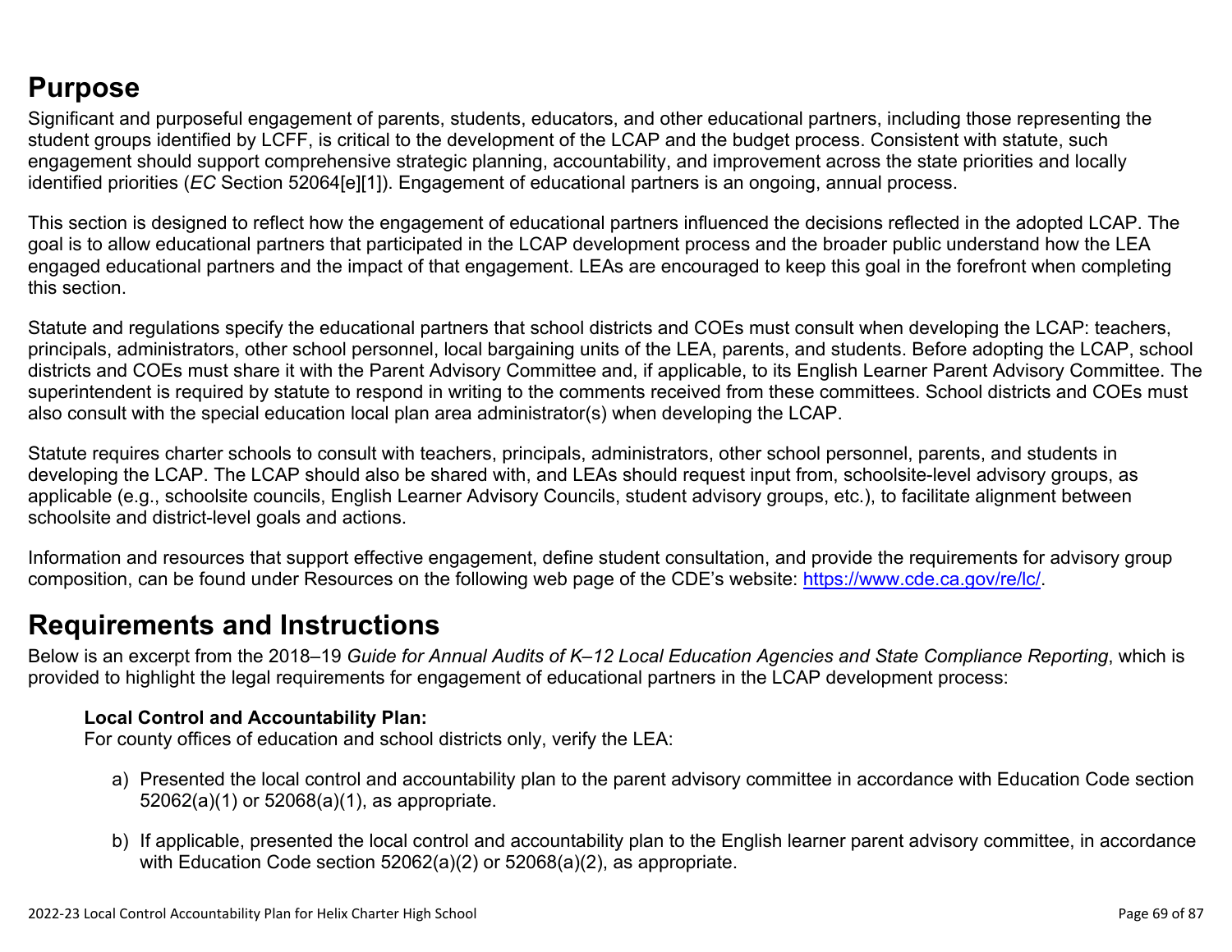## Purpose

Significant and purposeful engagement of parents, students, educators, and other educational partners, including those representing the student groups identified by LCFF, is critical to the development of the LCAP and the budget process. Consistent with statute, such engagement should support comprehensive strategic planning, accountability, and improvement across the state priorities and locally identified priorities (*EC* Section 52064[e][1]). Engagement of educational partners is an ongoing, annual process.

This section is designed to reflect how the engagement of educational partners influenced the decisions reflected in the adopted LCAP. The goal is to allow educational partners that participated in the LCAP development process and the broader public understand how the LEA engaged educational partners and the impact of that engagement. LEAs are encouraged to keep this goal in the forefront when completing this section.

Statute and regulations specify the educational partners that school districts and COEs must consult when developing the LCAP: teachers, principals, administrators, other school personnel, local bargaining units of the LEA, parents, and students. Before adopting the LCAP, school districts and COEs must share it with the Parent Advisory Committee and, if applicable, to its English Learner Parent Advisory Committee. The superintendent is required by statute to respond in writing to the comments received from these committees. School districts and COEs must also consult with the special education local plan area administrator(s) when developing the LCAP.

Statute requires charter schools to consult with teachers, principals, administrators, other school personnel, parents, and students in developing the LCAP. The LCAP should also be shared with, and LEAs should request input from, schoolsite-level advisory groups, as applicable (e.g., schoolsite councils, English Learner Advisory Councils, student advisory groups, etc.), to facilitate alignment between schoolsite and district-level goals and actions.

Information and resources that support effective engagement, define student consultation, and provide the requirements for advisory group composition, can be found under Resources on the following web page of the CDE's website: [https://www.cde.ca.gov/re/lc/](https://www.cde.ca.gov/re/lc/).

## Requirements and Instructions

Below is an excerpt from the 2018–19 *Guide for Annual Audits of K–12 Local Education Agencies and State Compliance Reporting*, which is provided to highlight the legal requirements for engagement of educational partners in the LCAP development process:

> **Local Control and Accountability Plan:**
> For county offices of education and school districts only, verify the LEA:
>
> a) Presented the local control and accountability plan to the parent advisory committee in accordance with Education Code section 52062(a)(1) or 52068(a)(1), as appropriate.
>
> b) If applicable, presented the local control and accountability plan to the English learner parent advisory committee, in accordance with Education Code section 52062(a)(2) or 52068(a)(2), as appropriate.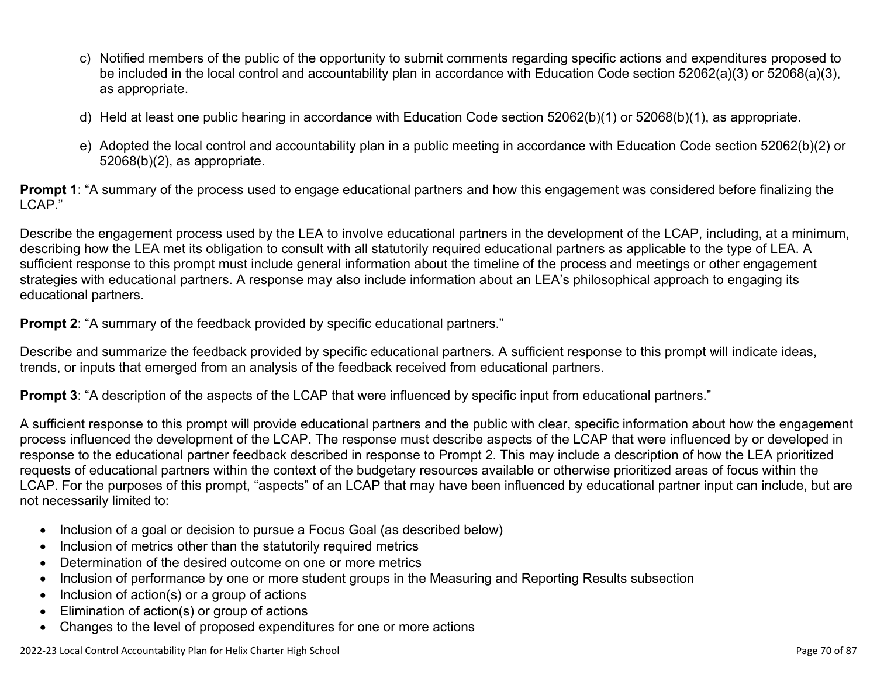c) Notified members of the public of the opportunity to submit comments regarding specific actions and expenditures proposed to be included in the local control and accountability plan in accordance with Education Code section 52062(a)(3) or 52068(a)(3), as appropriate.

d) Held at least one public hearing in accordance with Education Code section 52062(b)(1) or 52068(b)(1), as appropriate.

e) Adopted the local control and accountability plan in a public meeting in accordance with Education Code section 52062(b)(2) or 52068(b)(2), as appropriate.

**Prompt 1**: "A summary of the process used to engage educational partners and how this engagement was considered before finalizing the LCAP."

Describe the engagement process used by the LEA to involve educational partners in the development of the LCAP, including, at a minimum, describing how the LEA met its obligation to consult with all statutorily required educational partners as applicable to the type of LEA. A sufficient response to this prompt must include general information about the timeline of the process and meetings or other engagement strategies with educational partners. A response may also include information about an LEA's philosophical approach to engaging its educational partners.

**Prompt 2**: "A summary of the feedback provided by specific educational partners."

Describe and summarize the feedback provided by specific educational partners. A sufficient response to this prompt will indicate ideas, trends, or inputs that emerged from an analysis of the feedback received from educational partners.

**Prompt 3**: "A description of the aspects of the LCAP that were influenced by specific input from educational partners."

A sufficient response to this prompt will provide educational partners and the public with clear, specific information about how the engagement process influenced the development of the LCAP. The response must describe aspects of the LCAP that were influenced by or developed in response to the educational partner feedback described in response to Prompt 2. This may include a description of how the LEA prioritized requests of educational partners within the context of the budgetary resources available or otherwise prioritized areas of focus within the LCAP. For the purposes of this prompt, "aspects" of an LCAP that may have been influenced by educational partner input can include, but are not necessarily limited to:

- Inclusion of a goal or decision to pursue a Focus Goal (as described below)
- Inclusion of metrics other than the statutorily required metrics
- Determination of the desired outcome on one or more metrics
- Inclusion of performance by one or more student groups in the Measuring and Reporting Results subsection
- Inclusion of action(s) or a group of actions
- Elimination of action(s) or group of actions
- Changes to the level of proposed expenditures for one or more actions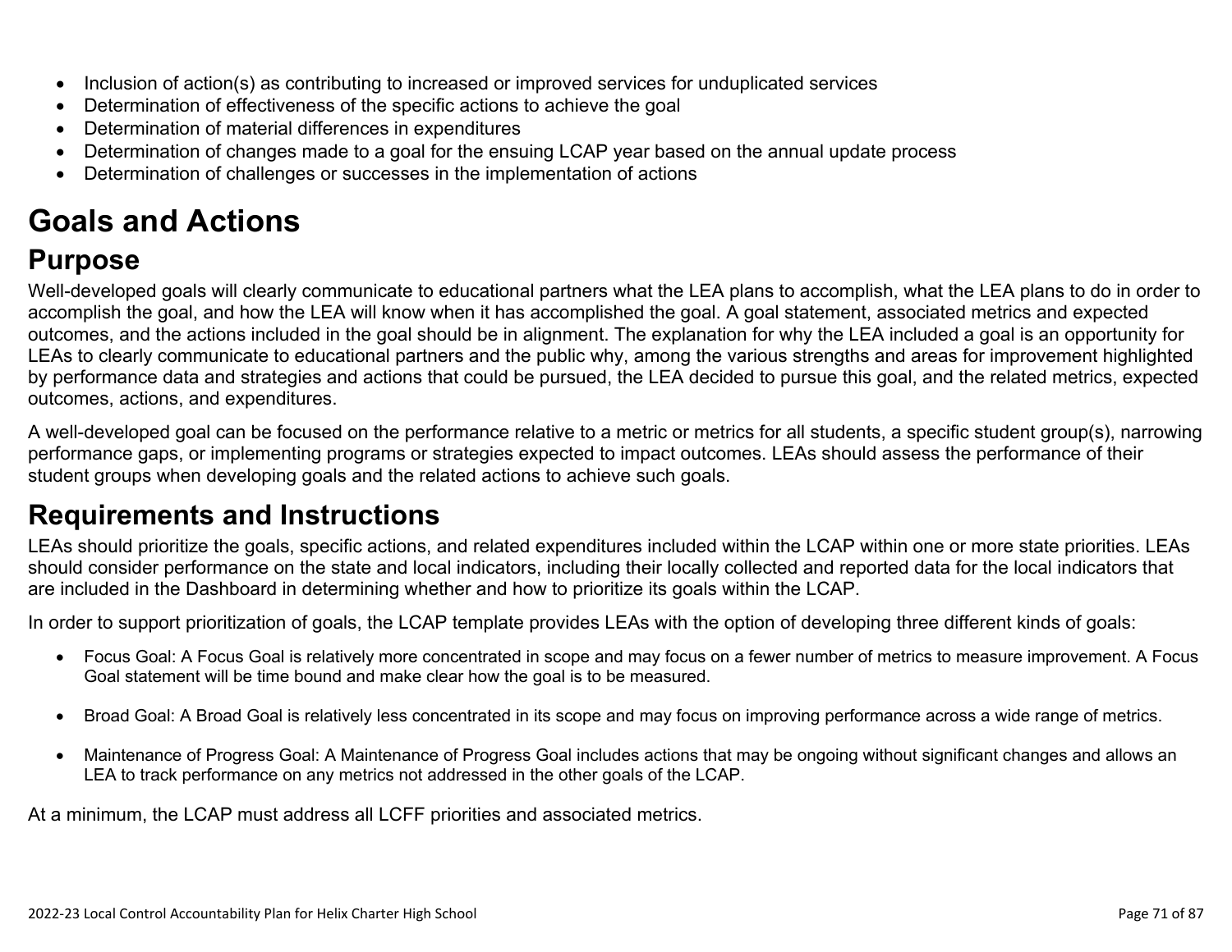- Inclusion of action(s) as contributing to increased or improved services for unduplicated services
- Determination of effectiveness of the specific actions to achieve the goal
- Determination of material differences in expenditures
- Determination of changes made to a goal for the ensuing LCAP year based on the annual update process
- Determination of challenges or successes in the implementation of actions

# Goals and Actions

## Purpose

Well-developed goals will clearly communicate to educational partners what the LEA plans to accomplish, what the LEA plans to do in order to accomplish the goal, and how the LEA will know when it has accomplished the goal. A goal statement, associated metrics and expected outcomes, and the actions included in the goal should be in alignment. The explanation for why the LEA included a goal is an opportunity for LEAs to clearly communicate to educational partners and the public why, among the various strengths and areas for improvement highlighted by performance data and strategies and actions that could be pursued, the LEA decided to pursue this goal, and the related metrics, expected outcomes, actions, and expenditures.

A well-developed goal can be focused on the performance relative to a metric or metrics for all students, a specific student group(s), narrowing performance gaps, or implementing programs or strategies expected to impact outcomes. LEAs should assess the performance of their student groups when developing goals and the related actions to achieve such goals.

## Requirements and Instructions

LEAs should prioritize the goals, specific actions, and related expenditures included within the LCAP within one or more state priorities. LEAs should consider performance on the state and local indicators, including their locally collected and reported data for the local indicators that are included in the Dashboard in determining whether and how to prioritize its goals within the LCAP.

In order to support prioritization of goals, the LCAP template provides LEAs with the option of developing three different kinds of goals:

- Focus Goal: A Focus Goal is relatively more concentrated in scope and may focus on a fewer number of metrics to measure improvement. A Focus Goal statement will be time bound and make clear how the goal is to be measured.

- Broad Goal: A Broad Goal is relatively less concentrated in its scope and may focus on improving performance across a wide range of metrics.

- Maintenance of Progress Goal: A Maintenance of Progress Goal includes actions that may be ongoing without significant changes and allows an LEA to track performance on any metrics not addressed in the other goals of the LCAP.

At a minimum, the LCAP must address all LCFF priorities and associated metrics.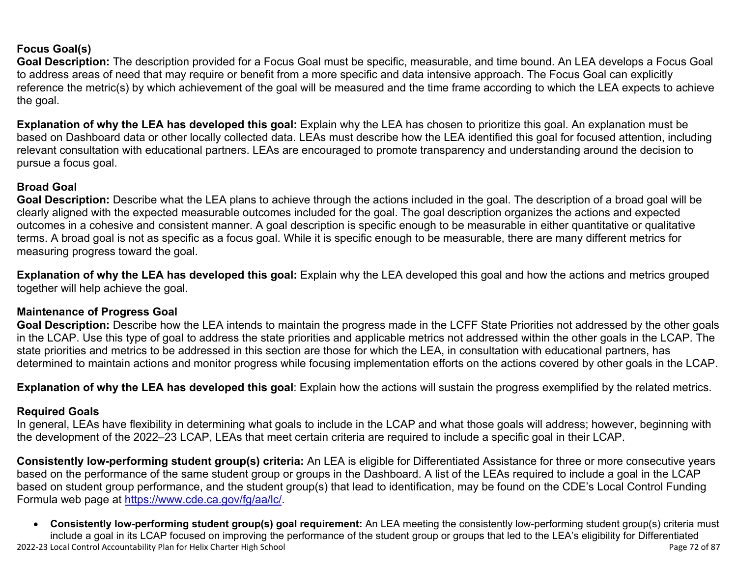### Focus Goal(s)

**Goal Description:** The description provided for a Focus Goal must be specific, measurable, and time bound. An LEA develops a Focus Goal to address areas of need that may require or benefit from a more specific and data intensive approach. The Focus Goal can explicitly reference the metric(s) by which achievement of the goal will be measured and the time frame according to which the LEA expects to achieve the goal.

**Explanation of why the LEA has developed this goal:** Explain why the LEA has chosen to prioritize this goal. An explanation must be based on Dashboard data or other locally collected data. LEAs must describe how the LEA identified this goal for focused attention, including relevant consultation with educational partners. LEAs are encouraged to promote transparency and understanding around the decision to pursue a focus goal.

### Broad Goal

**Goal Description:** Describe what the LEA plans to achieve through the actions included in the goal. The description of a broad goal will be clearly aligned with the expected measurable outcomes included for the goal. The goal description organizes the actions and expected outcomes in a cohesive and consistent manner. A goal description is specific enough to be measurable in either quantitative or qualitative terms. A broad goal is not as specific as a focus goal. While it is specific enough to be measurable, there are many different metrics for measuring progress toward the goal.

**Explanation of why the LEA has developed this goal:** Explain why the LEA developed this goal and how the actions and metrics grouped together will help achieve the goal.

### Maintenance of Progress Goal

**Goal Description:** Describe how the LEA intends to maintain the progress made in the LCFF State Priorities not addressed by the other goals in the LCAP. Use this type of goal to address the state priorities and applicable metrics not addressed within the other goals in the LCAP. The state priorities and metrics to be addressed in this section are those for which the LEA, in consultation with educational partners, has determined to maintain actions and monitor progress while focusing implementation efforts on the actions covered by other goals in the LCAP.

**Explanation of why the LEA has developed this goal**: Explain how the actions will sustain the progress exemplified by the related metrics.

### Required Goals

In general, LEAs have flexibility in determining what goals to include in the LCAP and what those goals will address; however, beginning with the development of the 2022–23 LCAP, LEAs that meet certain criteria are required to include a specific goal in their LCAP.

**Consistently low-performing student group(s) criteria:** An LEA is eligible for Differentiated Assistance for three or more consecutive years based on the performance of the same student group or groups in the Dashboard. A list of the LEAs required to include a goal in the LCAP based on student group performance, and the student group(s) that lead to identification, may be found on the CDE's Local Control Funding Formula web page at [https://www.cde.ca.gov/fg/aa/lc/](https://www.cde.ca.gov/fg/aa/lc/).

- **Consistently low-performing student group(s) goal requirement:** An LEA meeting the consistently low-performing student group(s) criteria must include a goal in its LCAP focused on improving the performance of the student group or groups that led to the LEA's eligibility for Differentiated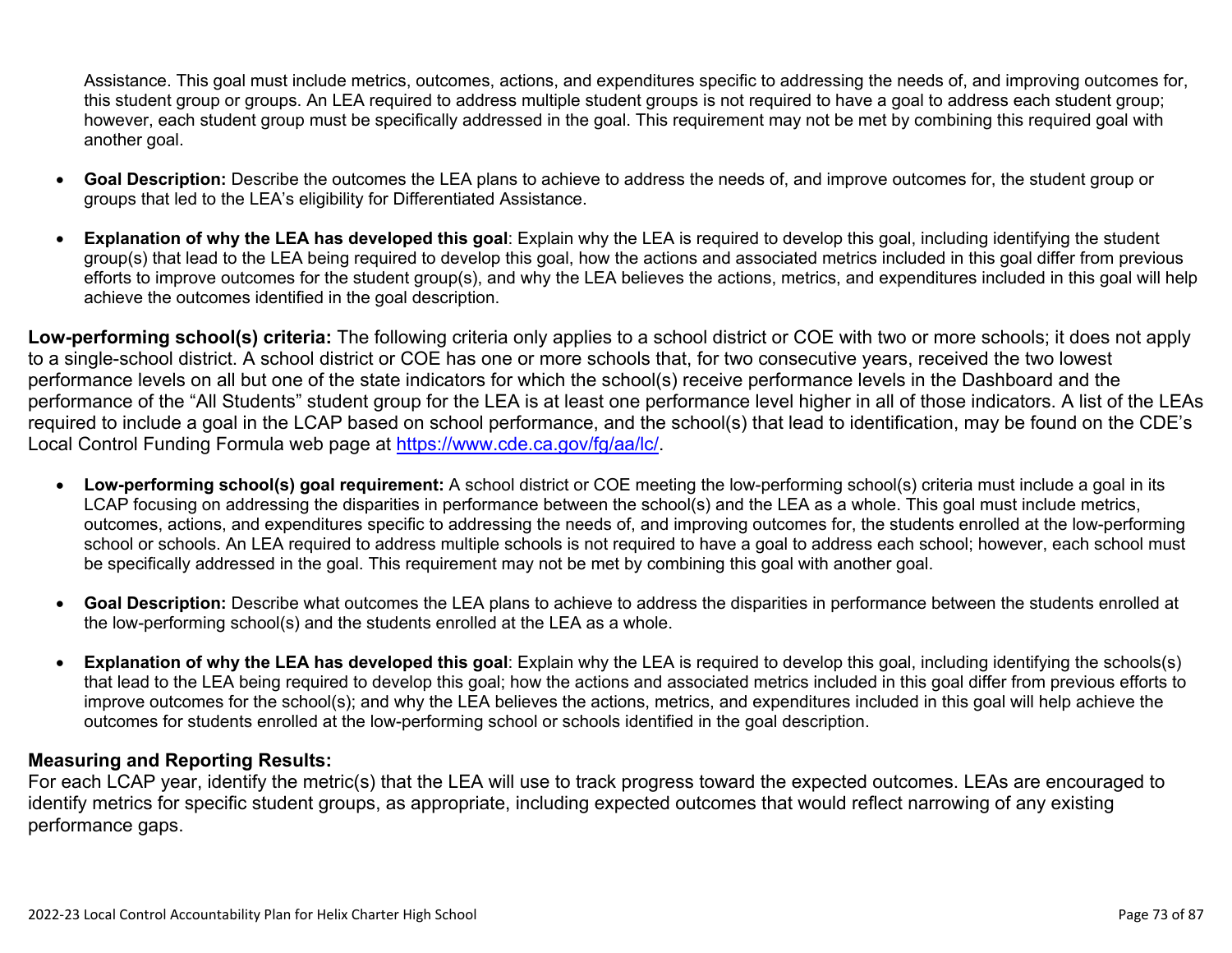Assistance. This goal must include metrics, outcomes, actions, and expenditures specific to addressing the needs of, and improving outcomes for, this student group or groups. An LEA required to address multiple student groups is not required to have a goal to address each student group; however, each student group must be specifically addressed in the goal. This requirement may not be met by combining this required goal with another goal.

- **Goal Description:** Describe the outcomes the LEA plans to achieve to address the needs of, and improve outcomes for, the student group or groups that led to the LEA's eligibility for Differentiated Assistance.
- **Explanation of why the LEA has developed this goal**: Explain why the LEA is required to develop this goal, including identifying the student group(s) that lead to the LEA being required to develop this goal, how the actions and associated metrics included in this goal differ from previous efforts to improve outcomes for the student group(s), and why the LEA believes the actions, metrics, and expenditures included in this goal will help achieve the outcomes identified in the goal description.

**Low-performing school(s) criteria:** The following criteria only applies to a school district or COE with two or more schools; it does not apply to a single-school district. A school district or COE has one or more schools that, for two consecutive years, received the two lowest performance levels on all but one of the state indicators for which the school(s) receive performance levels in the Dashboard and the performance of the "All Students" student group for the LEA is at least one performance level higher in all of those indicators. A list of the LEAs required to include a goal in the LCAP based on school performance, and the school(s) that lead to identification, may be found on the CDE's Local Control Funding Formula web page at https://www.cde.ca.gov/fg/aa/lc/.

- **Low-performing school(s) goal requirement:** A school district or COE meeting the low-performing school(s) criteria must include a goal in its LCAP focusing on addressing the disparities in performance between the school(s) and the LEA as a whole. This goal must include metrics, outcomes, actions, and expenditures specific to addressing the needs of, and improving outcomes for, the students enrolled at the low-performing school or schools. An LEA required to address multiple schools is not required to have a goal to address each school; however, each school must be specifically addressed in the goal. This requirement may not be met by combining this goal with another goal.
- **Goal Description:** Describe what outcomes the LEA plans to achieve to address the disparities in performance between the students enrolled at the low-performing school(s) and the students enrolled at the LEA as a whole.
- **Explanation of why the LEA has developed this goal**: Explain why the LEA is required to develop this goal, including identifying the schools(s) that lead to the LEA being required to develop this goal; how the actions and associated metrics included in this goal differ from previous efforts to improve outcomes for the school(s); and why the LEA believes the actions, metrics, and expenditures included in this goal will help achieve the outcomes for students enrolled at the low-performing school or schools identified in the goal description.

### Measuring and Reporting Results:

For each LCAP year, identify the metric(s) that the LEA will use to track progress toward the expected outcomes. LEAs are encouraged to identify metrics for specific student groups, as appropriate, including expected outcomes that would reflect narrowing of any existing performance gaps.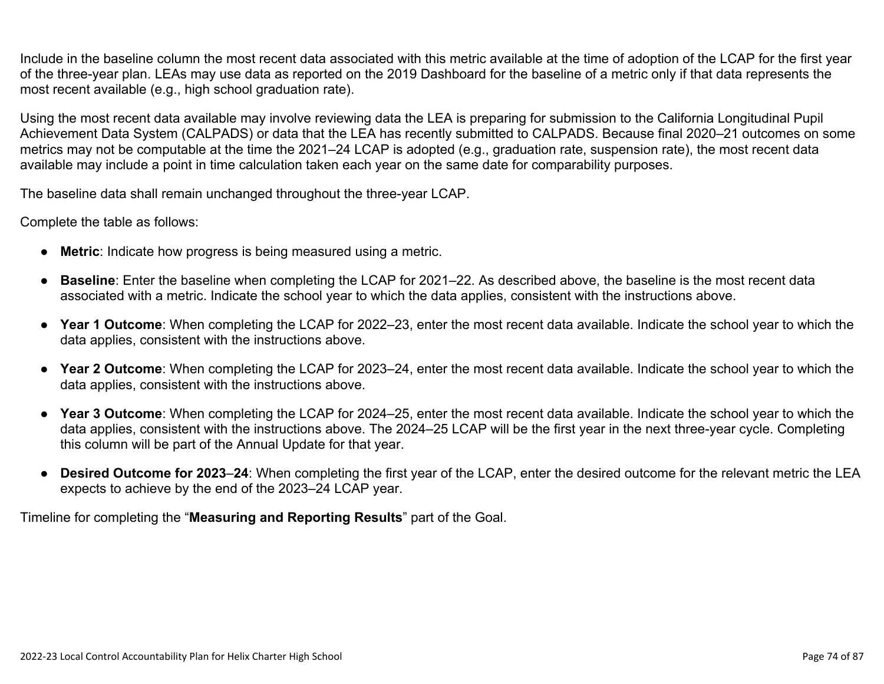Include in the baseline column the most recent data associated with this metric available at the time of adoption of the LCAP for the first year of the three-year plan. LEAs may use data as reported on the 2019 Dashboard for the baseline of a metric only if that data represents the most recent available (e.g., high school graduation rate).

Using the most recent data available may involve reviewing data the LEA is preparing for submission to the California Longitudinal Pupil Achievement Data System (CALPADS) or data that the LEA has recently submitted to CALPADS. Because final 2020–21 outcomes on some metrics may not be computable at the time the 2021–24 LCAP is adopted (e.g., graduation rate, suspension rate), the most recent data available may include a point in time calculation taken each year on the same date for comparability purposes.

The baseline data shall remain unchanged throughout the three-year LCAP.

Complete the table as follows:

- **Metric**: Indicate how progress is being measured using a metric.
- **Baseline**: Enter the baseline when completing the LCAP for 2021–22. As described above, the baseline is the most recent data associated with a metric. Indicate the school year to which the data applies, consistent with the instructions above.
- **Year 1 Outcome**: When completing the LCAP for 2022–23, enter the most recent data available. Indicate the school year to which the data applies, consistent with the instructions above.
- **Year 2 Outcome**: When completing the LCAP for 2023–24, enter the most recent data available. Indicate the school year to which the data applies, consistent with the instructions above.
- **Year 3 Outcome**: When completing the LCAP for 2024–25, enter the most recent data available. Indicate the school year to which the data applies, consistent with the instructions above. The 2024–25 LCAP will be the first year in the next three-year cycle. Completing this column will be part of the Annual Update for that year.
- **Desired Outcome for 2023–24**: When completing the first year of the LCAP, enter the desired outcome for the relevant metric the LEA expects to achieve by the end of the 2023–24 LCAP year.

Timeline for completing the "**Measuring and Reporting Results**" part of the Goal.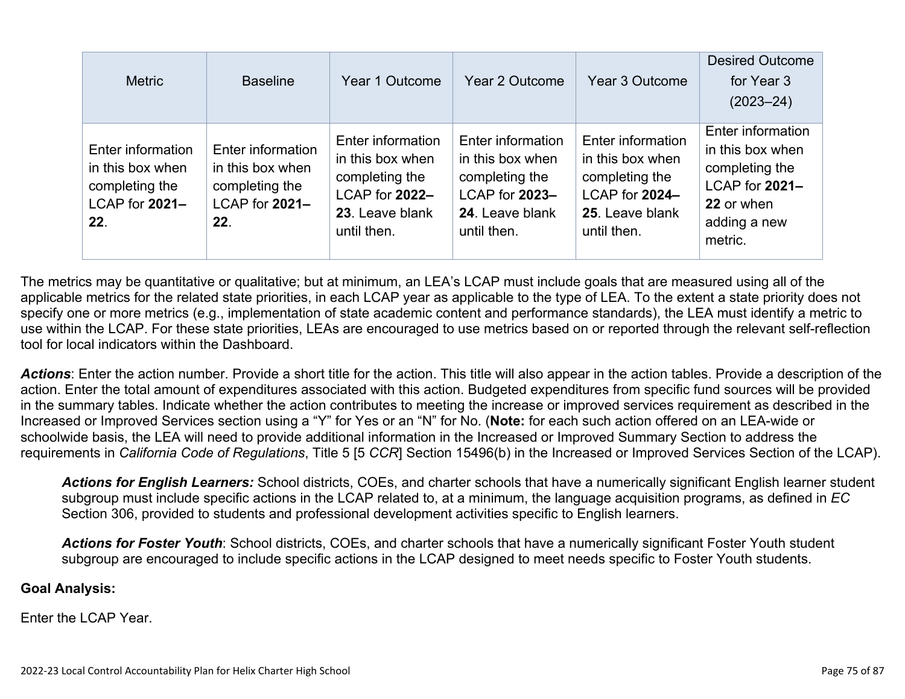| Metric | Baseline | Year 1 Outcome | Year 2 Outcome | Year 3 Outcome | Desired Outcome for Year 3 (2023–24) |
|---|---|---|---|---|---|
| Enter information in this box when completing the LCAP for **2021–22**. | Enter information in this box when completing the LCAP for **2021–22**. | Enter information in this box when completing the LCAP for **2022–23**. Leave blank until then. | Enter information in this box when completing the LCAP for **2023–24**. Leave blank until then. | Enter information in this box when completing the LCAP for **2024–25**. Leave blank until then. | Enter information in this box when completing the LCAP for **2021–22** or when adding a new metric. |

The metrics may be quantitative or qualitative; but at minimum, an LEA's LCAP must include goals that are measured using all of the applicable metrics for the related state priorities, in each LCAP year as applicable to the type of LEA. To the extent a state priority does not specify one or more metrics (e.g., implementation of state academic content and performance standards), the LEA must identify a metric to use within the LCAP. For these state priorities, LEAs are encouraged to use metrics based on or reported through the relevant self-reflection tool for local indicators within the Dashboard.

***Actions***: Enter the action number. Provide a short title for the action. This title will also appear in the action tables. Provide a description of the action. Enter the total amount of expenditures associated with this action. Budgeted expenditures from specific fund sources will be provided in the summary tables. Indicate whether the action contributes to meeting the increase or improved services requirement as described in the Increased or Improved Services section using a "Y" for Yes or an "N" for No. (**Note:** for each such action offered on an LEA-wide or schoolwide basis, the LEA will need to provide additional information in the Increased or Improved Summary Section to address the requirements in *California Code of Regulations*, Title 5 [5 *CCR*] Section 15496(b) in the Increased or Improved Services Section of the LCAP).

> ***Actions for English Learners:*** School districts, COEs, and charter schools that have a numerically significant English learner student subgroup must include specific actions in the LCAP related to, at a minimum, the language acquisition programs, as defined in *EC* Section 306, provided to students and professional development activities specific to English learners.
>
> ***Actions for Foster Youth***: School districts, COEs, and charter schools that have a numerically significant Foster Youth student subgroup are encouraged to include specific actions in the LCAP designed to meet needs specific to Foster Youth students.

**Goal Analysis:**

Enter the LCAP Year.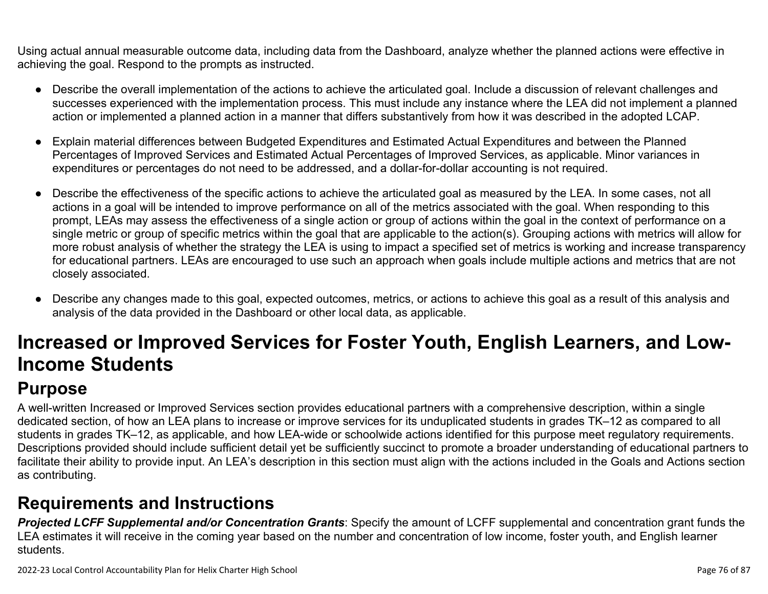Using actual annual measurable outcome data, including data from the Dashboard, analyze whether the planned actions were effective in achieving the goal. Respond to the prompts as instructed.

- Describe the overall implementation of the actions to achieve the articulated goal. Include a discussion of relevant challenges and successes experienced with the implementation process. This must include any instance where the LEA did not implement a planned action or implemented a planned action in a manner that differs substantively from how it was described in the adopted LCAP.
- Explain material differences between Budgeted Expenditures and Estimated Actual Expenditures and between the Planned Percentages of Improved Services and Estimated Actual Percentages of Improved Services, as applicable. Minor variances in expenditures or percentages do not need to be addressed, and a dollar-for-dollar accounting is not required.
- Describe the effectiveness of the specific actions to achieve the articulated goal as measured by the LEA. In some cases, not all actions in a goal will be intended to improve performance on all of the metrics associated with the goal. When responding to this prompt, LEAs may assess the effectiveness of a single action or group of actions within the goal in the context of performance on a single metric or group of specific metrics within the goal that are applicable to the action(s). Grouping actions with metrics will allow for more robust analysis of whether the strategy the LEA is using to impact a specified set of metrics is working and increase transparency for educational partners. LEAs are encouraged to use such an approach when goals include multiple actions and metrics that are not closely associated.
- Describe any changes made to this goal, expected outcomes, metrics, or actions to achieve this goal as a result of this analysis and analysis of the data provided in the Dashboard or other local data, as applicable.

# Increased or Improved Services for Foster Youth, English Learners, and Low-Income Students

## Purpose

A well-written Increased or Improved Services section provides educational partners with a comprehensive description, within a single dedicated section, of how an LEA plans to increase or improve services for its unduplicated students in grades TK–12 as compared to all students in grades TK–12, as applicable, and how LEA-wide or schoolwide actions identified for this purpose meet regulatory requirements. Descriptions provided should include sufficient detail yet be sufficiently succinct to promote a broader understanding of educational partners to facilitate their ability to provide input. An LEA's description in this section must align with the actions included in the Goals and Actions section as contributing.

## Requirements and Instructions

***Projected LCFF Supplemental and/or Concentration Grants***: Specify the amount of LCFF supplemental and concentration grant funds the LEA estimates it will receive in the coming year based on the number and concentration of low income, foster youth, and English learner students.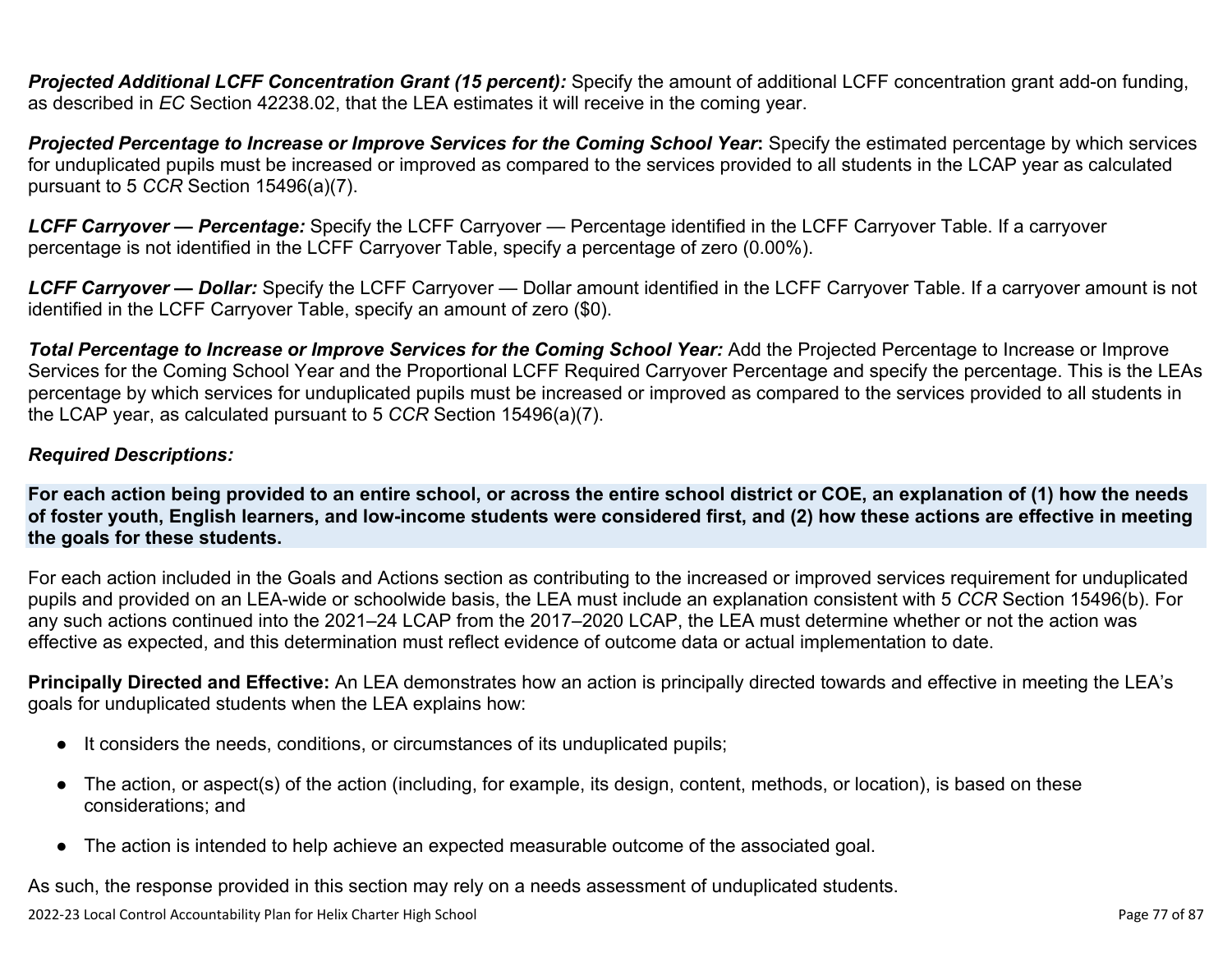***Projected Additional LCFF Concentration Grant (15 percent):*** Specify the amount of additional LCFF concentration grant add-on funding, as described in *EC* Section 42238.02, that the LEA estimates it will receive in the coming year.

***Projected Percentage to Increase or Improve Services for the Coming School Year*:** Specify the estimated percentage by which services for unduplicated pupils must be increased or improved as compared to the services provided to all students in the LCAP year as calculated pursuant to 5 *CCR* Section 15496(a)(7).

***LCFF Carryover — Percentage:*** Specify the LCFF Carryover — Percentage identified in the LCFF Carryover Table. If a carryover percentage is not identified in the LCFF Carryover Table, specify a percentage of zero (0.00%).

***LCFF Carryover — Dollar:*** Specify the LCFF Carryover — Dollar amount identified in the LCFF Carryover Table. If a carryover amount is not identified in the LCFF Carryover Table, specify an amount of zero ($0).

***Total Percentage to Increase or Improve Services for the Coming School Year:*** Add the Projected Percentage to Increase or Improve Services for the Coming School Year and the Proportional LCFF Required Carryover Percentage and specify the percentage. This is the LEAs percentage by which services for unduplicated pupils must be increased or improved as compared to the services provided to all students in the LCAP year, as calculated pursuant to 5 *CCR* Section 15496(a)(7).

### *Required Descriptions:*

**For each action being provided to an entire school, or across the entire school district or COE, an explanation of (1) how the needs of foster youth, English learners, and low-income students were considered first, and (2) how these actions are effective in meeting the goals for these students.**

For each action included in the Goals and Actions section as contributing to the increased or improved services requirement for unduplicated pupils and provided on an LEA-wide or schoolwide basis, the LEA must include an explanation consistent with 5 *CCR* Section 15496(b). For any such actions continued into the 2021–24 LCAP from the 2017–2020 LCAP, the LEA must determine whether or not the action was effective as expected, and this determination must reflect evidence of outcome data or actual implementation to date.

**Principally Directed and Effective:** An LEA demonstrates how an action is principally directed towards and effective in meeting the LEA's goals for unduplicated students when the LEA explains how:

- It considers the needs, conditions, or circumstances of its unduplicated pupils;
- The action, or aspect(s) of the action (including, for example, its design, content, methods, or location), is based on these considerations; and
- The action is intended to help achieve an expected measurable outcome of the associated goal.

As such, the response provided in this section may rely on a needs assessment of unduplicated students.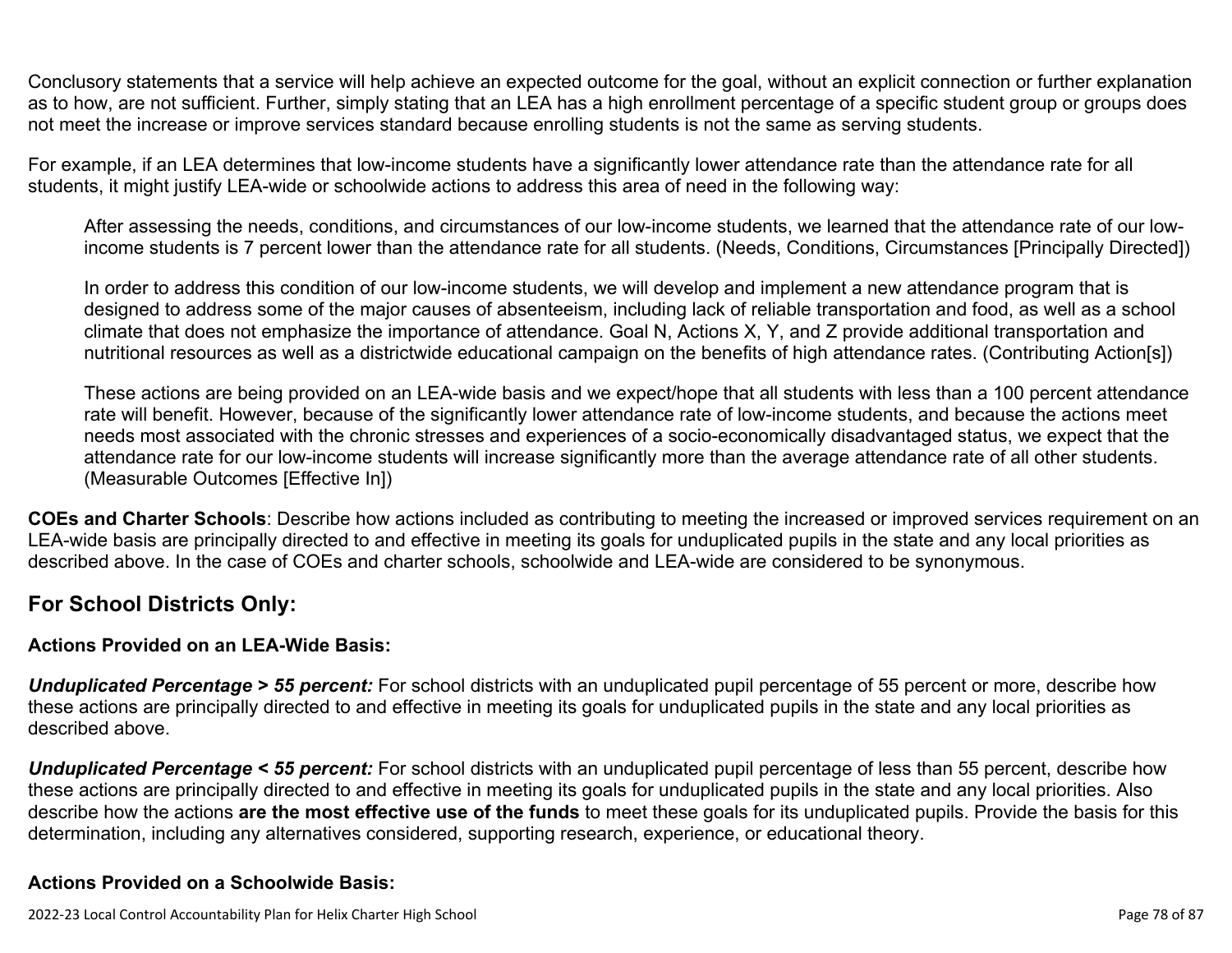Conclusory statements that a service will help achieve an expected outcome for the goal, without an explicit connection or further explanation as to how, are not sufficient. Further, simply stating that an LEA has a high enrollment percentage of a specific student group or groups does not meet the increase or improve services standard because enrolling students is not the same as serving students.

For example, if an LEA determines that low-income students have a significantly lower attendance rate than the attendance rate for all students, it might justify LEA-wide or schoolwide actions to address this area of need in the following way:

> After assessing the needs, conditions, and circumstances of our low-income students, we learned that the attendance rate of our low-income students is 7 percent lower than the attendance rate for all students. (Needs, Conditions, Circumstances [Principally Directed])
>
> In order to address this condition of our low-income students, we will develop and implement a new attendance program that is designed to address some of the major causes of absenteeism, including lack of reliable transportation and food, as well as a school climate that does not emphasize the importance of attendance. Goal N, Actions X, Y, and Z provide additional transportation and nutritional resources as well as a districtwide educational campaign on the benefits of high attendance rates. (Contributing Action[s])
>
> These actions are being provided on an LEA-wide basis and we expect/hope that all students with less than a 100 percent attendance rate will benefit. However, because of the significantly lower attendance rate of low-income students, and because the actions meet needs most associated with the chronic stresses and experiences of a socio-economically disadvantaged status, we expect that the attendance rate for our low-income students will increase significantly more than the average attendance rate of all other students. (Measurable Outcomes [Effective In])

**COEs and Charter Schools**: Describe how actions included as contributing to meeting the increased or improved services requirement on an LEA-wide basis are principally directed to and effective in meeting its goals for unduplicated pupils in the state and any local priorities as described above. In the case of COEs and charter schools, schoolwide and LEA-wide are considered to be synonymous.

## For School Districts Only:

### Actions Provided on an LEA-Wide Basis:

***Unduplicated Percentage > 55 percent:*** For school districts with an unduplicated pupil percentage of 55 percent or more, describe how these actions are principally directed to and effective in meeting its goals for unduplicated pupils in the state and any local priorities as described above.

***Unduplicated Percentage < 55 percent:*** For school districts with an unduplicated pupil percentage of less than 55 percent, describe how these actions are principally directed to and effective in meeting its goals for unduplicated pupils in the state and any local priorities. Also describe how the actions **are the most effective use of the funds** to meet these goals for its unduplicated pupils. Provide the basis for this determination, including any alternatives considered, supporting research, experience, or educational theory.

### Actions Provided on a Schoolwide Basis: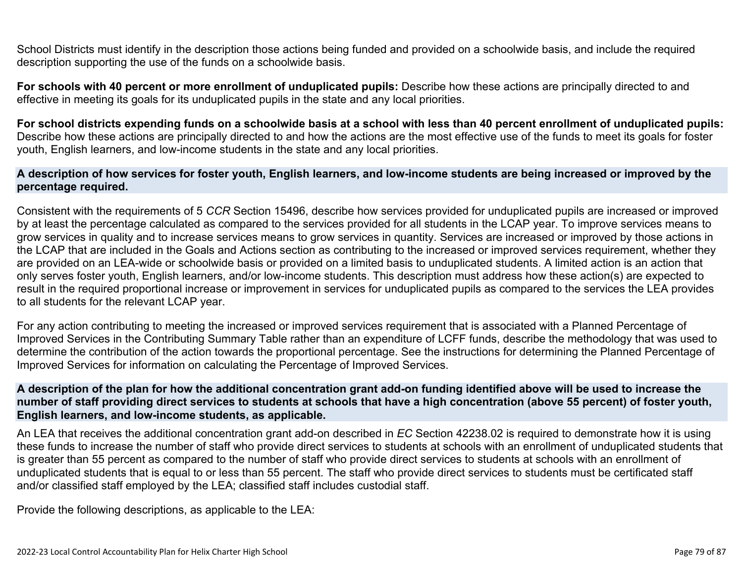School Districts must identify in the description those actions being funded and provided on a schoolwide basis, and include the required description supporting the use of the funds on a schoolwide basis.

**For schools with 40 percent or more enrollment of unduplicated pupils:** Describe how these actions are principally directed to and effective in meeting its goals for its unduplicated pupils in the state and any local priorities.

**For school districts expending funds on a schoolwide basis at a school with less than 40 percent enrollment of unduplicated pupils:** Describe how these actions are principally directed to and how the actions are the most effective use of the funds to meet its goals for foster youth, English learners, and low-income students in the state and any local priorities.

### A description of how services for foster youth, English learners, and low-income students are being increased or improved by the percentage required.

Consistent with the requirements of 5 *CCR* Section 15496, describe how services provided for unduplicated pupils are increased or improved by at least the percentage calculated as compared to the services provided for all students in the LCAP year. To improve services means to grow services in quality and to increase services means to grow services in quantity. Services are increased or improved by those actions in the LCAP that are included in the Goals and Actions section as contributing to the increased or improved services requirement, whether they are provided on an LEA-wide or schoolwide basis or provided on a limited basis to unduplicated students. A limited action is an action that only serves foster youth, English learners, and/or low-income students. This description must address how these action(s) are expected to result in the required proportional increase or improvement in services for unduplicated pupils as compared to the services the LEA provides to all students for the relevant LCAP year.

For any action contributing to meeting the increased or improved services requirement that is associated with a Planned Percentage of Improved Services in the Contributing Summary Table rather than an expenditure of LCFF funds, describe the methodology that was used to determine the contribution of the action towards the proportional percentage. See the instructions for determining the Planned Percentage of Improved Services for information on calculating the Percentage of Improved Services.

### A description of the plan for how the additional concentration grant add-on funding identified above will be used to increase the number of staff providing direct services to students at schools that have a high concentration (above 55 percent) of foster youth, English learners, and low-income students, as applicable.

An LEA that receives the additional concentration grant add-on described in *EC* Section 42238.02 is required to demonstrate how it is using these funds to increase the number of staff who provide direct services to students at schools with an enrollment of unduplicated students that is greater than 55 percent as compared to the number of staff who provide direct services to students at schools with an enrollment of unduplicated students that is equal to or less than 55 percent. The staff who provide direct services to students must be certificated staff and/or classified staff employed by the LEA; classified staff includes custodial staff.

Provide the following descriptions, as applicable to the LEA: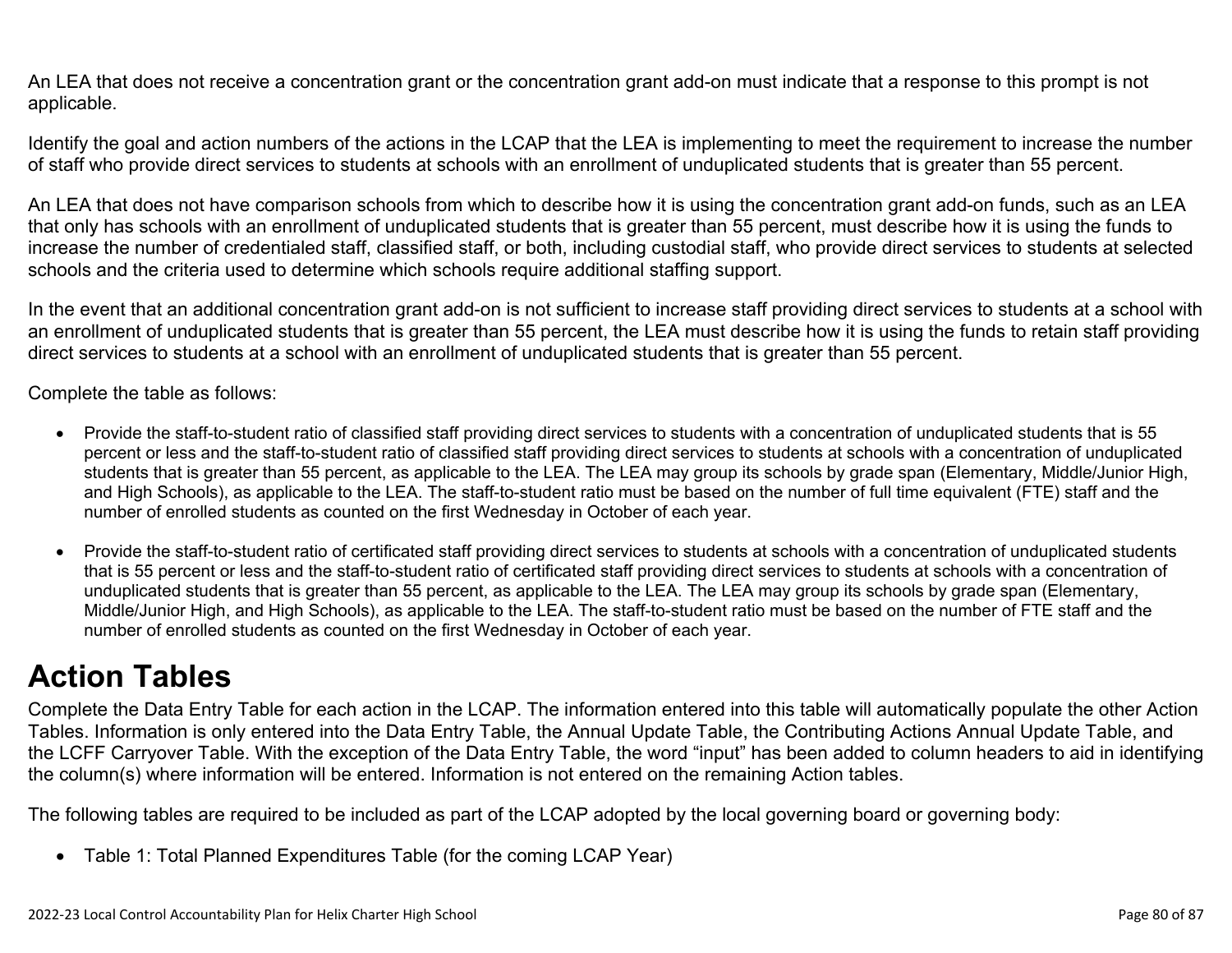An LEA that does not receive a concentration grant or the concentration grant add-on must indicate that a response to this prompt is not applicable.

Identify the goal and action numbers of the actions in the LCAP that the LEA is implementing to meet the requirement to increase the number of staff who provide direct services to students at schools with an enrollment of unduplicated students that is greater than 55 percent.

An LEA that does not have comparison schools from which to describe how it is using the concentration grant add-on funds, such as an LEA that only has schools with an enrollment of unduplicated students that is greater than 55 percent, must describe how it is using the funds to increase the number of credentialed staff, classified staff, or both, including custodial staff, who provide direct services to students at selected schools and the criteria used to determine which schools require additional staffing support.

In the event that an additional concentration grant add-on is not sufficient to increase staff providing direct services to students at a school with an enrollment of unduplicated students that is greater than 55 percent, the LEA must describe how it is using the funds to retain staff providing direct services to students at a school with an enrollment of unduplicated students that is greater than 55 percent.

Complete the table as follows:

- Provide the staff-to-student ratio of classified staff providing direct services to students with a concentration of unduplicated students that is 55 percent or less and the staff-to-student ratio of classified staff providing direct services to students at schools with a concentration of unduplicated students that is greater than 55 percent, as applicable to the LEA. The LEA may group its schools by grade span (Elementary, Middle/Junior High, and High Schools), as applicable to the LEA. The staff-to-student ratio must be based on the number of full time equivalent (FTE) staff and the number of enrolled students as counted on the first Wednesday in October of each year.

- Provide the staff-to-student ratio of certificated staff providing direct services to students at schools with a concentration of unduplicated students that is 55 percent or less and the staff-to-student ratio of certificated staff providing direct services to students at schools with a concentration of unduplicated students that is greater than 55 percent, as applicable to the LEA. The LEA may group its schools by grade span (Elementary, Middle/Junior High, and High Schools), as applicable to the LEA. The staff-to-student ratio must be based on the number of FTE staff and the number of enrolled students as counted on the first Wednesday in October of each year.

# Action Tables

Complete the Data Entry Table for each action in the LCAP. The information entered into this table will automatically populate the other Action Tables. Information is only entered into the Data Entry Table, the Annual Update Table, the Contributing Actions Annual Update Table, and the LCFF Carryover Table. With the exception of the Data Entry Table, the word "input" has been added to column headers to aid in identifying the column(s) where information will be entered. Information is not entered on the remaining Action tables.

The following tables are required to be included as part of the LCAP adopted by the local governing board or governing body:

- Table 1: Total Planned Expenditures Table (for the coming LCAP Year)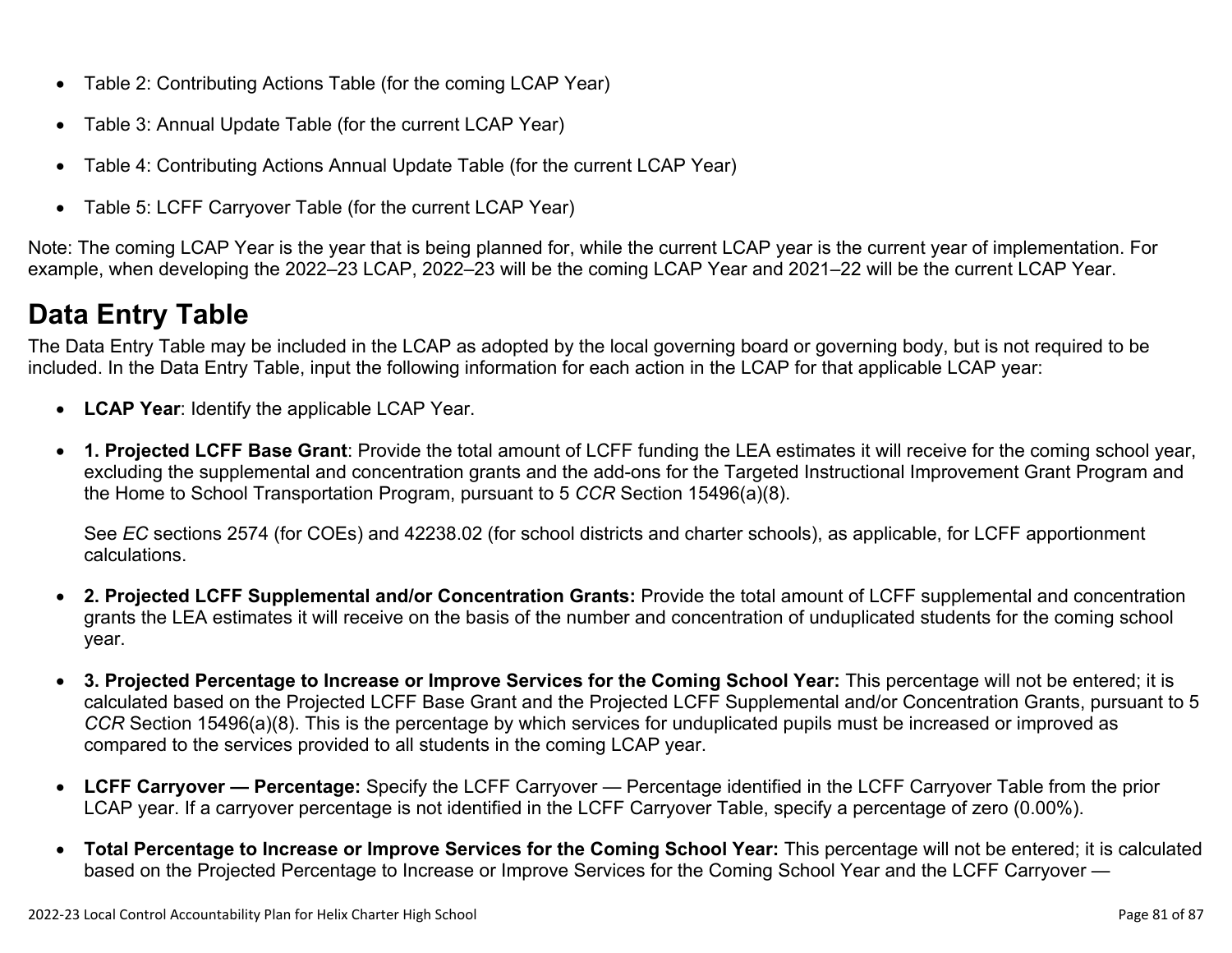- Table 2: Contributing Actions Table (for the coming LCAP Year)
- Table 3: Annual Update Table (for the current LCAP Year)
- Table 4: Contributing Actions Annual Update Table (for the current LCAP Year)
- Table 5: LCFF Carryover Table (for the current LCAP Year)

Note: The coming LCAP Year is the year that is being planned for, while the current LCAP year is the current year of implementation. For example, when developing the 2022–23 LCAP, 2022–23 will be the coming LCAP Year and 2021–22 will be the current LCAP Year.

# Data Entry Table

The Data Entry Table may be included in the LCAP as adopted by the local governing board or governing body, but is not required to be included. In the Data Entry Table, input the following information for each action in the LCAP for that applicable LCAP year:

- **LCAP Year**: Identify the applicable LCAP Year.
- **1. Projected LCFF Base Grant**: Provide the total amount of LCFF funding the LEA estimates it will receive for the coming school year, excluding the supplemental and concentration grants and the add-ons for the Targeted Instructional Improvement Grant Program and the Home to School Transportation Program, pursuant to 5 *CCR* Section 15496(a)(8).

  See *EC* sections 2574 (for COEs) and 42238.02 (for school districts and charter schools), as applicable, for LCFF apportionment calculations.

- **2. Projected LCFF Supplemental and/or Concentration Grants:** Provide the total amount of LCFF supplemental and concentration grants the LEA estimates it will receive on the basis of the number and concentration of unduplicated students for the coming school year.
- **3. Projected Percentage to Increase or Improve Services for the Coming School Year:** This percentage will not be entered; it is calculated based on the Projected LCFF Base Grant and the Projected LCFF Supplemental and/or Concentration Grants, pursuant to 5 *CCR* Section 15496(a)(8). This is the percentage by which services for unduplicated pupils must be increased or improved as compared to the services provided to all students in the coming LCAP year.
- **LCFF Carryover — Percentage:** Specify the LCFF Carryover — Percentage identified in the LCFF Carryover Table from the prior LCAP year. If a carryover percentage is not identified in the LCFF Carryover Table, specify a percentage of zero (0.00%).
- **Total Percentage to Increase or Improve Services for the Coming School Year:** This percentage will not be entered; it is calculated based on the Projected Percentage to Increase or Improve Services for the Coming School Year and the LCFF Carryover —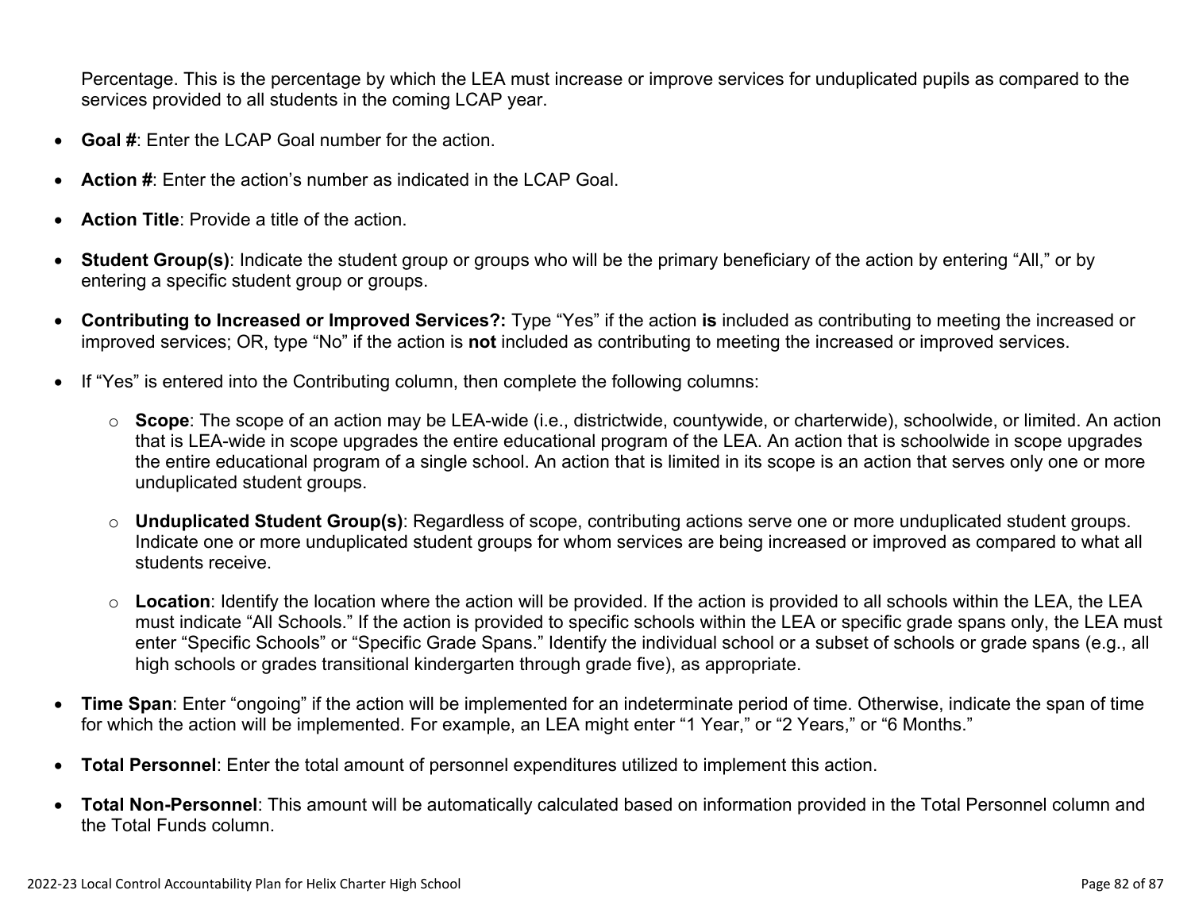Percentage. This is the percentage by which the LEA must increase or improve services for unduplicated pupils as compared to the services provided to all students in the coming LCAP year.

- **Goal #**: Enter the LCAP Goal number for the action.
- **Action #**: Enter the action's number as indicated in the LCAP Goal.
- **Action Title**: Provide a title of the action.
- **Student Group(s)**: Indicate the student group or groups who will be the primary beneficiary of the action by entering "All," or by entering a specific student group or groups.
- **Contributing to Increased or Improved Services?:** Type "Yes" if the action **is** included as contributing to meeting the increased or improved services; OR, type "No" if the action is **not** included as contributing to meeting the increased or improved services.
- If "Yes" is entered into the Contributing column, then complete the following columns:
  - **Scope**: The scope of an action may be LEA-wide (i.e., districtwide, countywide, or charterwide), schoolwide, or limited. An action that is LEA-wide in scope upgrades the entire educational program of the LEA. An action that is schoolwide in scope upgrades the entire educational program of a single school. An action that is limited in its scope is an action that serves only one or more unduplicated student groups.
  - **Unduplicated Student Group(s)**: Regardless of scope, contributing actions serve one or more unduplicated student groups. Indicate one or more unduplicated student groups for whom services are being increased or improved as compared to what all students receive.
  - **Location**: Identify the location where the action will be provided. If the action is provided to all schools within the LEA, the LEA must indicate "All Schools." If the action is provided to specific schools within the LEA or specific grade spans only, the LEA must enter "Specific Schools" or "Specific Grade Spans." Identify the individual school or a subset of schools or grade spans (e.g., all high schools or grades transitional kindergarten through grade five), as appropriate.
- **Time Span**: Enter "ongoing" if the action will be implemented for an indeterminate period of time. Otherwise, indicate the span of time for which the action will be implemented. For example, an LEA might enter "1 Year," or "2 Years," or "6 Months."
- **Total Personnel**: Enter the total amount of personnel expenditures utilized to implement this action.
- **Total Non-Personnel**: This amount will be automatically calculated based on information provided in the Total Personnel column and the Total Funds column.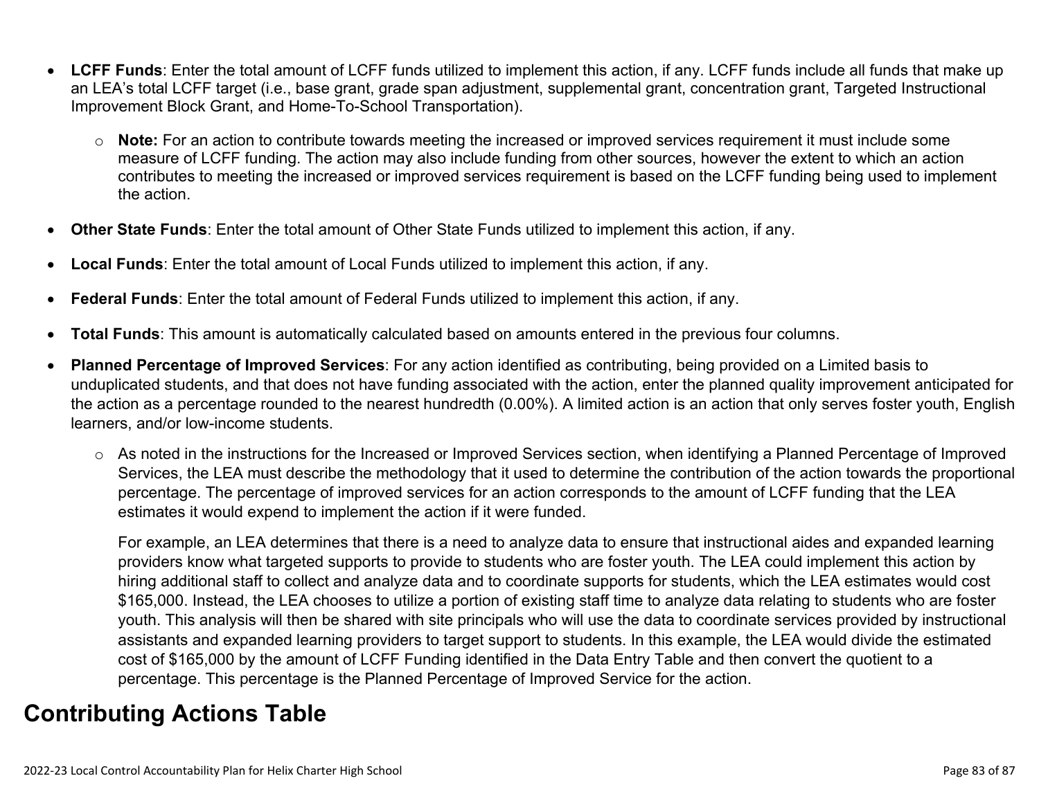- **LCFF Funds**: Enter the total amount of LCFF funds utilized to implement this action, if any. LCFF funds include all funds that make up an LEA's total LCFF target (i.e., base grant, grade span adjustment, supplemental grant, concentration grant, Targeted Instructional Improvement Block Grant, and Home-To-School Transportation).
  - **Note:** For an action to contribute towards meeting the increased or improved services requirement it must include some measure of LCFF funding. The action may also include funding from other sources, however the extent to which an action contributes to meeting the increased or improved services requirement is based on the LCFF funding being used to implement the action.
- **Other State Funds**: Enter the total amount of Other State Funds utilized to implement this action, if any.
- **Local Funds**: Enter the total amount of Local Funds utilized to implement this action, if any.
- **Federal Funds**: Enter the total amount of Federal Funds utilized to implement this action, if any.
- **Total Funds**: This amount is automatically calculated based on amounts entered in the previous four columns.
- **Planned Percentage of Improved Services**: For any action identified as contributing, being provided on a Limited basis to unduplicated students, and that does not have funding associated with the action, enter the planned quality improvement anticipated for the action as a percentage rounded to the nearest hundredth (0.00%). A limited action is an action that only serves foster youth, English learners, and/or low-income students.
  - As noted in the instructions for the Increased or Improved Services section, when identifying a Planned Percentage of Improved Services, the LEA must describe the methodology that it used to determine the contribution of the action towards the proportional percentage. The percentage of improved services for an action corresponds to the amount of LCFF funding that the LEA estimates it would expend to implement the action if it were funded.

    For example, an LEA determines that there is a need to analyze data to ensure that instructional aides and expanded learning providers know what targeted supports to provide to students who are foster youth. The LEA could implement this action by hiring additional staff to collect and analyze data and to coordinate supports for students, which the LEA estimates would cost $165,000. Instead, the LEA chooses to utilize a portion of existing staff time to analyze data relating to students who are foster youth. This analysis will then be shared with site principals who will use the data to coordinate services provided by instructional assistants and expanded learning providers to target support to students. In this example, the LEA would divide the estimated cost of $165,000 by the amount of LCFF Funding identified in the Data Entry Table and then convert the quotient to a percentage. This percentage is the Planned Percentage of Improved Service for the action.

# Contributing Actions Table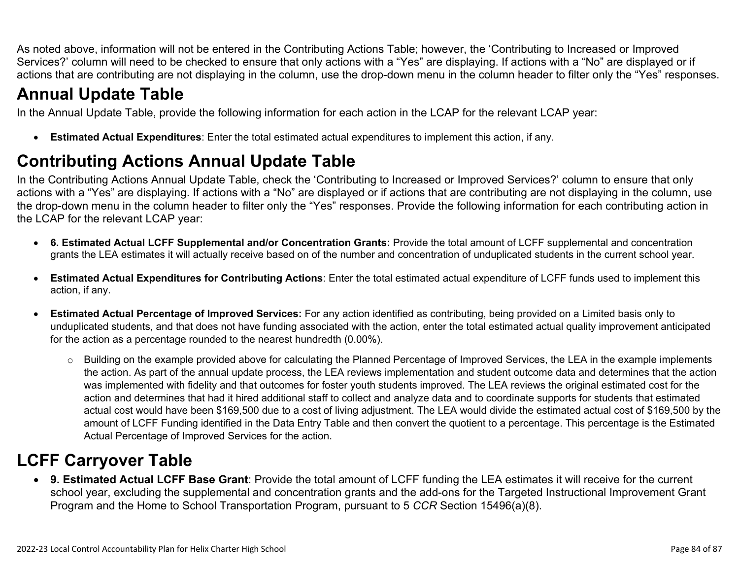As noted above, information will not be entered in the Contributing Actions Table; however, the 'Contributing to Increased or Improved Services?' column will need to be checked to ensure that only actions with a "Yes" are displaying. If actions with a "No" are displayed or if actions that are contributing are not displaying in the column, use the drop-down menu in the column header to filter only the "Yes" responses.

# Annual Update Table

In the Annual Update Table, provide the following information for each action in the LCAP for the relevant LCAP year:

- **Estimated Actual Expenditures**: Enter the total estimated actual expenditures to implement this action, if any.

# Contributing Actions Annual Update Table

In the Contributing Actions Annual Update Table, check the 'Contributing to Increased or Improved Services?' column to ensure that only actions with a "Yes" are displaying. If actions with a "No" are displayed or if actions that are contributing are not displaying in the column, use the drop-down menu in the column header to filter only the "Yes" responses. Provide the following information for each contributing action in the LCAP for the relevant LCAP year:

- **6. Estimated Actual LCFF Supplemental and/or Concentration Grants:** Provide the total amount of LCFF supplemental and concentration grants the LEA estimates it will actually receive based on of the number and concentration of unduplicated students in the current school year.
- **Estimated Actual Expenditures for Contributing Actions**: Enter the total estimated actual expenditure of LCFF funds used to implement this action, if any.
- **Estimated Actual Percentage of Improved Services:** For any action identified as contributing, being provided on a Limited basis only to unduplicated students, and that does not have funding associated with the action, enter the total estimated actual quality improvement anticipated for the action as a percentage rounded to the nearest hundredth (0.00%).
    - Building on the example provided above for calculating the Planned Percentage of Improved Services, the LEA in the example implements the action. As part of the annual update process, the LEA reviews implementation and student outcome data and determines that the action was implemented with fidelity and that outcomes for foster youth students improved. The LEA reviews the original estimated cost for the action and determines that had it hired additional staff to collect and analyze data and to coordinate supports for students that estimated actual cost would have been $169,500 due to a cost of living adjustment. The LEA would divide the estimated actual cost of $169,500 by the amount of LCFF Funding identified in the Data Entry Table and then convert the quotient to a percentage. This percentage is the Estimated Actual Percentage of Improved Services for the action.

# LCFF Carryover Table

- **9. Estimated Actual LCFF Base Grant**: Provide the total amount of LCFF funding the LEA estimates it will receive for the current school year, excluding the supplemental and concentration grants and the add-ons for the Targeted Instructional Improvement Grant Program and the Home to School Transportation Program, pursuant to 5 *CCR* Section 15496(a)(8).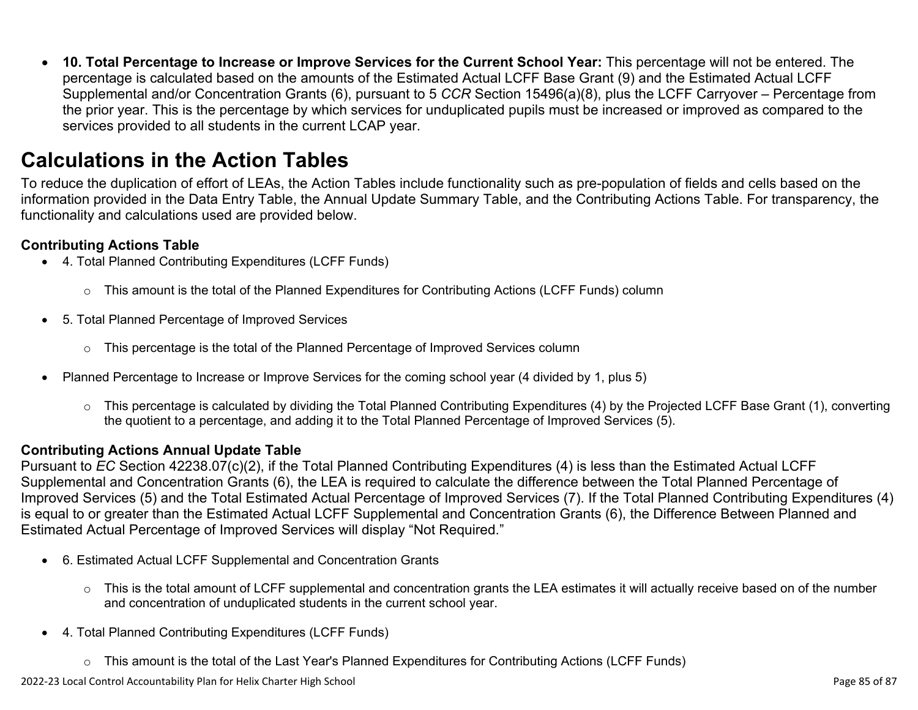- **10. Total Percentage to Increase or Improve Services for the Current School Year:** This percentage will not be entered. The percentage is calculated based on the amounts of the Estimated Actual LCFF Base Grant (9) and the Estimated Actual LCFF Supplemental and/or Concentration Grants (6), pursuant to 5 *CCR* Section 15496(a)(8), plus the LCFF Carryover – Percentage from the prior year. This is the percentage by which services for unduplicated pupils must be increased or improved as compared to the services provided to all students in the current LCAP year.

# Calculations in the Action Tables

To reduce the duplication of effort of LEAs, the Action Tables include functionality such as pre-population of fields and cells based on the information provided in the Data Entry Table, the Annual Update Summary Table, and the Contributing Actions Table. For transparency, the functionality and calculations used are provided below.

### Contributing Actions Table

- 4. Total Planned Contributing Expenditures (LCFF Funds)
    - This amount is the total of the Planned Expenditures for Contributing Actions (LCFF Funds) column
- 5. Total Planned Percentage of Improved Services
    - This percentage is the total of the Planned Percentage of Improved Services column
- Planned Percentage to Increase or Improve Services for the coming school year (4 divided by 1, plus 5)
    - This percentage is calculated by dividing the Total Planned Contributing Expenditures (4) by the Projected LCFF Base Grant (1), converting the quotient to a percentage, and adding it to the Total Planned Percentage of Improved Services (5).

### Contributing Actions Annual Update Table

Pursuant to *EC* Section 42238.07(c)(2), if the Total Planned Contributing Expenditures (4) is less than the Estimated Actual LCFF Supplemental and Concentration Grants (6), the LEA is required to calculate the difference between the Total Planned Percentage of Improved Services (5) and the Total Estimated Actual Percentage of Improved Services (7). If the Total Planned Contributing Expenditures (4) is equal to or greater than the Estimated Actual LCFF Supplemental and Concentration Grants (6), the Difference Between Planned and Estimated Actual Percentage of Improved Services will display "Not Required."

- 6. Estimated Actual LCFF Supplemental and Concentration Grants
    - This is the total amount of LCFF supplemental and concentration grants the LEA estimates it will actually receive based on of the number and concentration of unduplicated students in the current school year.
- 4. Total Planned Contributing Expenditures (LCFF Funds)
    - This amount is the total of the Last Year's Planned Expenditures for Contributing Actions (LCFF Funds)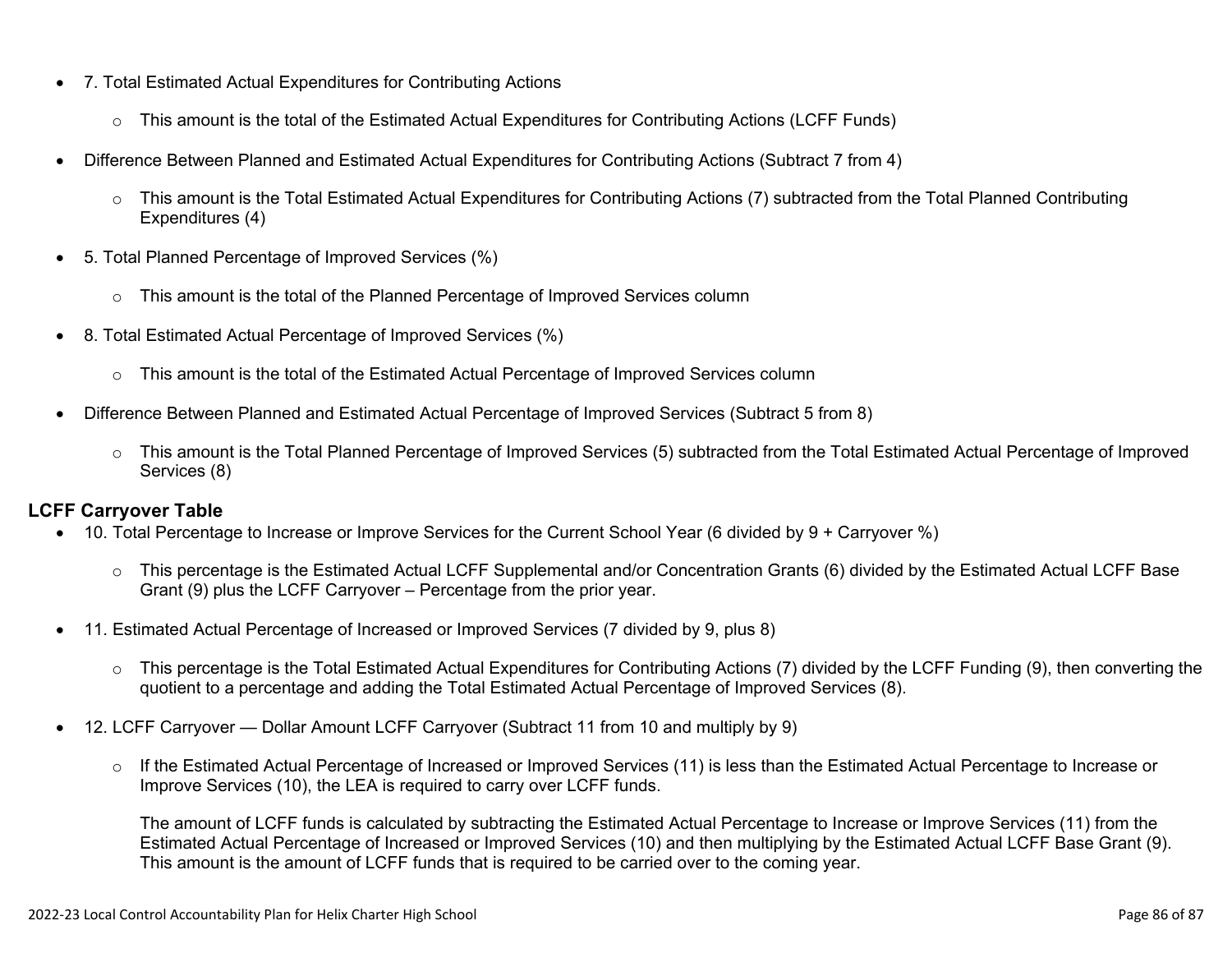- 7. Total Estimated Actual Expenditures for Contributing Actions
  - This amount is the total of the Estimated Actual Expenditures for Contributing Actions (LCFF Funds)
- Difference Between Planned and Estimated Actual Expenditures for Contributing Actions (Subtract 7 from 4)
  - This amount is the Total Estimated Actual Expenditures for Contributing Actions (7) subtracted from the Total Planned Contributing Expenditures (4)
- 5. Total Planned Percentage of Improved Services (%)
  - This amount is the total of the Planned Percentage of Improved Services column
- 8. Total Estimated Actual Percentage of Improved Services (%)
  - This amount is the total of the Estimated Actual Percentage of Improved Services column
- Difference Between Planned and Estimated Actual Percentage of Improved Services (Subtract 5 from 8)
  - This amount is the Total Planned Percentage of Improved Services (5) subtracted from the Total Estimated Actual Percentage of Improved Services (8)

**LCFF Carryover Table**

- 10. Total Percentage to Increase or Improve Services for the Current School Year (6 divided by 9 + Carryover %)
  - This percentage is the Estimated Actual LCFF Supplemental and/or Concentration Grants (6) divided by the Estimated Actual LCFF Base Grant (9) plus the LCFF Carryover – Percentage from the prior year.
- 11. Estimated Actual Percentage of Increased or Improved Services (7 divided by 9, plus 8)
  - This percentage is the Total Estimated Actual Expenditures for Contributing Actions (7) divided by the LCFF Funding (9), then converting the quotient to a percentage and adding the Total Estimated Actual Percentage of Improved Services (8).
- 12. LCFF Carryover — Dollar Amount LCFF Carryover (Subtract 11 from 10 and multiply by 9)
  - If the Estimated Actual Percentage of Increased or Improved Services (11) is less than the Estimated Actual Percentage to Increase or Improve Services (10), the LEA is required to carry over LCFF funds.

    The amount of LCFF funds is calculated by subtracting the Estimated Actual Percentage to Increase or Improve Services (11) from the Estimated Actual Percentage of Increased or Improved Services (10) and then multiplying by the Estimated Actual LCFF Base Grant (9). This amount is the amount of LCFF funds that is required to be carried over to the coming year.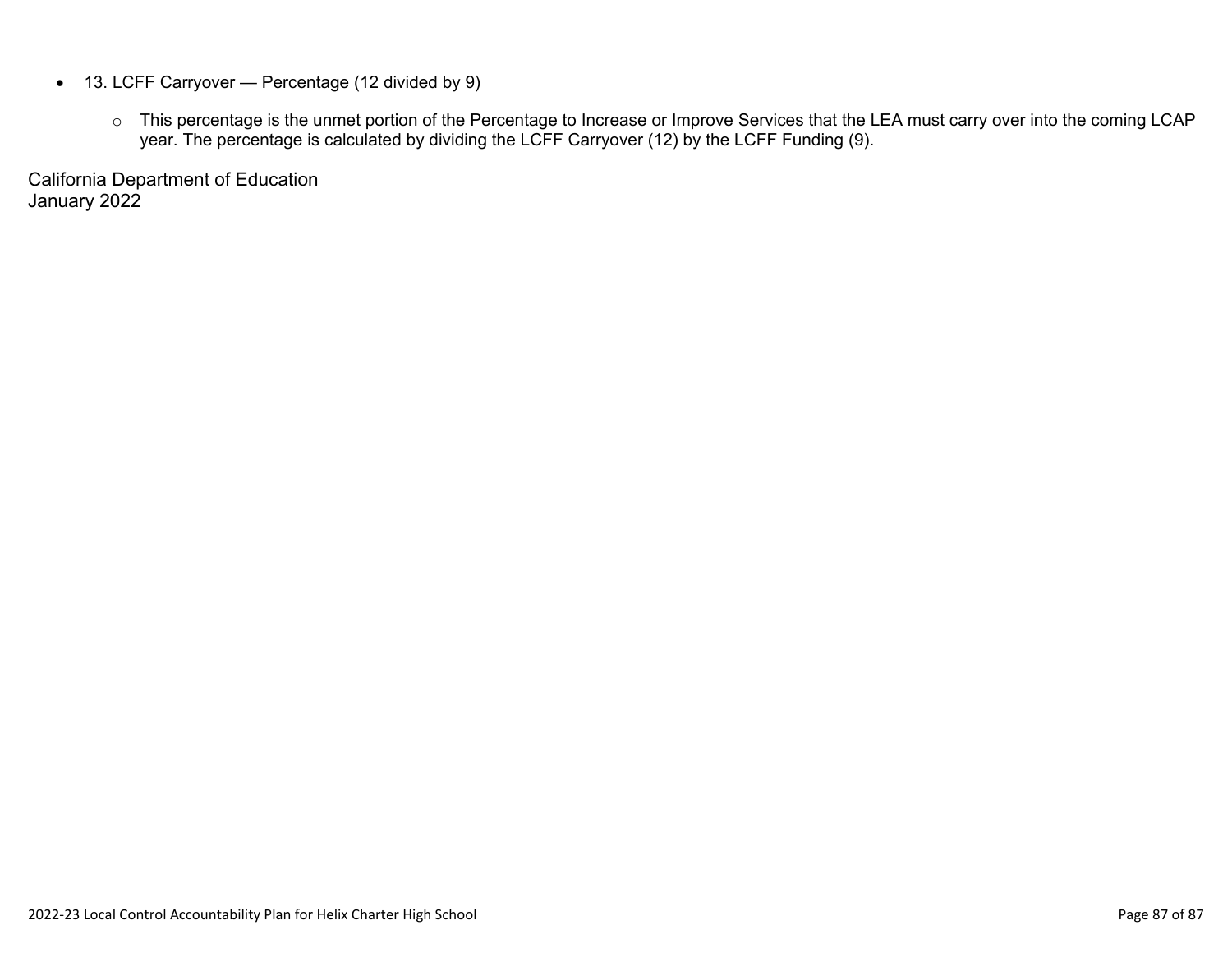- 13. LCFF Carryover — Percentage (12 divided by 9)
  - This percentage is the unmet portion of the Percentage to Increase or Improve Services that the LEA must carry over into the coming LCAP year. The percentage is calculated by dividing the LCFF Carryover (12) by the LCFF Funding (9).

California Department of Education
January 2022